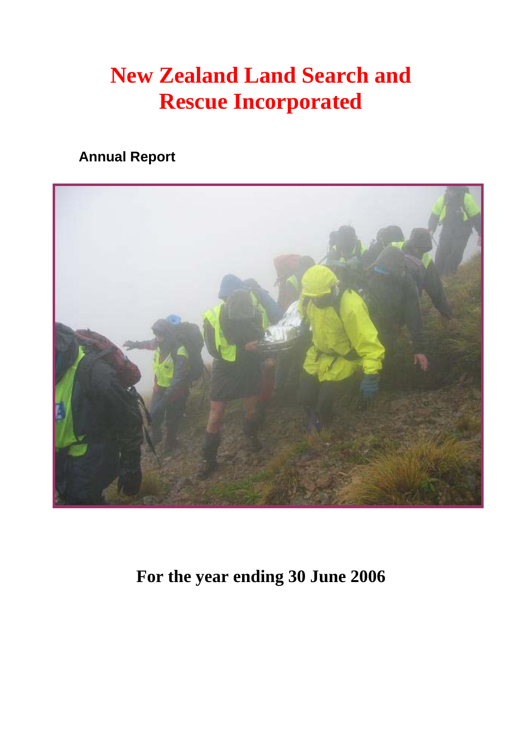# New Zealand Land Search and Rescue Incorporated

**Annual Report**

## For the year ending 30 June 2006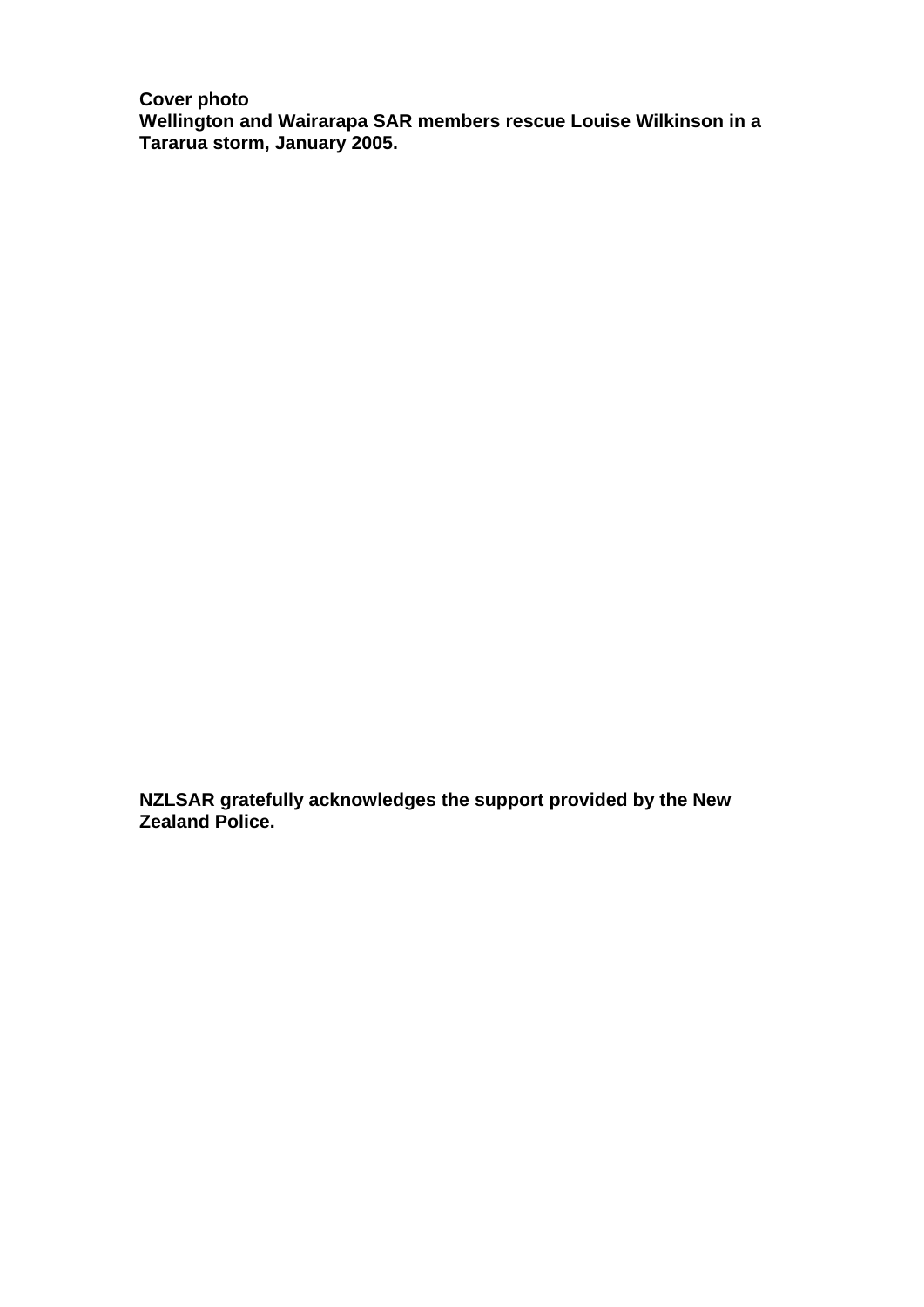**Cover photo**
**Wellington and Wairarapa SAR members rescue Louise Wilkinson in a Tararua storm, January 2005.**

**NZLSAR gratefully acknowledges the support provided by the New Zealand Police.**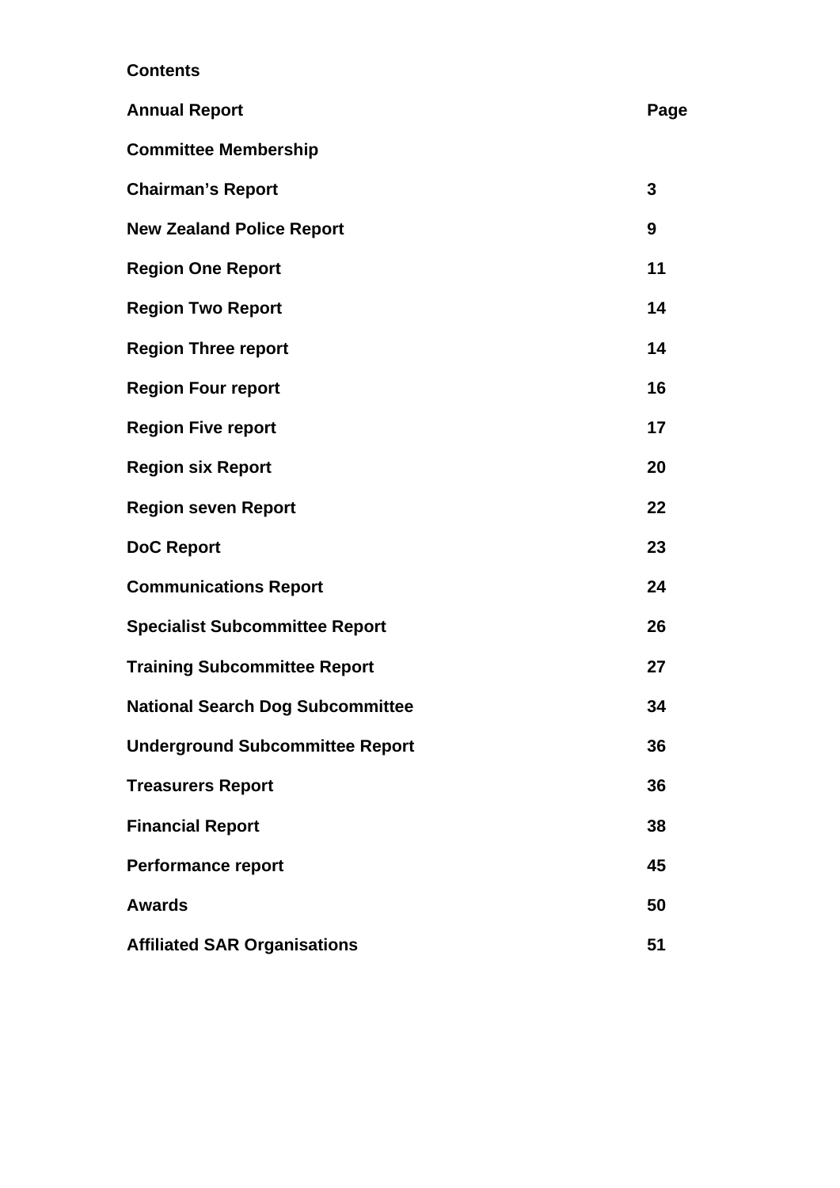**Contents**

| Annual Report | Page |
|---|---|
| Committee Membership | |
| Chairman's Report | 3 |
| New Zealand Police Report | 9 |
| Region One Report | 11 |
| Region Two Report | 14 |
| Region Three report | 14 |
| Region Four report | 16 |
| Region Five report | 17 |
| Region six Report | 20 |
| Region seven Report | 22 |
| DoC Report | 23 |
| Communications Report | 24 |
| Specialist Subcommittee Report | 26 |
| Training Subcommittee Report | 27 |
| National Search Dog Subcommittee | 34 |
| Underground Subcommittee Report | 36 |
| Treasurers Report | 36 |
| Financial Report | 38 |
| Performance report | 45 |
| Awards | 50 |
| Affiliated SAR Organisations | 51 |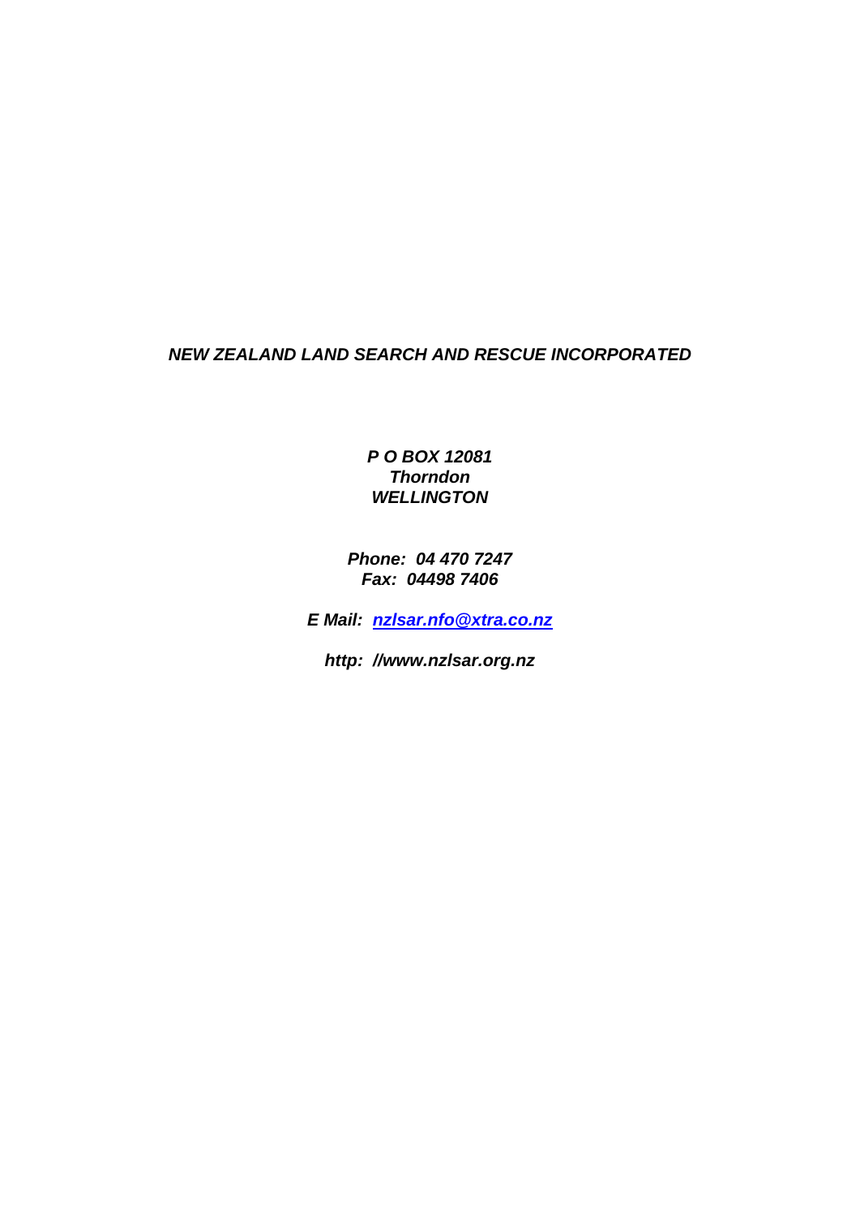***NEW ZEALAND LAND SEARCH AND RESCUE INCORPORATED***

***P O BOX 12081***
***Thorndon***
***WELLINGTON***

***Phone: 04 470 7247***
***Fax: 04498 7406***

***E Mail: nzlsar.nfo@xtra.co.nz***

***http: //www.nzlsar.org.nz***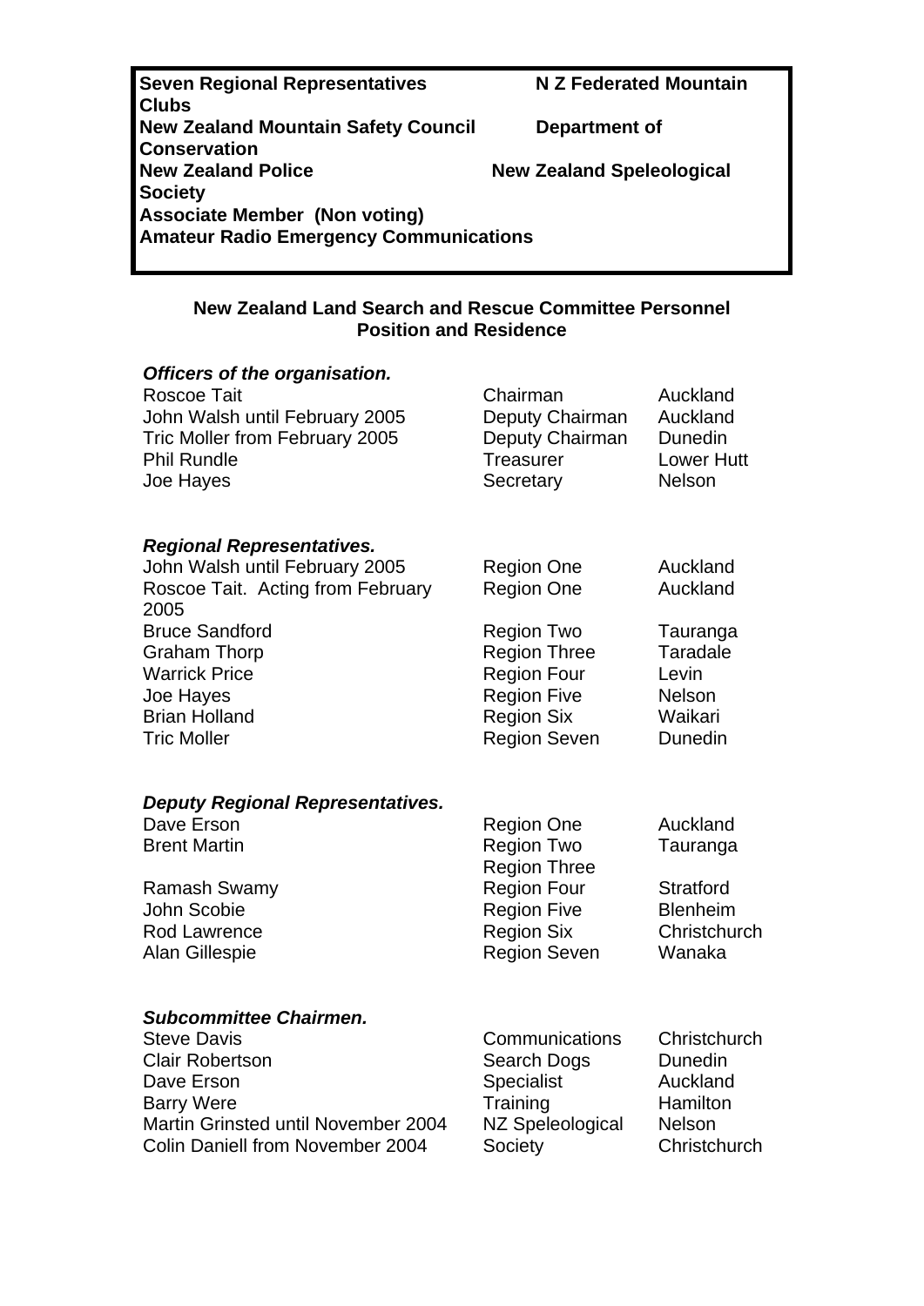| | |
|---|---|
| **Seven Regional Representatives** | **N Z Federated Mountain Clubs** |
| **New Zealand Mountain Safety Council** | **Department of Conservation** |
| **New Zealand Police** | **New Zealand Speleological Society** |
| **Associate Member (Non voting)** | |
| **Amateur Radio Emergency Communications** | |

**New Zealand Land Search and Rescue Committee Personnel**
**Position and Residence**

***Officers of the organisation.***

| | | |
|---|---|---|
| Roscoe Tait | Chairman | Auckland |
| John Walsh until February 2005 | Deputy Chairman | Auckland |
| Tric Moller from February 2005 | Deputy Chairman | Dunedin |
| Phil Rundle | Treasurer | Lower Hutt |
| Joe Hayes | Secretary | Nelson |

***Regional Representatives.***

| | | |
|---|---|---|
| John Walsh until February 2005 | Region One | Auckland |
| Roscoe Tait. Acting from February 2005 | Region One | Auckland |
| Bruce Sandford | Region Two | Tauranga |
| Graham Thorp | Region Three | Taradale |
| Warrick Price | Region Four | Levin |
| Joe Hayes | Region Five | Nelson |
| Brian Holland | Region Six | Waikari |
| Tric Moller | Region Seven | Dunedin |

***Deputy Regional Representatives.***

| | | |
|---|---|---|
| Dave Erson | Region One | Auckland |
| Brent Martin | Region Two | Tauranga |
| | Region Three | |
| Ramash Swamy | Region Four | Stratford |
| John Scobie | Region Five | Blenheim |
| Rod Lawrence | Region Six | Christchurch |
| Alan Gillespie | Region Seven | Wanaka |

***Subcommittee Chairmen.***

| | | |
|---|---|---|
| Steve Davis | Communications | Christchurch |
| Clair Robertson | Search Dogs | Dunedin |
| Dave Erson | Specialist | Auckland |
| Barry Were | Training | Hamilton |
| Martin Grinsted until November 2004 | NZ Speleological | Nelson |
| Colin Daniell from November 2004 | Society | Christchurch |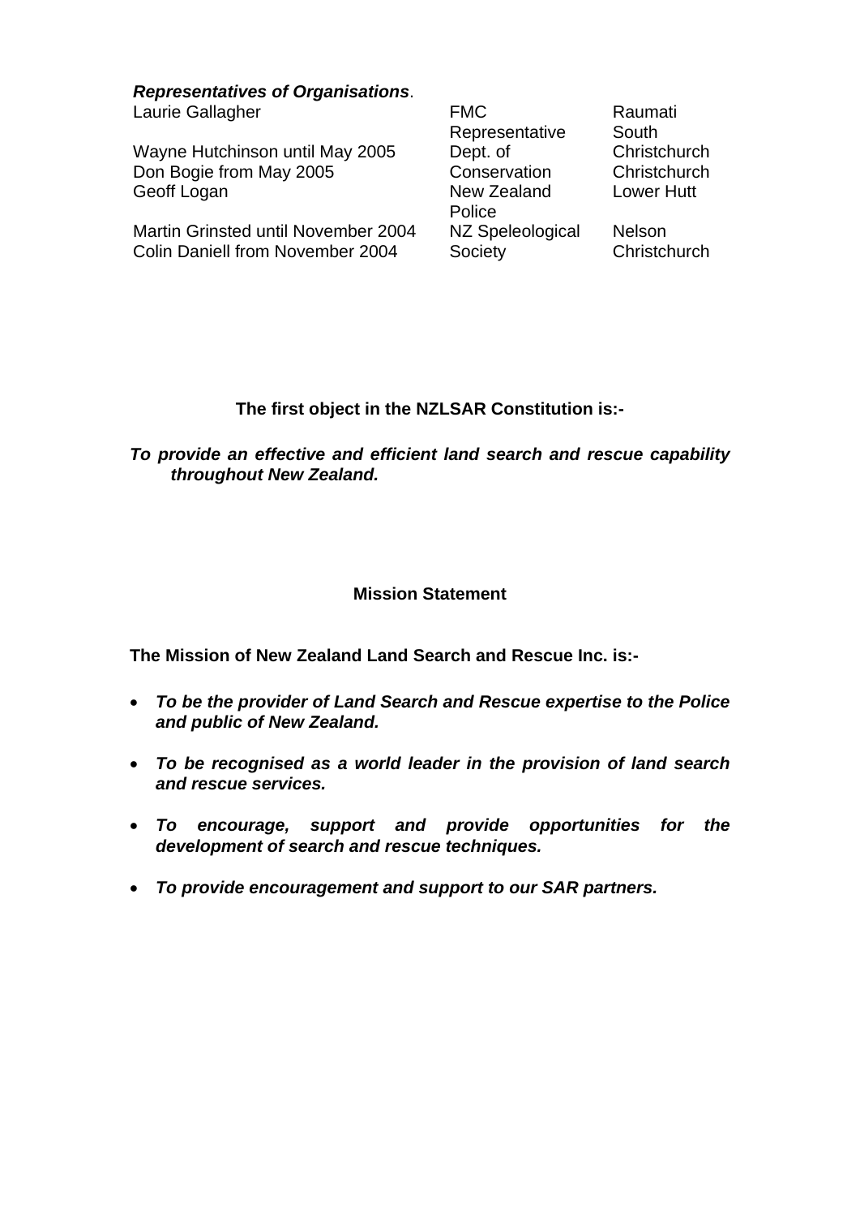***Representatives of Organisations***.

| | | |
|---|---|---|
| Laurie Gallagher | FMC Representative | Raumati South |
| Wayne Hutchinson until May 2005 | Dept. of | Christchurch |
| Don Bogie from May 2005 | Conservation | Christchurch |
| Geoff Logan | New Zealand Police | Lower Hutt |
| Martin Grinsted until November 2004 | NZ Speleological | Nelson |
| Colin Daniell from November 2004 | Society | Christchurch |

**The first object in the NZLSAR Constitution is:-**

***To provide an effective and efficient land search and rescue capability throughout New Zealand.***

**Mission Statement**

**The Mission of New Zealand Land Search and Rescue Inc. is:-**

- ***To be the provider of Land Search and Rescue expertise to the Police and public of New Zealand.***
- ***To be recognised as a world leader in the provision of land search and rescue services.***
- ***To encourage, support and provide opportunities for the development of search and rescue techniques.***
- ***To provide encouragement and support to our SAR partners.***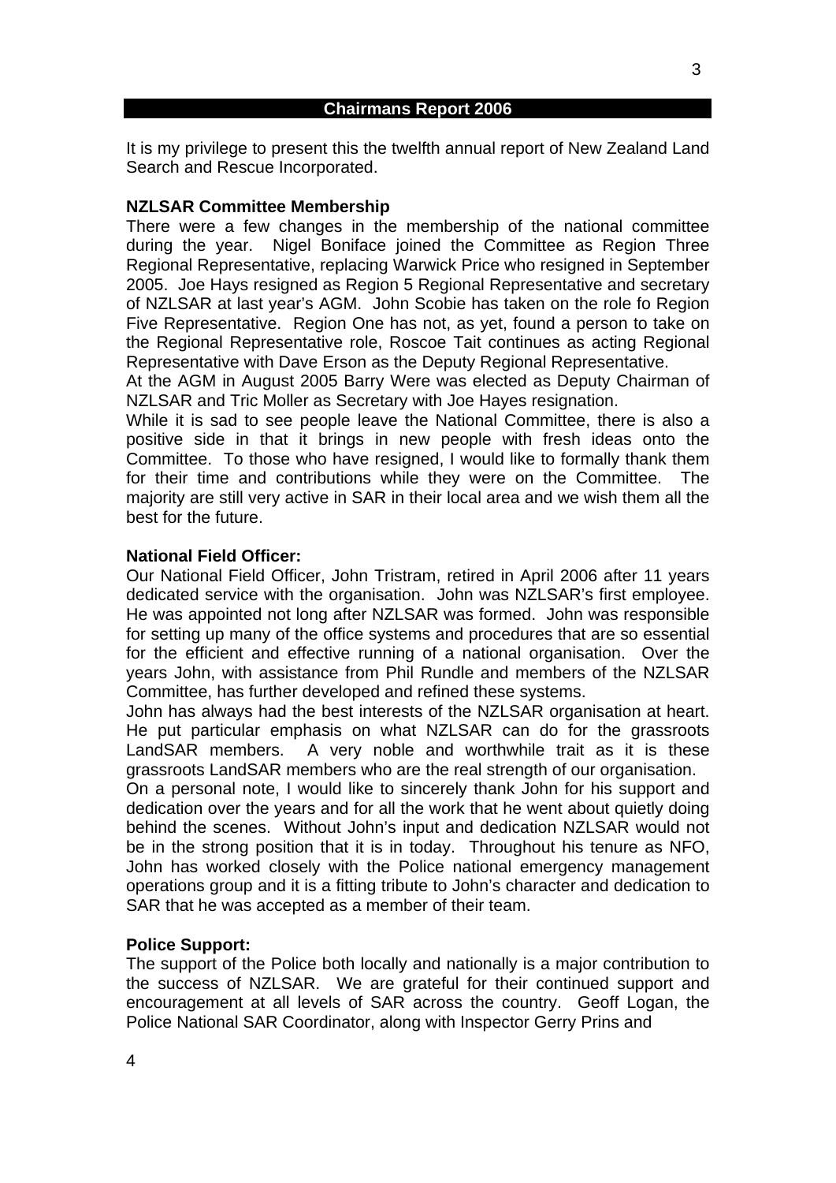## Chairmans Report 2006

It is my privilege to present this the twelfth annual report of New Zealand Land Search and Rescue Incorporated.

**NZLSAR Committee Membership**

There were a few changes in the membership of the national committee during the year. Nigel Boniface joined the Committee as Region Three Regional Representative, replacing Warwick Price who resigned in September 2005. Joe Hays resigned as Region 5 Regional Representative and secretary of NZLSAR at last year's AGM. John Scobie has taken on the role fo Region Five Representative. Region One has not, as yet, found a person to take on the Regional Representative role, Roscoe Tait continues as acting Regional Representative with Dave Erson as the Deputy Regional Representative.

At the AGM in August 2005 Barry Were was elected as Deputy Chairman of NZLSAR and Tric Moller as Secretary with Joe Hayes resignation.

While it is sad to see people leave the National Committee, there is also a positive side in that it brings in new people with fresh ideas onto the Committee. To those who have resigned, I would like to formally thank them for their time and contributions while they were on the Committee. The majority are still very active in SAR in their local area and we wish them all the best for the future.

**National Field Officer:**

Our National Field Officer, John Tristram, retired in April 2006 after 11 years dedicated service with the organisation. John was NZLSAR's first employee. He was appointed not long after NZLSAR was formed. John was responsible for setting up many of the office systems and procedures that are so essential for the efficient and effective running of a national organisation. Over the years John, with assistance from Phil Rundle and members of the NZLSAR Committee, has further developed and refined these systems.

John has always had the best interests of the NZLSAR organisation at heart. He put particular emphasis on what NZLSAR can do for the grassroots LandSAR members. A very noble and worthwhile trait as it is these grassroots LandSAR members who are the real strength of our organisation.

On a personal note, I would like to sincerely thank John for his support and dedication over the years and for all the work that he went about quietly doing behind the scenes. Without John's input and dedication NZLSAR would not be in the strong position that it is in today. Throughout his tenure as NFO, John has worked closely with the Police national emergency management operations group and it is a fitting tribute to John's character and dedication to SAR that he was accepted as a member of their team.

**Police Support:**

The support of the Police both locally and nationally is a major contribution to the success of NZLSAR. We are grateful for their continued support and encouragement at all levels of SAR across the country. Geoff Logan, the Police National SAR Coordinator, along with Inspector Gerry Prins and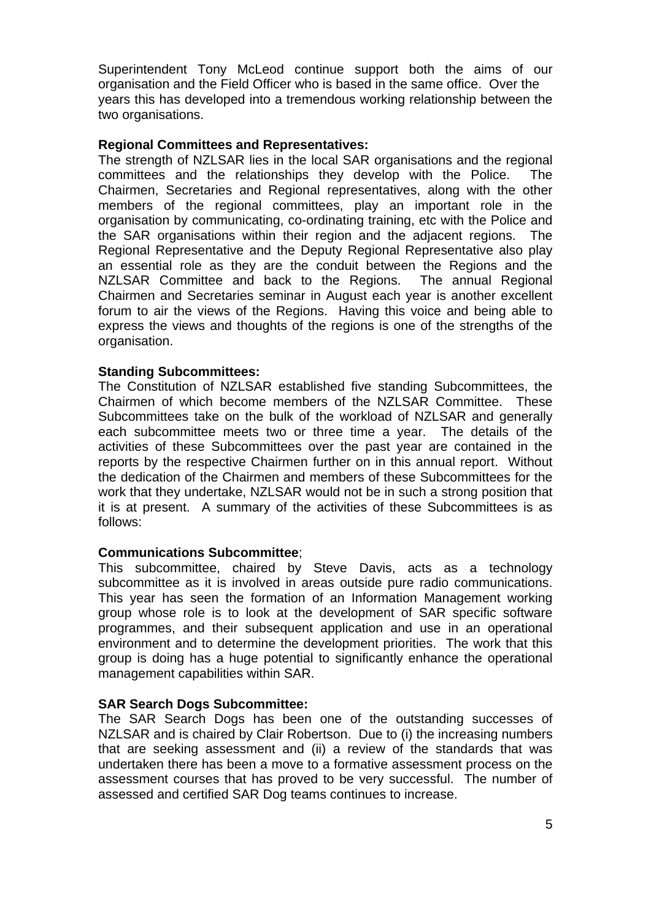Superintendent Tony McLeod continue support both the aims of our organisation and the Field Officer who is based in the same office. Over the years this has developed into a tremendous working relationship between the two organisations.

**Regional Committees and Representatives:**

The strength of NZLSAR lies in the local SAR organisations and the regional committees and the relationships they develop with the Police. The Chairmen, Secretaries and Regional representatives, along with the other members of the regional committees, play an important role in the organisation by communicating, co-ordinating training, etc with the Police and the SAR organisations within their region and the adjacent regions. The Regional Representative and the Deputy Regional Representative also play an essential role as they are the conduit between the Regions and the NZLSAR Committee and back to the Regions. The annual Regional Chairmen and Secretaries seminar in August each year is another excellent forum to air the views of the Regions. Having this voice and being able to express the views and thoughts of the regions is one of the strengths of the organisation.

**Standing Subcommittees:**

The Constitution of NZLSAR established five standing Subcommittees, the Chairmen of which become members of the NZLSAR Committee. These Subcommittees take on the bulk of the workload of NZLSAR and generally each subcommittee meets two or three time a year. The details of the activities of these Subcommittees over the past year are contained in the reports by the respective Chairmen further on in this annual report. Without the dedication of the Chairmen and members of these Subcommittees for the work that they undertake, NZLSAR would not be in such a strong position that it is at present. A summary of the activities of these Subcommittees is as follows:

**Communications Subcommittee**;

This subcommittee, chaired by Steve Davis, acts as a technology subcommittee as it is involved in areas outside pure radio communications. This year has seen the formation of an Information Management working group whose role is to look at the development of SAR specific software programmes, and their subsequent application and use in an operational environment and to determine the development priorities. The work that this group is doing has a huge potential to significantly enhance the operational management capabilities within SAR.

**SAR Search Dogs Subcommittee:**

The SAR Search Dogs has been one of the outstanding successes of NZLSAR and is chaired by Clair Robertson. Due to (i) the increasing numbers that are seeking assessment and (ii) a review of the standards that was undertaken there has been a move to a formative assessment process on the assessment courses that has proved to be very successful. The number of assessed and certified SAR Dog teams continues to increase.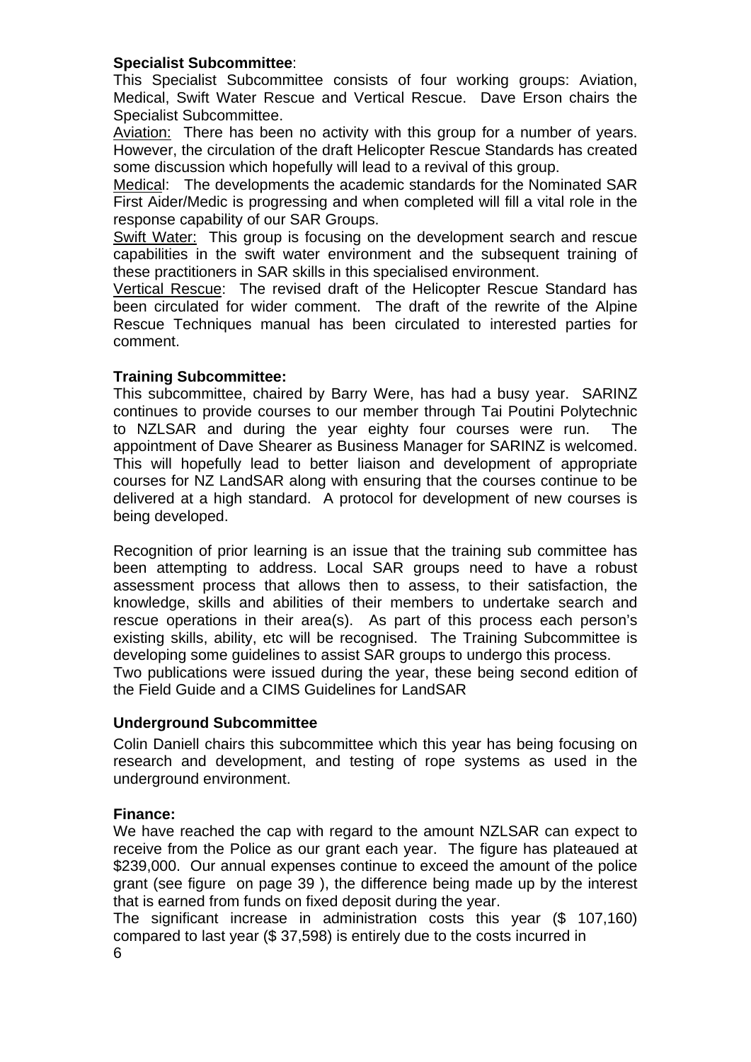**Specialist Subcommittee**:

This Specialist Subcommittee consists of four working groups: Aviation, Medical, Swift Water Rescue and Vertical Rescue. Dave Erson chairs the Specialist Subcommittee.

Aviation: There has been no activity with this group for a number of years. However, the circulation of the draft Helicopter Rescue Standards has created some discussion which hopefully will lead to a revival of this group.

Medical: The developments the academic standards for the Nominated SAR First Aider/Medic is progressing and when completed will fill a vital role in the response capability of our SAR Groups.

Swift Water: This group is focusing on the development search and rescue capabilities in the swift water environment and the subsequent training of these practitioners in SAR skills in this specialised environment.

Vertical Rescue: The revised draft of the Helicopter Rescue Standard has been circulated for wider comment. The draft of the rewrite of the Alpine Rescue Techniques manual has been circulated to interested parties for comment.

**Training Subcommittee:**

This subcommittee, chaired by Barry Were, has had a busy year. SARINZ continues to provide courses to our member through Tai Poutini Polytechnic to NZLSAR and during the year eighty four courses were run. The appointment of Dave Shearer as Business Manager for SARINZ is welcomed. This will hopefully lead to better liaison and development of appropriate courses for NZ LandSAR along with ensuring that the courses continue to be delivered at a high standard. A protocol for development of new courses is being developed.

Recognition of prior learning is an issue that the training sub committee has been attempting to address. Local SAR groups need to have a robust assessment process that allows then to assess, to their satisfaction, the knowledge, skills and abilities of their members to undertake search and rescue operations in their area(s). As part of this process each person's existing skills, ability, etc will be recognised. The Training Subcommittee is developing some guidelines to assist SAR groups to undergo this process.

Two publications were issued during the year, these being second edition of the Field Guide and a CIMS Guidelines for LandSAR

**Underground Subcommittee**

Colin Daniell chairs this subcommittee which this year has being focusing on research and development, and testing of rope systems as used in the underground environment.

**Finance:**

We have reached the cap with regard to the amount NZLSAR can expect to receive from the Police as our grant each year. The figure has plateaued at $239,000. Our annual expenses continue to exceed the amount of the police grant (see figure on page 39 ), the difference being made up by the interest that is earned from funds on fixed deposit during the year.

The significant increase in administration costs this year ($ 107,160) compared to last year ($ 37,598) is entirely due to the costs incurred in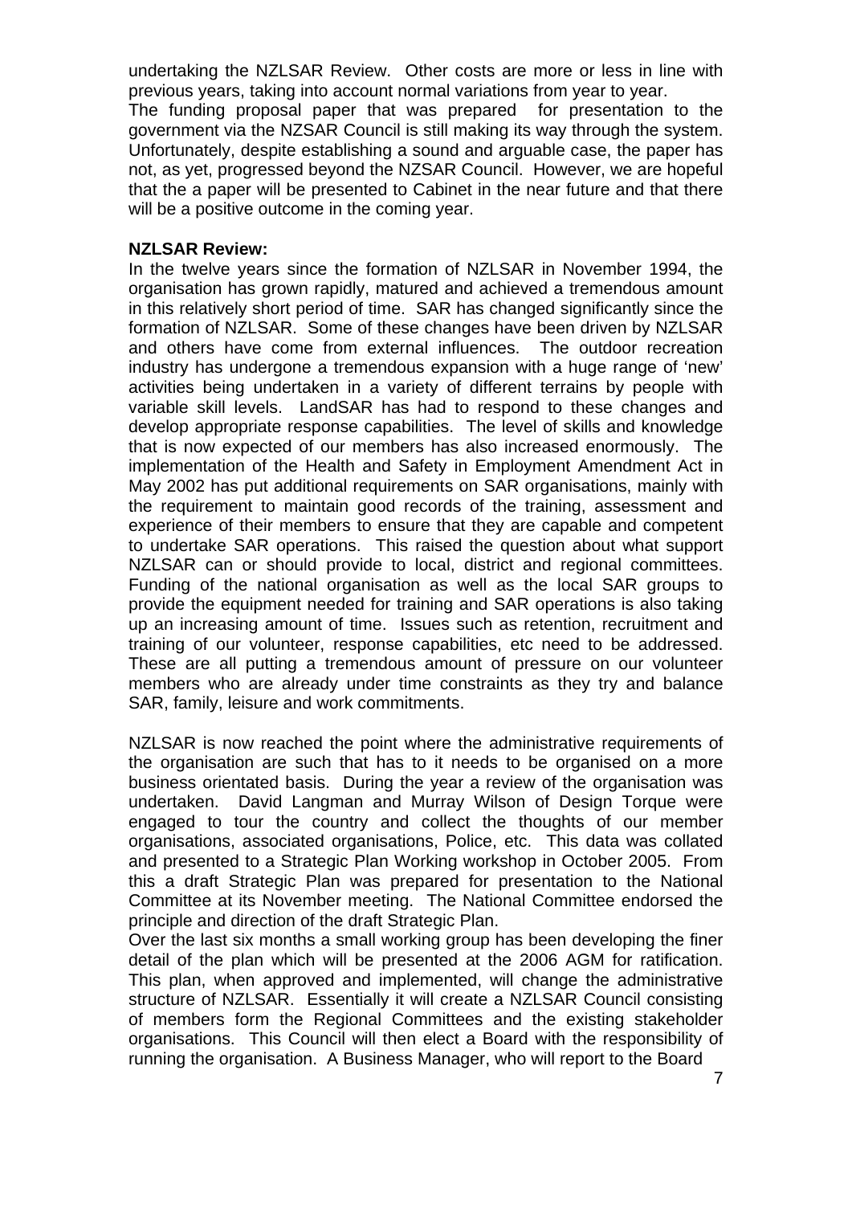undertaking the NZLSAR Review. Other costs are more or less in line with previous years, taking into account normal variations from year to year.
The funding proposal paper that was prepared for presentation to the government via the NZSAR Council is still making its way through the system. Unfortunately, despite establishing a sound and arguable case, the paper has not, as yet, progressed beyond the NZSAR Council. However, we are hopeful that the a paper will be presented to Cabinet in the near future and that there will be a positive outcome in the coming year.

**NZLSAR Review:**
In the twelve years since the formation of NZLSAR in November 1994, the organisation has grown rapidly, matured and achieved a tremendous amount in this relatively short period of time. SAR has changed significantly since the formation of NZLSAR. Some of these changes have been driven by NZLSAR and others have come from external influences. The outdoor recreation industry has undergone a tremendous expansion with a huge range of 'new' activities being undertaken in a variety of different terrains by people with variable skill levels. LandSAR has had to respond to these changes and develop appropriate response capabilities. The level of skills and knowledge that is now expected of our members has also increased enormously. The implementation of the Health and Safety in Employment Amendment Act in May 2002 has put additional requirements on SAR organisations, mainly with the requirement to maintain good records of the training, assessment and experience of their members to ensure that they are capable and competent to undertake SAR operations. This raised the question about what support NZLSAR can or should provide to local, district and regional committees. Funding of the national organisation as well as the local SAR groups to provide the equipment needed for training and SAR operations is also taking up an increasing amount of time. Issues such as retention, recruitment and training of our volunteer, response capabilities, etc need to be addressed. These are all putting a tremendous amount of pressure on our volunteer members who are already under time constraints as they try and balance SAR, family, leisure and work commitments.

NZLSAR is now reached the point where the administrative requirements of the organisation are such that has to it needs to be organised on a more business orientated basis. During the year a review of the organisation was undertaken. David Langman and Murray Wilson of Design Torque were engaged to tour the country and collect the thoughts of our member organisations, associated organisations, Police, etc. This data was collated and presented to a Strategic Plan Working workshop in October 2005. From this a draft Strategic Plan was prepared for presentation to the National Committee at its November meeting. The National Committee endorsed the principle and direction of the draft Strategic Plan.
Over the last six months a small working group has been developing the finer detail of the plan which will be presented at the 2006 AGM for ratification. This plan, when approved and implemented, will change the administrative structure of NZLSAR. Essentially it will create a NZLSAR Council consisting of members form the Regional Committees and the existing stakeholder organisations. This Council will then elect a Board with the responsibility of running the organisation. A Business Manager, who will report to the Board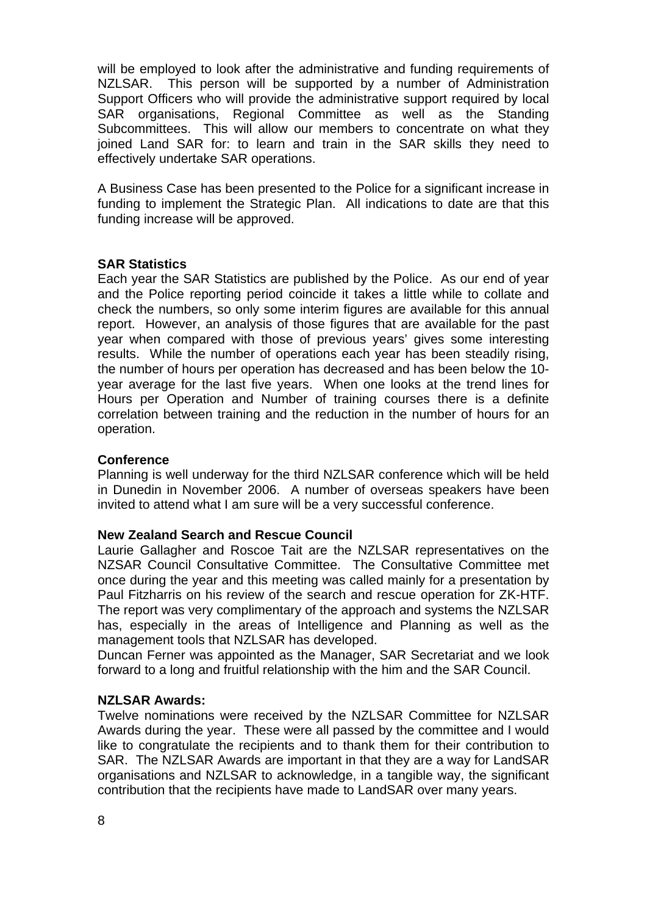will be employed to look after the administrative and funding requirements of NZLSAR. This person will be supported by a number of Administration Support Officers who will provide the administrative support required by local SAR organisations, Regional Committee as well as the Standing Subcommittees. This will allow our members to concentrate on what they joined Land SAR for: to learn and train in the SAR skills they need to effectively undertake SAR operations.

A Business Case has been presented to the Police for a significant increase in funding to implement the Strategic Plan. All indications to date are that this funding increase will be approved.

**SAR Statistics**

Each year the SAR Statistics are published by the Police. As our end of year and the Police reporting period coincide it takes a little while to collate and check the numbers, so only some interim figures are available for this annual report. However, an analysis of those figures that are available for the past year when compared with those of previous years' gives some interesting results. While the number of operations each year has been steadily rising, the number of hours per operation has decreased and has been below the 10-year average for the last five years. When one looks at the trend lines for Hours per Operation and Number of training courses there is a definite correlation between training and the reduction in the number of hours for an operation.

**Conference**

Planning is well underway for the third NZLSAR conference which will be held in Dunedin in November 2006. A number of overseas speakers have been invited to attend what I am sure will be a very successful conference.

**New Zealand Search and Rescue Council**

Laurie Gallagher and Roscoe Tait are the NZLSAR representatives on the NZSAR Council Consultative Committee. The Consultative Committee met once during the year and this meeting was called mainly for a presentation by Paul Fitzharris on his review of the search and rescue operation for ZK-HTF. The report was very complimentary of the approach and systems the NZLSAR has, especially in the areas of Intelligence and Planning as well as the management tools that NZLSAR has developed.

Duncan Ferner was appointed as the Manager, SAR Secretariat and we look forward to a long and fruitful relationship with the him and the SAR Council.

**NZLSAR Awards:**

Twelve nominations were received by the NZLSAR Committee for NZLSAR Awards during the year. These were all passed by the committee and I would like to congratulate the recipients and to thank them for their contribution to SAR. The NZLSAR Awards are important in that they are a way for LandSAR organisations and NZLSAR to acknowledge, in a tangible way, the significant contribution that the recipients have made to LandSAR over many years.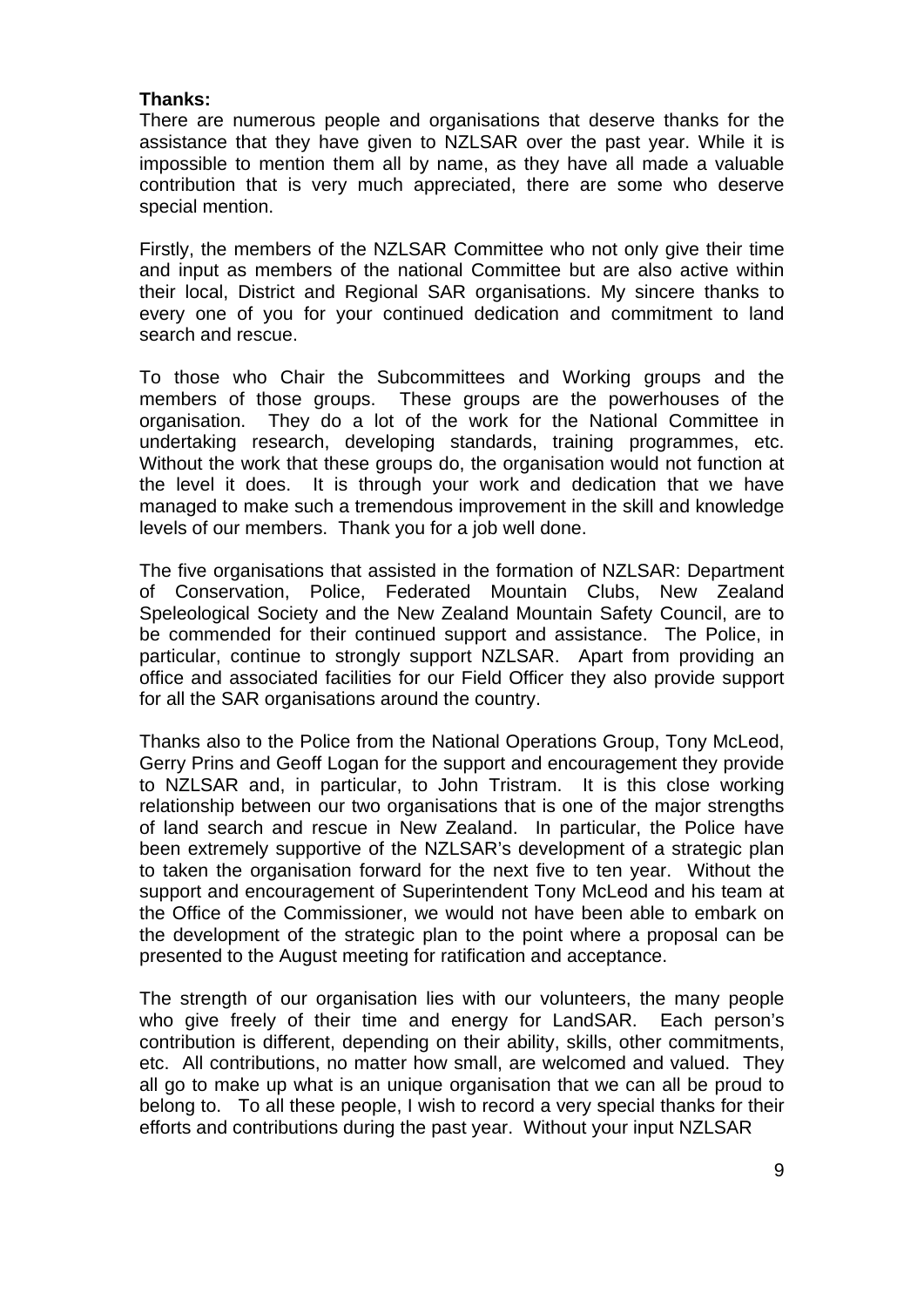**Thanks:**

There are numerous people and organisations that deserve thanks for the assistance that they have given to NZLSAR over the past year. While it is impossible to mention them all by name, as they have all made a valuable contribution that is very much appreciated, there are some who deserve special mention.

Firstly, the members of the NZLSAR Committee who not only give their time and input as members of the national Committee but are also active within their local, District and Regional SAR organisations. My sincere thanks to every one of you for your continued dedication and commitment to land search and rescue.

To those who Chair the Subcommittees and Working groups and the members of those groups. These groups are the powerhouses of the organisation. They do a lot of the work for the National Committee in undertaking research, developing standards, training programmes, etc. Without the work that these groups do, the organisation would not function at the level it does. It is through your work and dedication that we have managed to make such a tremendous improvement in the skill and knowledge levels of our members. Thank you for a job well done.

The five organisations that assisted in the formation of NZLSAR: Department of Conservation, Police, Federated Mountain Clubs, New Zealand Speleological Society and the New Zealand Mountain Safety Council, are to be commended for their continued support and assistance. The Police, in particular, continue to strongly support NZLSAR. Apart from providing an office and associated facilities for our Field Officer they also provide support for all the SAR organisations around the country.

Thanks also to the Police from the National Operations Group, Tony McLeod, Gerry Prins and Geoff Logan for the support and encouragement they provide to NZLSAR and, in particular, to John Tristram. It is this close working relationship between our two organisations that is one of the major strengths of land search and rescue in New Zealand. In particular, the Police have been extremely supportive of the NZLSAR's development of a strategic plan to taken the organisation forward for the next five to ten year. Without the support and encouragement of Superintendent Tony McLeod and his team at the Office of the Commissioner, we would not have been able to embark on the development of the strategic plan to the point where a proposal can be presented to the August meeting for ratification and acceptance.

The strength of our organisation lies with our volunteers, the many people who give freely of their time and energy for LandSAR. Each person's contribution is different, depending on their ability, skills, other commitments, etc. All contributions, no matter how small, are welcomed and valued. They all go to make up what is an unique organisation that we can all be proud to belong to. To all these people, I wish to record a very special thanks for their efforts and contributions during the past year. Without your input NZLSAR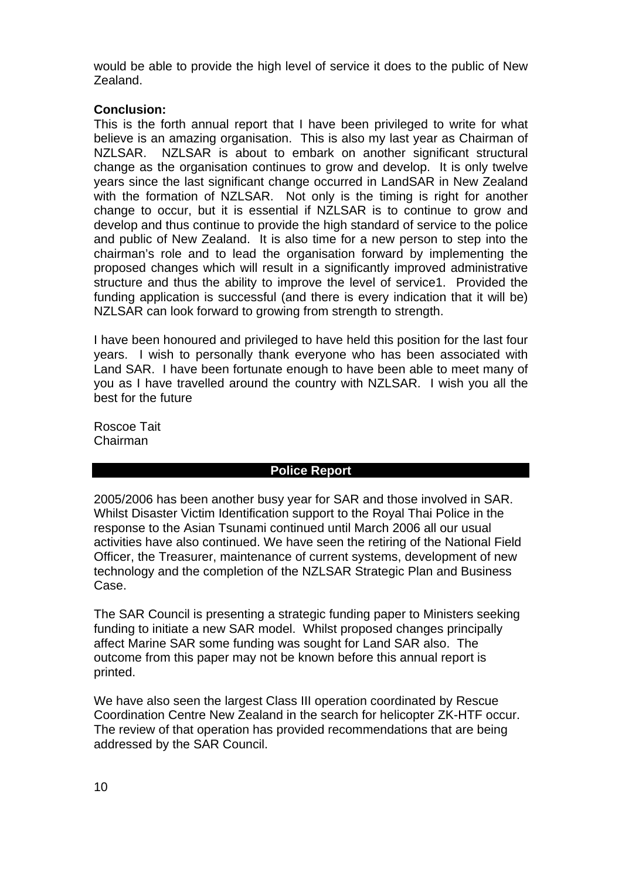would be able to provide the high level of service it does to the public of New Zealand.

**Conclusion:**

This is the forth annual report that I have been privileged to write for what believe is an amazing organisation. This is also my last year as Chairman of NZLSAR. NZLSAR is about to embark on another significant structural change as the organisation continues to grow and develop. It is only twelve years since the last significant change occurred in LandSAR in New Zealand with the formation of NZLSAR. Not only is the timing right for another change to occur, but it is essential if NZLSAR is to continue to grow and develop and thus continue to provide the high standard of service to the police and public of New Zealand. It is also time for a new person to step into the chairman's role and to lead the organisation forward by implementing the proposed changes which will result in a significantly improved administrative structure and thus the ability to improve the level of service1. Provided the funding application is successful (and there is every indication that it will be) NZLSAR can look forward to growing from strength to strength.

I have been honoured and privileged to have held this position for the last four years. I wish to personally thank everyone who has been associated with Land SAR. I have been fortunate enough to have been able to meet many of you as I have travelled around the country with NZLSAR. I wish you all the best for the future

Roscoe Tait
Chairman

## Police Report

2005/2006 has been another busy year for SAR and those involved in SAR. Whilst Disaster Victim Identification support to the Royal Thai Police in the response to the Asian Tsunami continued until March 2006 all our usual activities have also continued. We have seen the retiring of the National Field Officer, the Treasurer, maintenance of current systems, development of new technology and the completion of the NZLSAR Strategic Plan and Business Case.

The SAR Council is presenting a strategic funding paper to Ministers seeking funding to initiate a new SAR model. Whilst proposed changes principally affect Marine SAR some funding was sought for Land SAR also. The outcome from this paper may not be known before this annual report is printed.

We have also seen the largest Class III operation coordinated by Rescue Coordination Centre New Zealand in the search for helicopter ZK-HTF occur. The review of that operation has provided recommendations that are being addressed by the SAR Council.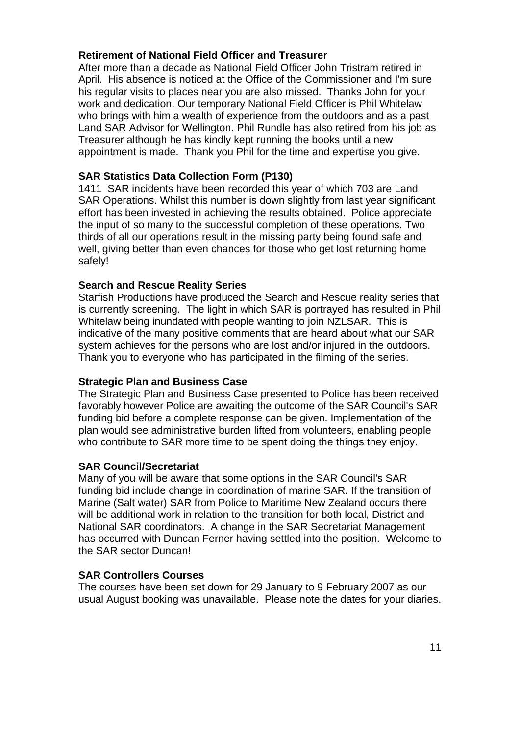**Retirement of National Field Officer and Treasurer**

After more than a decade as National Field Officer John Tristram retired in April. His absence is noticed at the Office of the Commissioner and I'm sure his regular visits to places near you are also missed. Thanks John for your work and dedication. Our temporary National Field Officer is Phil Whitelaw who brings with him a wealth of experience from the outdoors and as a past Land SAR Advisor for Wellington. Phil Rundle has also retired from his job as Treasurer although he has kindly kept running the books until a new appointment is made. Thank you Phil for the time and expertise you give.

**SAR Statistics Data Collection Form (P130)**

1411 SAR incidents have been recorded this year of which 703 are Land SAR Operations. Whilst this number is down slightly from last year significant effort has been invested in achieving the results obtained. Police appreciate the input of so many to the successful completion of these operations. Two thirds of all our operations result in the missing party being found safe and well, giving better than even chances for those who get lost returning home safely!

**Search and Rescue Reality Series**

Starfish Productions have produced the Search and Rescue reality series that is currently screening. The light in which SAR is portrayed has resulted in Phil Whitelaw being inundated with people wanting to join NZLSAR. This is indicative of the many positive comments that are heard about what our SAR system achieves for the persons who are lost and/or injured in the outdoors. Thank you to everyone who has participated in the filming of the series.

**Strategic Plan and Business Case**

The Strategic Plan and Business Case presented to Police has been received favorably however Police are awaiting the outcome of the SAR Council's SAR funding bid before a complete response can be given. Implementation of the plan would see administrative burden lifted from volunteers, enabling people who contribute to SAR more time to be spent doing the things they enjoy.

**SAR Council/Secretariat**

Many of you will be aware that some options in the SAR Council's SAR funding bid include change in coordination of marine SAR. If the transition of Marine (Salt water) SAR from Police to Maritime New Zealand occurs there will be additional work in relation to the transition for both local, District and National SAR coordinators. A change in the SAR Secretariat Management has occurred with Duncan Ferner having settled into the position. Welcome to the SAR sector Duncan!

**SAR Controllers Courses**

The courses have been set down for 29 January to 9 February 2007 as our usual August booking was unavailable. Please note the dates for your diaries.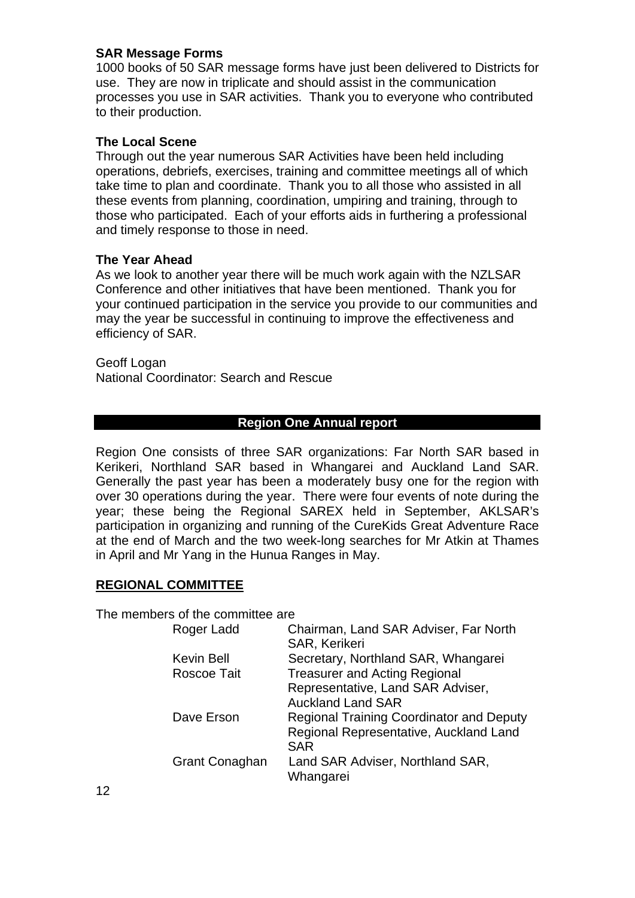**SAR Message Forms**
1000 books of 50 SAR message forms have just been delivered to Districts for use. They are now in triplicate and should assist in the communication processes you use in SAR activities. Thank you to everyone who contributed to their production.

**The Local Scene**
Through out the year numerous SAR Activities have been held including operations, debriefs, exercises, training and committee meetings all of which take time to plan and coordinate. Thank you to all those who assisted in all these events from planning, coordination, umpiring and training, through to those who participated. Each of your efforts aids in furthering a professional and timely response to those in need.

**The Year Ahead**
As we look to another year there will be much work again with the NZLSAR Conference and other initiatives that have been mentioned. Thank you for your continued participation in the service you provide to our communities and may the year be successful in continuing to improve the effectiveness and efficiency of SAR.

Geoff Logan
National Coordinator: Search and Rescue

## Region One Annual report

Region One consists of three SAR organizations: Far North SAR based in Kerikeri, Northland SAR based in Whangarei and Auckland Land SAR. Generally the past year has been a moderately busy one for the region with over 30 operations during the year. There were four events of note during the year; these being the Regional SAREX held in September, AKLSAR's participation in organizing and running of the CureKids Great Adventure Race at the end of March and the two week-long searches for Mr Atkin at Thames in April and Mr Yang in the Hunua Ranges in May.

### REGIONAL COMMITTEE

The members of the committee are

| | |
|---|---|
| Roger Ladd | Chairman, Land SAR Adviser, Far North SAR, Kerikeri |
| Kevin Bell | Secretary, Northland SAR, Whangarei |
| Roscoe Tait | Treasurer and Acting Regional Representative, Land SAR Adviser, Auckland Land SAR |
| Dave Erson | Regional Training Coordinator and Deputy Regional Representative, Auckland Land SAR |
| Grant Conaghan | Land SAR Adviser, Northland SAR, Whangarei |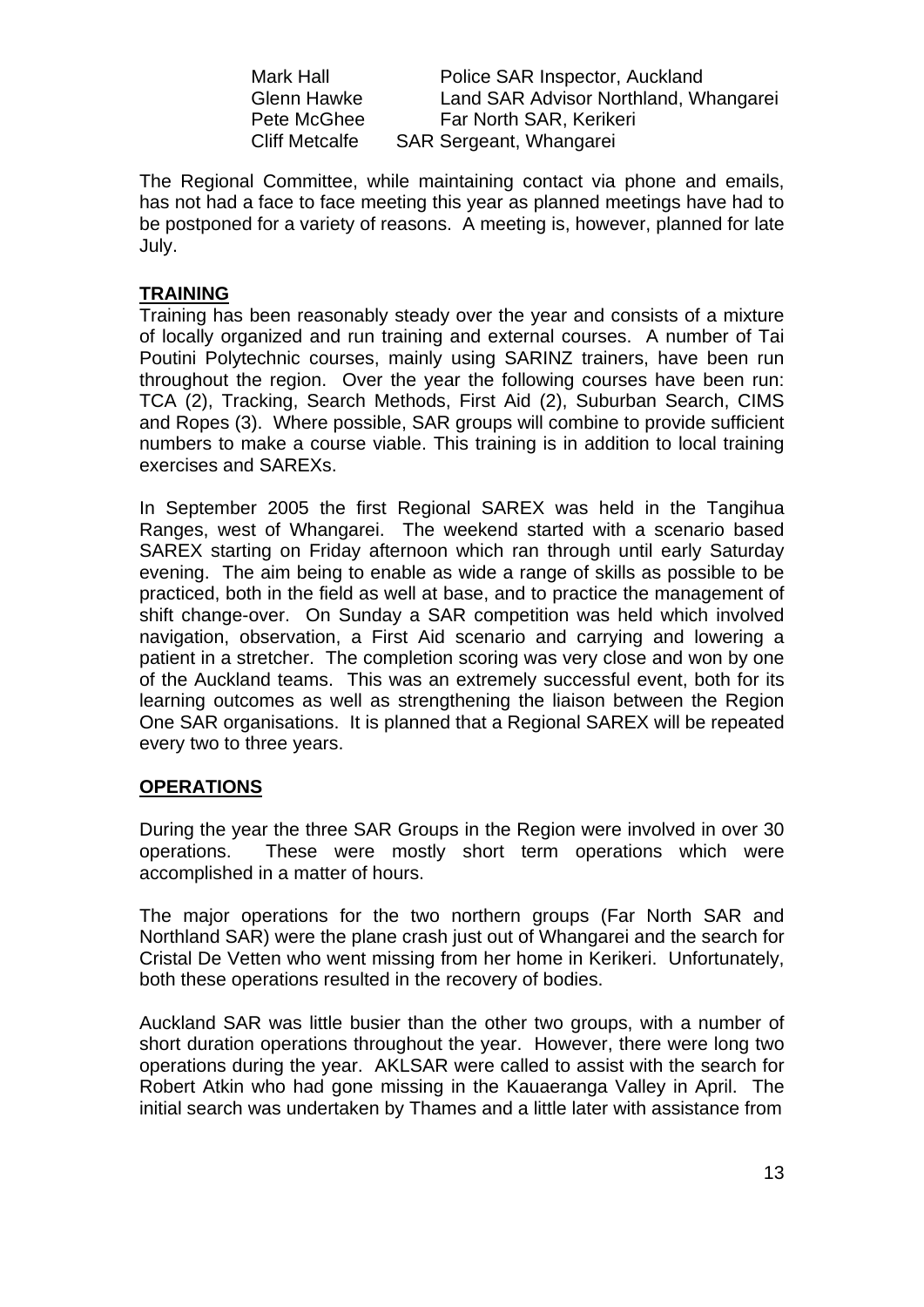| | |
|---|---|
| Mark Hall | Police SAR Inspector, Auckland |
| Glenn Hawke | Land SAR Advisor Northland, Whangarei |
| Pete McGhee | Far North SAR, Kerikeri |
| Cliff Metcalfe | SAR Sergeant, Whangarei |

The Regional Committee, while maintaining contact via phone and emails, has not had a face to face meeting this year as planned meetings have had to be postponed for a variety of reasons. A meeting is, however, planned for late July.

## TRAINING

Training has been reasonably steady over the year and consists of a mixture of locally organized and run training and external courses. A number of Tai Poutini Polytechnic courses, mainly using SARINZ trainers, have been run throughout the region. Over the year the following courses have been run: TCA (2), Tracking, Search Methods, First Aid (2), Suburban Search, CIMS and Ropes (3). Where possible, SAR groups will combine to provide sufficient numbers to make a course viable. This training is in addition to local training exercises and SAREXs.

In September 2005 the first Regional SAREX was held in the Tangihua Ranges, west of Whangarei. The weekend started with a scenario based SAREX starting on Friday afternoon which ran through until early Saturday evening. The aim being to enable as wide a range of skills as possible to be practiced, both in the field as well at base, and to practice the management of shift change-over. On Sunday a SAR competition was held which involved navigation, observation, a First Aid scenario and carrying and lowering a patient in a stretcher. The completion scoring was very close and won by one of the Auckland teams. This was an extremely successful event, both for its learning outcomes as well as strengthening the liaison between the Region One SAR organisations. It is planned that a Regional SAREX will be repeated every two to three years.

## OPERATIONS

During the year the three SAR Groups in the Region were involved in over 30 operations. These were mostly short term operations which were accomplished in a matter of hours.

The major operations for the two northern groups (Far North SAR and Northland SAR) were the plane crash just out of Whangarei and the search for Cristal De Vetten who went missing from her home in Kerikeri. Unfortunately, both these operations resulted in the recovery of bodies.

Auckland SAR was little busier than the other two groups, with a number of short duration operations throughout the year. However, there were long two operations during the year. AKLSAR were called to assist with the search for Robert Atkin who had gone missing in the Kauaeranga Valley in April. The initial search was undertaken by Thames and a little later with assistance from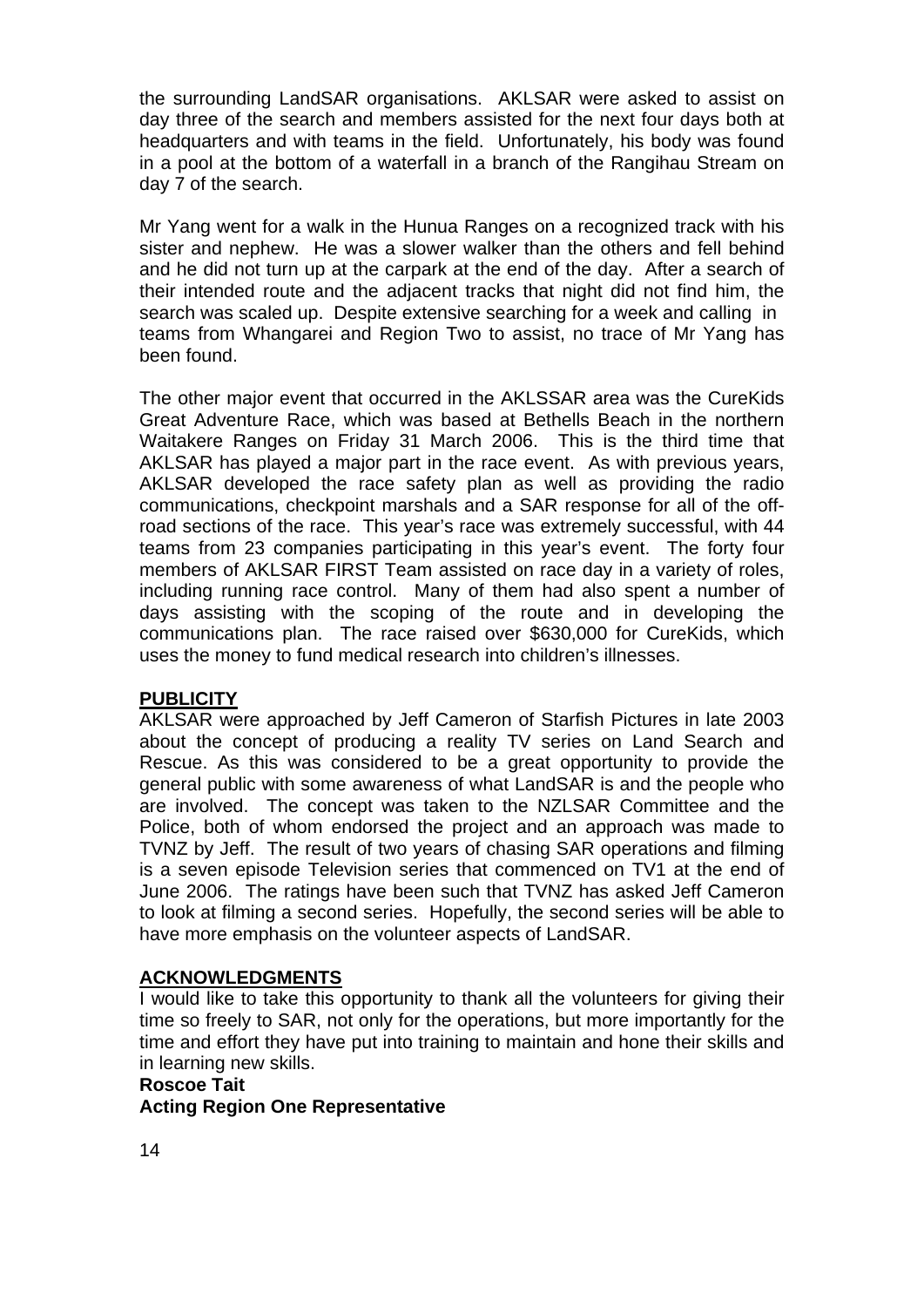the surrounding LandSAR organisations. AKLSAR were asked to assist on day three of the search and members assisted for the next four days both at headquarters and with teams in the field. Unfortunately, his body was found in a pool at the bottom of a waterfall in a branch of the Rangihau Stream on day 7 of the search.

Mr Yang went for a walk in the Hunua Ranges on a recognized track with his sister and nephew. He was a slower walker than the others and fell behind and he did not turn up at the carpark at the end of the day. After a search of their intended route and the adjacent tracks that night did not find him, the search was scaled up. Despite extensive searching for a week and calling in teams from Whangarei and Region Two to assist, no trace of Mr Yang has been found.

The other major event that occurred in the AKLSSAR area was the CureKids Great Adventure Race, which was based at Bethells Beach in the northern Waitakere Ranges on Friday 31 March 2006. This is the third time that AKLSAR has played a major part in the race event. As with previous years, AKLSAR developed the race safety plan as well as providing the radio communications, checkpoint marshals and a SAR response for all of the off-road sections of the race. This year's race was extremely successful, with 44 teams from 23 companies participating in this year's event. The forty four members of AKLSAR FIRST Team assisted on race day in a variety of roles, including running race control. Many of them had also spent a number of days assisting with the scoping of the route and in developing the communications plan. The race raised over $630,000 for CureKids, which uses the money to fund medical research into children's illnesses.

## PUBLICITY

AKLSAR were approached by Jeff Cameron of Starfish Pictures in late 2003 about the concept of producing a reality TV series on Land Search and Rescue. As this was considered to be a great opportunity to provide the general public with some awareness of what LandSAR is and the people who are involved. The concept was taken to the NZLSAR Committee and the Police, both of whom endorsed the project and an approach was made to TVNZ by Jeff. The result of two years of chasing SAR operations and filming is a seven episode Television series that commenced on TV1 at the end of June 2006. The ratings have been such that TVNZ has asked Jeff Cameron to look at filming a second series. Hopefully, the second series will be able to have more emphasis on the volunteer aspects of LandSAR.

## ACKNOWLEDGMENTS

I would like to take this opportunity to thank all the volunteers for giving their time so freely to SAR, not only for the operations, but more importantly for the time and effort they have put into training to maintain and hone their skills and in learning new skills.

**Roscoe Tait**
**Acting Region One Representative**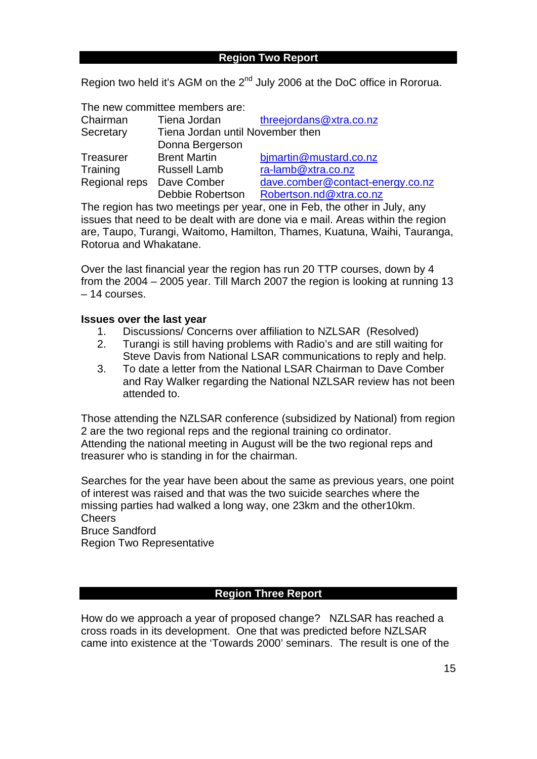## Region Two Report

Region two held it's AGM on the 2nd July 2006 at the DoC office in Rororua.

The new committee members are:

| | | |
|---|---|---|
| Chairman | Tiena Jordan | threejordans@xtra.co.nz |
| Secretary | Tiena Jordan until November then Donna Bergerson | |
| Treasurer | Brent Martin | bjmartin@mustard.co.nz |
| Training | Russell Lamb | ra-lamb@xtra.co.nz |
| Regional reps | Dave Comber | dave.comber@contact-energy.co.nz |
| | Debbie Robertson | Robertson.nd@xtra.co.nz |

The region has two meetings per year, one in Feb, the other in July, any issues that need to be dealt with are done via e mail. Areas within the region are, Taupo, Turangi, Waitomo, Hamilton, Thames, Kuatuna, Waihi, Tauranga, Rotorua and Whakatane.

Over the last financial year the region has run 20 TTP courses, down by 4 from the 2004 – 2005 year. Till March 2007 the region is looking at running 13 – 14 courses.

**Issues over the last year**

1. Discussions/ Concerns over affiliation to NZLSAR (Resolved)
2. Turangi is still having problems with Radio's and are still waiting for Steve Davis from National LSAR communications to reply and help.
3. To date a letter from the National LSAR Chairman to Dave Comber and Ray Walker regarding the National NZLSAR review has not been attended to.

Those attending the NZLSAR conference (subsidized by National) from region 2 are the two regional reps and the regional training co ordinator.
Attending the national meeting in August will be the two regional reps and treasurer who is standing in for the chairman.

Searches for the year have been about the same as previous years, one point of interest was raised and that was the two suicide searches where the missing parties had walked a long way, one 23km and the other10km.
Cheers
Bruce Sandford
Region Two Representative

## Region Three Report

How do we approach a year of proposed change? NZLSAR has reached a cross roads in its development. One that was predicted before NZLSAR came into existence at the 'Towards 2000' seminars. The result is one of the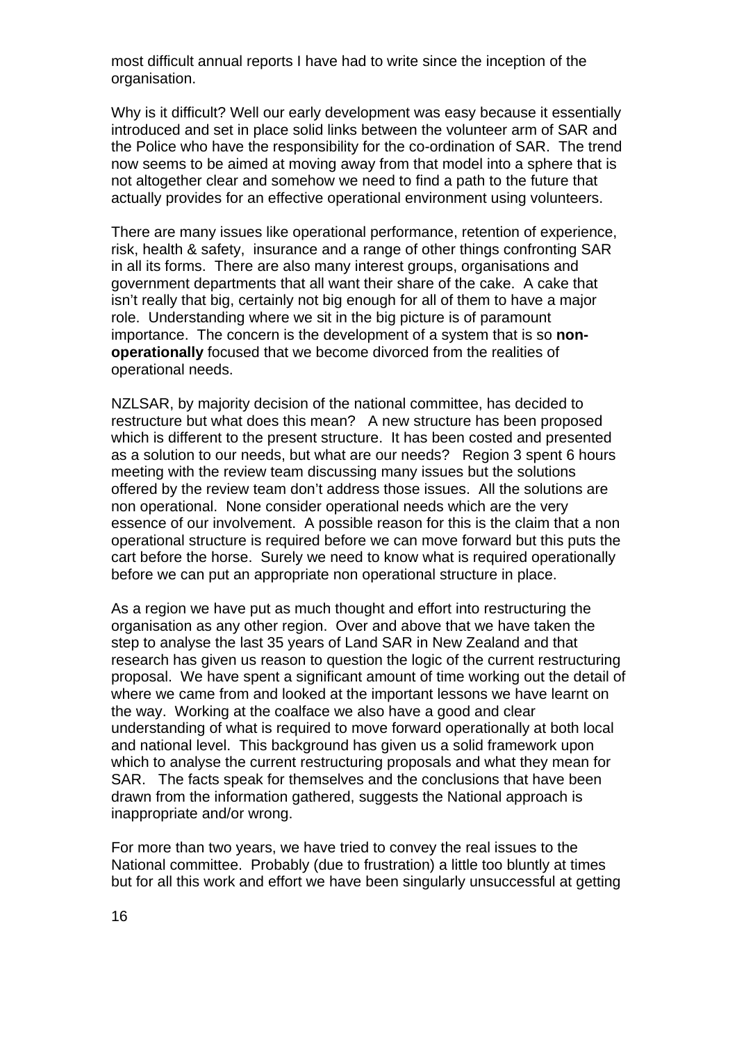most difficult annual reports I have had to write since the inception of the organisation.

Why is it difficult? Well our early development was easy because it essentially introduced and set in place solid links between the volunteer arm of SAR and the Police who have the responsibility for the co-ordination of SAR. The trend now seems to be aimed at moving away from that model into a sphere that is not altogether clear and somehow we need to find a path to the future that actually provides for an effective operational environment using volunteers.

There are many issues like operational performance, retention of experience, risk, health & safety, insurance and a range of other things confronting SAR in all its forms. There are also many interest groups, organisations and government departments that all want their share of the cake. A cake that isn't really that big, certainly not big enough for all of them to have a major role. Understanding where we sit in the big picture is of paramount importance. The concern is the development of a system that is so **non-operationally** focused that we become divorced from the realities of operational needs.

NZLSAR, by majority decision of the national committee, has decided to restructure but what does this mean? A new structure has been proposed which is different to the present structure. It has been costed and presented as a solution to our needs, but what are our needs? Region 3 spent 6 hours meeting with the review team discussing many issues but the solutions offered by the review team don't address those issues. All the solutions are non operational. None consider operational needs which are the very essence of our involvement. A possible reason for this is the claim that a non operational structure is required before we can move forward but this puts the cart before the horse. Surely we need to know what is required operationally before we can put an appropriate non operational structure in place.

As a region we have put as much thought and effort into restructuring the organisation as any other region. Over and above that we have taken the step to analyse the last 35 years of Land SAR in New Zealand and that research has given us reason to question the logic of the current restructuring proposal. We have spent a significant amount of time working out the detail of where we came from and looked at the important lessons we have learnt on the way. Working at the coalface we also have a good and clear understanding of what is required to move forward operationally at both local and national level. This background has given us a solid framework upon which to analyse the current restructuring proposals and what they mean for SAR. The facts speak for themselves and the conclusions that have been drawn from the information gathered, suggests the National approach is inappropriate and/or wrong.

For more than two years, we have tried to convey the real issues to the National committee. Probably (due to frustration) a little too bluntly at times but for all this work and effort we have been singularly unsuccessful at getting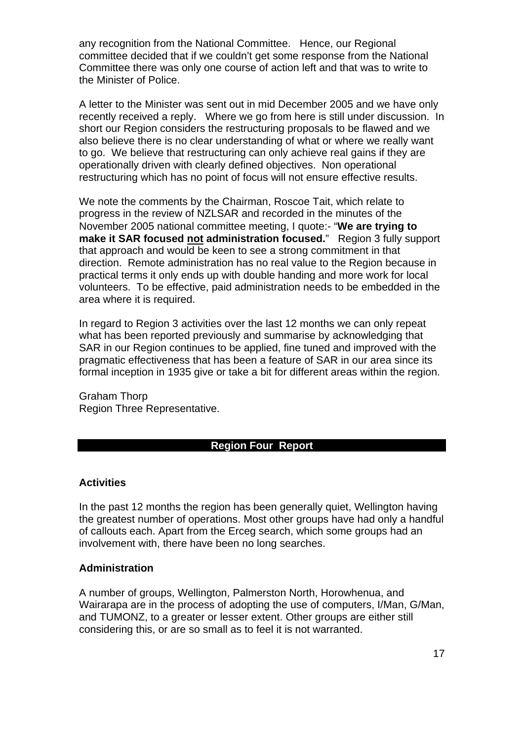any recognition from the National Committee. Hence, our Regional committee decided that if we couldn't get some response from the National Committee there was only one course of action left and that was to write to the Minister of Police.

A letter to the Minister was sent out in mid December 2005 and we have only recently received a reply. Where we go from here is still under discussion. In short our Region considers the restructuring proposals to be flawed and we also believe there is no clear understanding of what or where we really want to go. We believe that restructuring can only achieve real gains if they are operationally driven with clearly defined objectives. Non operational restructuring which has no point of focus will not ensure effective results.

We note the comments by the Chairman, Roscoe Tait, which relate to progress in the review of NZLSAR and recorded in the minutes of the November 2005 national committee meeting, I quote:- "**We are trying to make it SAR focused <u>not</u> administration focused.**" Region 3 fully support that approach and would be keen to see a strong commitment in that direction. Remote administration has no real value to the Region because in practical terms it only ends up with double handing and more work for local volunteers. To be effective, paid administration needs to be embedded in the area where it is required.

In regard to Region 3 activities over the last 12 months we can only repeat what has been reported previously and summarise by acknowledging that SAR in our Region continues to be applied, fine tuned and improved with the pragmatic effectiveness that has been a feature of SAR in our area since its formal inception in 1935 give or take a bit for different areas within the region.

Graham Thorp
Region Three Representative.

## Region Four Report

### Activities

In the past 12 months the region has been generally quiet, Wellington having the greatest number of operations. Most other groups have had only a handful of callouts each. Apart from the Erceg search, which some groups had an involvement with, there have been no long searches.

### Administration

A number of groups, Wellington, Palmerston North, Horowhenua, and Wairarapa are in the process of adopting the use of computers, I/Man, G/Man, and TUMONZ, to a greater or lesser extent. Other groups are either still considering this, or are so small as to feel it is not warranted.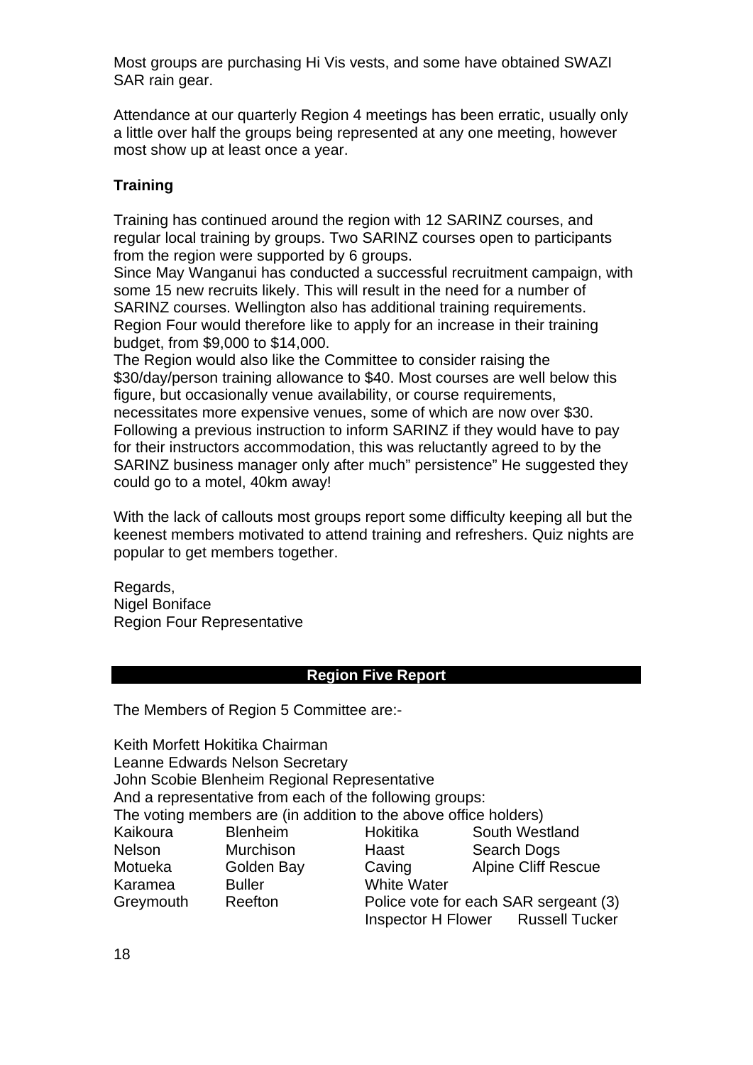Most groups are purchasing Hi Vis vests, and some have obtained SWAZI SAR rain gear.

Attendance at our quarterly Region 4 meetings has been erratic, usually only a little over half the groups being represented at any one meeting, however most show up at least once a year.

**Training**

Training has continued around the region with 12 SARINZ courses, and regular local training by groups. Two SARINZ courses open to participants from the region were supported by 6 groups.
Since May Wanganui has conducted a successful recruitment campaign, with some 15 new recruits likely. This will result in the need for a number of SARINZ courses. Wellington also has additional training requirements. Region Four would therefore like to apply for an increase in their training budget, from $9,000 to $14,000.
The Region would also like the Committee to consider raising the $30/day/person training allowance to $40. Most courses are well below this figure, but occasionally venue availability, or course requirements, necessitates more expensive venues, some of which are now over $30. Following a previous instruction to inform SARINZ if they would have to pay for their instructors accommodation, this was reluctantly agreed to by the SARINZ business manager only after much" persistence" He suggested they could go to a motel, 40km away!

With the lack of callouts most groups report some difficulty keeping all but the keenest members motivated to attend training and refreshers. Quiz nights are popular to get members together.

Regards,
Nigel Boniface
Region Four Representative

## Region Five Report

The Members of Region 5 Committee are:-

Keith Morfett Hokitika Chairman
Leanne Edwards Nelson Secretary
John Scobie Blenheim Regional Representative
And a representative from each of the following groups:
The voting members are (in addition to the above office holders)

| | | | |
|---|---|---|---|
| Kaikoura | Blenheim | Hokitika | South Westland |
| Nelson | Murchison | Haast | Search Dogs |
| Motueka | Golden Bay | Caving | Alpine Cliff Rescue |
| Karamea | Buller | White Water | |
| Greymouth | Reefton | Police vote for each SAR sergeant (3) | |
| | | Inspector H Flower | Russell Tucker |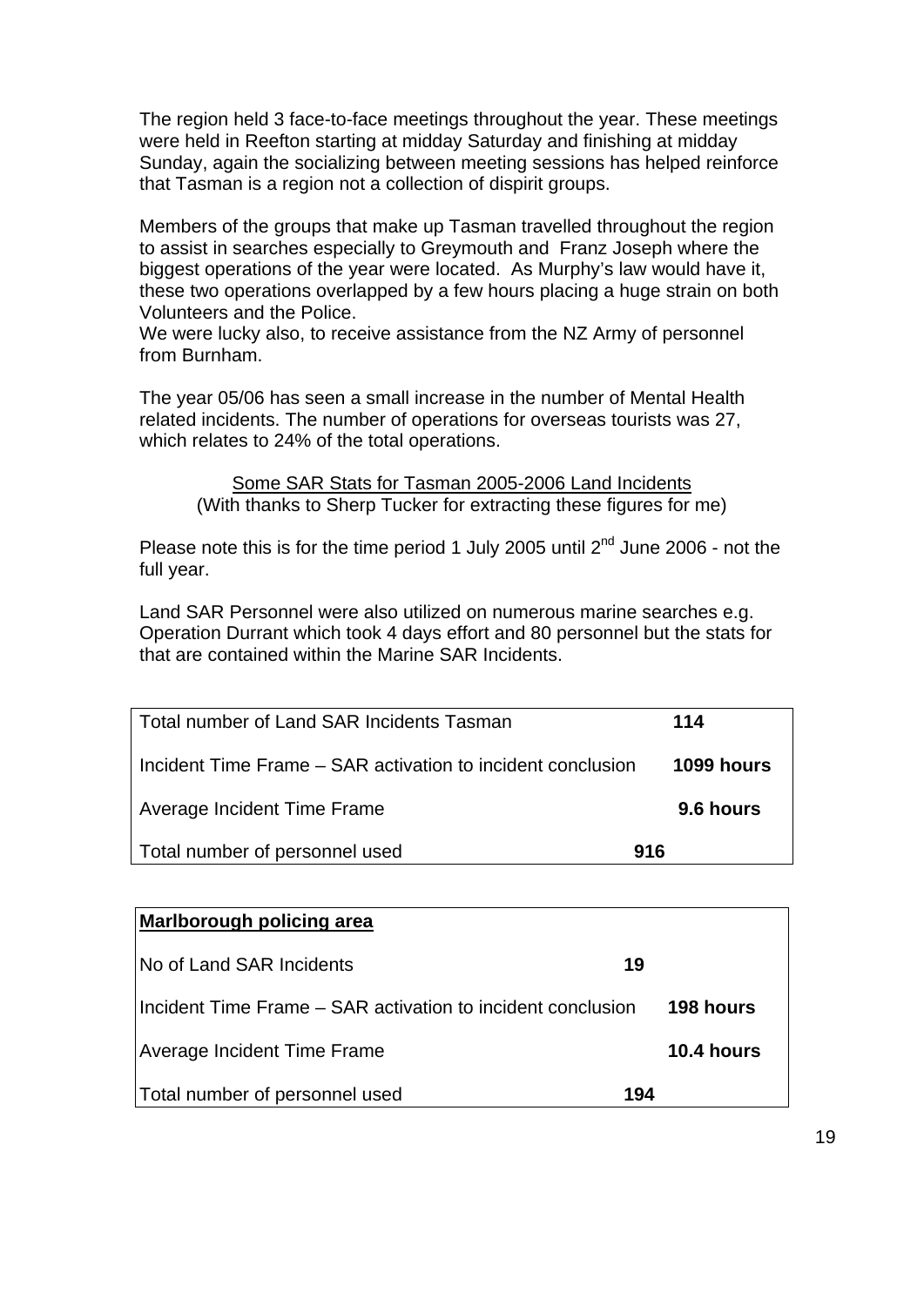The region held 3 face-to-face meetings throughout the year. These meetings were held in Reefton starting at midday Saturday and finishing at midday Sunday, again the socializing between meeting sessions has helped reinforce that Tasman is a region not a collection of dispirit groups.

Members of the groups that make up Tasman travelled throughout the region to assist in searches especially to Greymouth and Franz Joseph where the biggest operations of the year were located. As Murphy's law would have it, these two operations overlapped by a few hours placing a huge strain on both Volunteers and the Police.
We were lucky also, to receive assistance from the NZ Army of personnel from Burnham.

The year 05/06 has seen a small increase in the number of Mental Health related incidents. The number of operations for overseas tourists was 27, which relates to 24% of the total operations.

<u>Some SAR Stats for Tasman 2005-2006 Land Incidents</u>
(With thanks to Sherp Tucker for extracting these figures for me)

Please note this is for the time period 1 July 2005 until 2nd June 2006 - not the full year.

Land SAR Personnel were also utilized on numerous marine searches e.g. Operation Durrant which took 4 days effort and 80 personnel but the stats for that are contained within the Marine SAR Incidents.

| | |
|---|---|
| Total number of Land SAR Incidents Tasman | **114** |
| Incident Time Frame – SAR activation to incident conclusion | **1099 hours** |
| Average Incident Time Frame | **9.6 hours** |
| Total number of personnel used | **916** |

| **<u>Marlborough policing area</u>** | |
|---|---|
| No of Land SAR Incidents | **19** |
| Incident Time Frame – SAR activation to incident conclusion | **198 hours** |
| Average Incident Time Frame | **10.4 hours** |
| Total number of personnel used | **194** |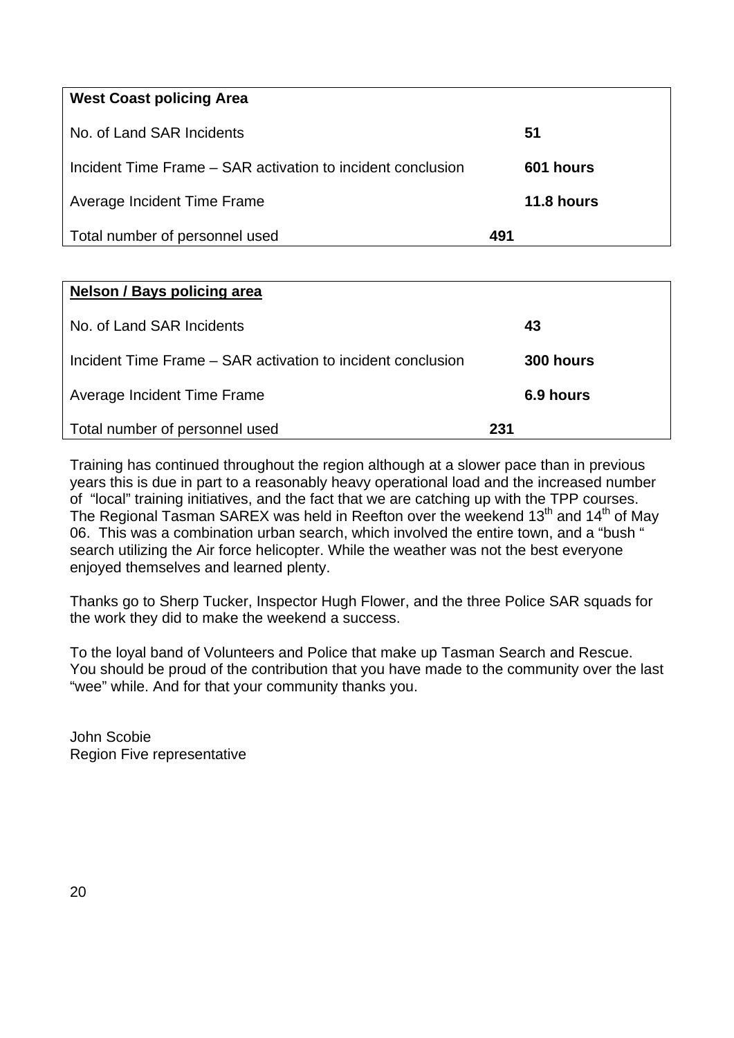| **West Coast policing Area** | |
| --- | --- |
| No. of Land SAR Incidents | **51** |
| Incident Time Frame – SAR activation to incident conclusion | **601 hours** |
| Average Incident Time Frame | **11.8 hours** |
| Total number of personnel used | **491** |

| **Nelson / Bays policing area** | |
| --- | --- |
| No. of Land SAR Incidents | **43** |
| Incident Time Frame – SAR activation to incident conclusion | **300 hours** |
| Average Incident Time Frame | **6.9 hours** |
| Total number of personnel used | **231** |

Training has continued throughout the region although at a slower pace than in previous years this is due in part to a reasonably heavy operational load and the increased number of "local" training initiatives, and the fact that we are catching up with the TPP courses. The Regional Tasman SAREX was held in Reefton over the weekend 13th and 14th of May 06. This was a combination urban search, which involved the entire town, and a "bush " search utilizing the Air force helicopter. While the weather was not the best everyone enjoyed themselves and learned plenty.

Thanks go to Sherp Tucker, Inspector Hugh Flower, and the three Police SAR squads for the work they did to make the weekend a success.

To the loyal band of Volunteers and Police that make up Tasman Search and Rescue. You should be proud of the contribution that you have made to the community over the last "wee" while. And for that your community thanks you.

John Scobie
Region Five representative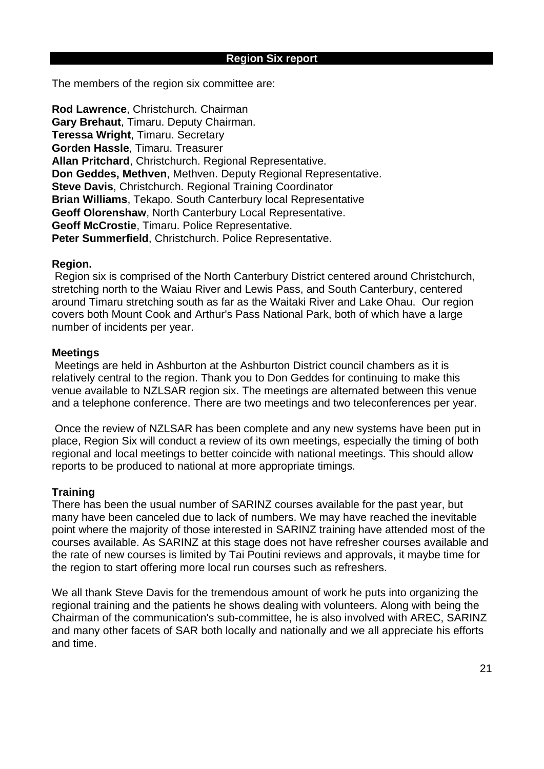## Region Six report

The members of the region six committee are:

**Rod Lawrence**, Christchurch. Chairman
**Gary Brehaut**, Timaru. Deputy Chairman.
**Teressa Wright**, Timaru. Secretary
**Gorden Hassle**, Timaru. Treasurer
**Allan Pritchard**, Christchurch. Regional Representative.
**Don Geddes, Methven**, Methven. Deputy Regional Representative.
**Steve Davis**, Christchurch. Regional Training Coordinator
**Brian Williams**, Tekapo. South Canterbury local Representative
**Geoff Olorenshaw**, North Canterbury Local Representative.
**Geoff McCrostie**, Timaru. Police Representative.
**Peter Summerfield**, Christchurch. Police Representative.

**Region.**

Region six is comprised of the North Canterbury District centered around Christchurch, stretching north to the Waiau River and Lewis Pass, and South Canterbury, centered around Timaru stretching south as far as the Waitaki River and Lake Ohau. Our region covers both Mount Cook and Arthur's Pass National Park, both of which have a large number of incidents per year.

**Meetings**

Meetings are held in Ashburton at the Ashburton District council chambers as it is relatively central to the region. Thank you to Don Geddes for continuing to make this venue available to NZLSAR region six. The meetings are alternated between this venue and a telephone conference. There are two meetings and two teleconferences per year.

Once the review of NZLSAR has been complete and any new systems have been put in place, Region Six will conduct a review of its own meetings, especially the timing of both regional and local meetings to better coincide with national meetings. This should allow reports to be produced to national at more appropriate timings.

**Training**

There has been the usual number of SARINZ courses available for the past year, but many have been canceled due to lack of numbers. We may have reached the inevitable point where the majority of those interested in SARINZ training have attended most of the courses available. As SARINZ at this stage does not have refresher courses available and the rate of new courses is limited by Tai Poutini reviews and approvals, it maybe time for the region to start offering more local run courses such as refreshers.

We all thank Steve Davis for the tremendous amount of work he puts into organizing the regional training and the patients he shows dealing with volunteers. Along with being the Chairman of the communication's sub-committee, he is also involved with AREC, SARINZ and many other facets of SAR both locally and nationally and we all appreciate his efforts and time.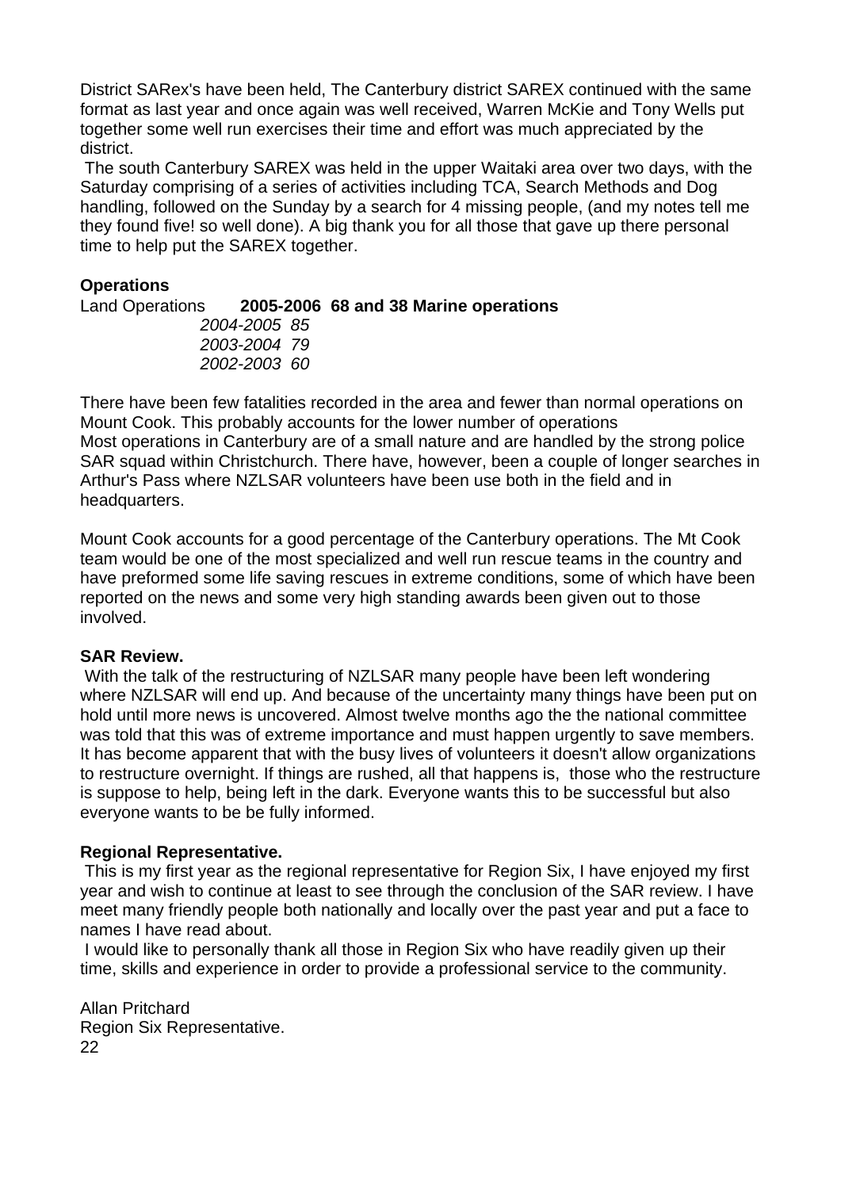District SARex's have been held, The Canterbury district SAREX continued with the same format as last year and once again was well received, Warren McKie and Tony Wells put together some well run exercises their time and effort was much appreciated by the district.

The south Canterbury SAREX was held in the upper Waitaki area over two days, with the Saturday comprising of a series of activities including TCA, Search Methods and Dog handling, followed on the Sunday by a search for 4 missing people, (and my notes tell me they found five! so well done). A big thank you for all those that gave up there personal time to help put the SAREX together.

**Operations**

Land Operations **2005-2006 68 and 38 Marine operations**
*2004-2005 85*
*2003-2004 79*
*2002-2003 60*

There have been few fatalities recorded in the area and fewer than normal operations on Mount Cook. This probably accounts for the lower number of operations
Most operations in Canterbury are of a small nature and are handled by the strong police SAR squad within Christchurch. There have, however, been a couple of longer searches in Arthur's Pass where NZLSAR volunteers have been use both in the field and in headquarters.

Mount Cook accounts for a good percentage of the Canterbury operations. The Mt Cook team would be one of the most specialized and well run rescue teams in the country and have preformed some life saving rescues in extreme conditions, some of which have been reported on the news and some very high standing awards been given out to those involved.

**SAR Review.**

With the talk of the restructuring of NZLSAR many people have been left wondering where NZLSAR will end up. And because of the uncertainty many things have been put on hold until more news is uncovered. Almost twelve months ago the the national committee was told that this was of extreme importance and must happen urgently to save members. It has become apparent that with the busy lives of volunteers it doesn't allow organizations to restructure overnight. If things are rushed, all that happens is, those who the restructure is suppose to help, being left in the dark. Everyone wants this to be successful but also everyone wants to be be fully informed.

**Regional Representative.**

This is my first year as the regional representative for Region Six, I have enjoyed my first year and wish to continue at least to see through the conclusion of the SAR review. I have meet many friendly people both nationally and locally over the past year and put a face to names I have read about.

I would like to personally thank all those in Region Six who have readily given up their time, skills and experience in order to provide a professional service to the community.

Allan Pritchard
Region Six Representative.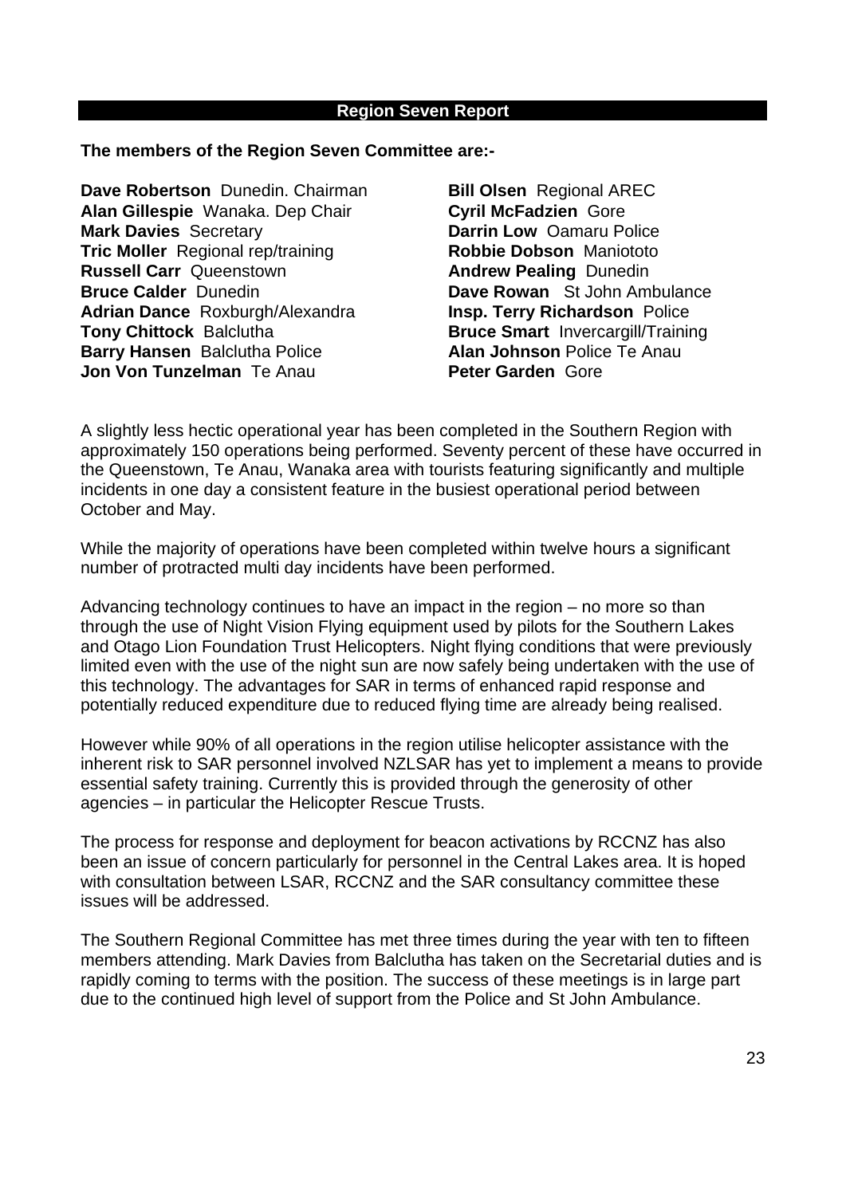## Region Seven Report

**The members of the Region Seven Committee are:-**

**Dave Robertson** Dunedin. Chairman
**Alan Gillespie** Wanaka. Dep Chair
**Mark Davies** Secretary
**Tric Moller** Regional rep/training
**Russell Carr** Queenstown
**Bruce Calder** Dunedin
**Adrian Dance** Roxburgh/Alexandra
**Tony Chittock** Balclutha
**Barry Hansen** Balclutha Police
**Jon Von Tunzelman** Te Anau
**Bill Olsen** Regional AREC
**Cyril McFadzien** Gore
**Darrin Low** Oamaru Police
**Robbie Dobson** Maniototo
**Andrew Pealing** Dunedin
**Dave Rowan** St John Ambulance
**Insp. Terry Richardson** Police
**Bruce Smart** Invercargill/Training
**Alan Johnson** Police Te Anau
**Peter Garden** Gore

A slightly less hectic operational year has been completed in the Southern Region with approximately 150 operations being performed. Seventy percent of these have occurred in the Queenstown, Te Anau, Wanaka area with tourists featuring significantly and multiple incidents in one day a consistent feature in the busiest operational period between October and May.

While the majority of operations have been completed within twelve hours a significant number of protracted multi day incidents have been performed.

Advancing technology continues to have an impact in the region – no more so than through the use of Night Vision Flying equipment used by pilots for the Southern Lakes and Otago Lion Foundation Trust Helicopters. Night flying conditions that were previously limited even with the use of the night sun are now safely being undertaken with the use of this technology. The advantages for SAR in terms of enhanced rapid response and potentially reduced expenditure due to reduced flying time are already being realised.

However while 90% of all operations in the region utilise helicopter assistance with the inherent risk to SAR personnel involved NZLSAR has yet to implement a means to provide essential safety training. Currently this is provided through the generosity of other agencies – in particular the Helicopter Rescue Trusts.

The process for response and deployment for beacon activations by RCCNZ has also been an issue of concern particularly for personnel in the Central Lakes area. It is hoped with consultation between LSAR, RCCNZ and the SAR consultancy committee these issues will be addressed.

The Southern Regional Committee has met three times during the year with ten to fifteen members attending. Mark Davies from Balclutha has taken on the Secretarial duties and is rapidly coming to terms with the position. The success of these meetings is in large part due to the continued high level of support from the Police and St John Ambulance.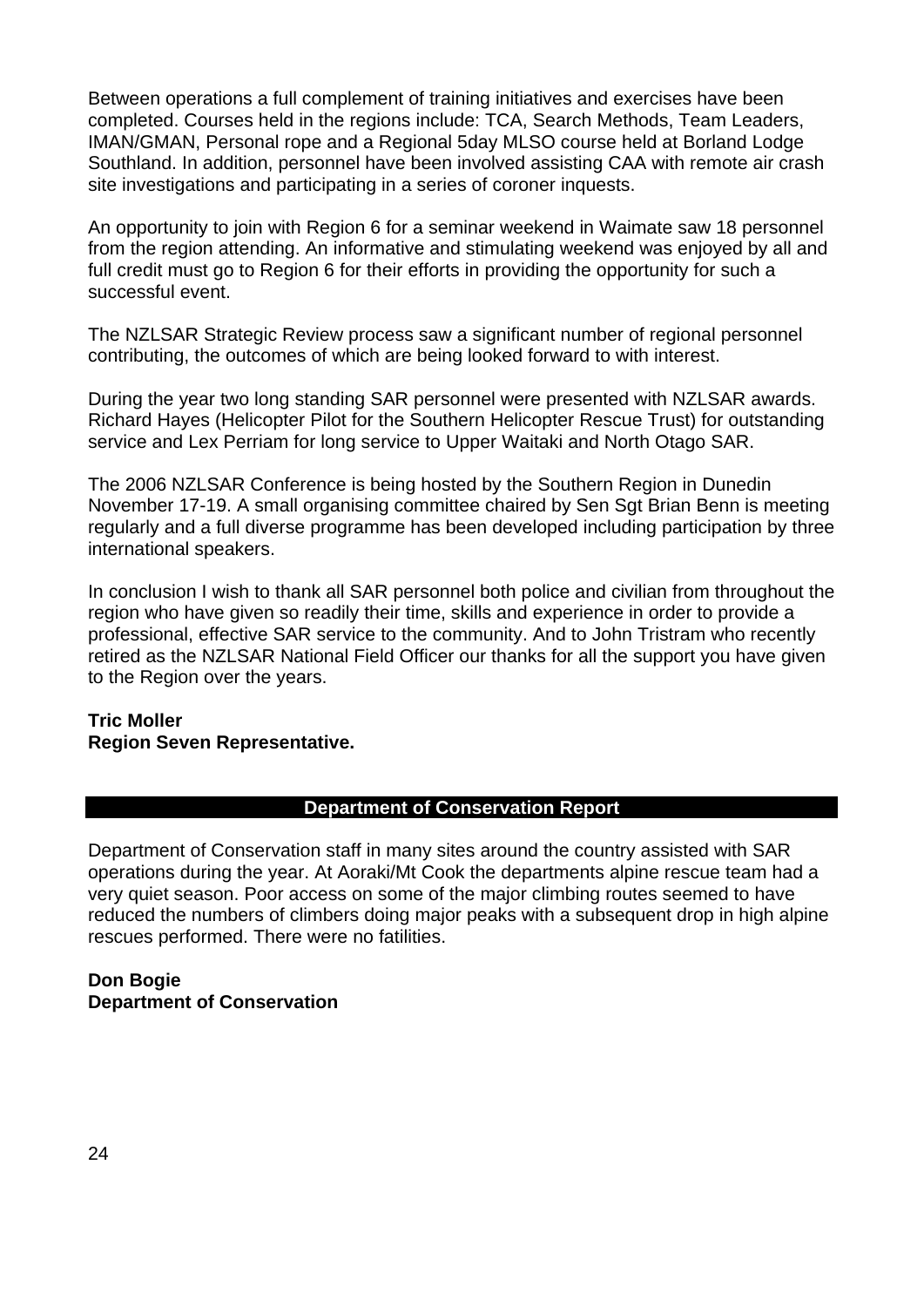Between operations a full complement of training initiatives and exercises have been completed. Courses held in the regions include: TCA, Search Methods, Team Leaders, IMAN/GMAN, Personal rope and a Regional 5day MLSO course held at Borland Lodge Southland. In addition, personnel have been involved assisting CAA with remote air crash site investigations and participating in a series of coroner inquests.

An opportunity to join with Region 6 for a seminar weekend in Waimate saw 18 personnel from the region attending. An informative and stimulating weekend was enjoyed by all and full credit must go to Region 6 for their efforts in providing the opportunity for such a successful event.

The NZLSAR Strategic Review process saw a significant number of regional personnel contributing, the outcomes of which are being looked forward to with interest.

During the year two long standing SAR personnel were presented with NZLSAR awards. Richard Hayes (Helicopter Pilot for the Southern Helicopter Rescue Trust) for outstanding service and Lex Perriam for long service to Upper Waitaki and North Otago SAR.

The 2006 NZLSAR Conference is being hosted by the Southern Region in Dunedin November 17-19. A small organising committee chaired by Sen Sgt Brian Benn is meeting regularly and a full diverse programme has been developed including participation by three international speakers.

In conclusion I wish to thank all SAR personnel both police and civilian from throughout the region who have given so readily their time, skills and experience in order to provide a professional, effective SAR service to the community. And to John Tristram who recently retired as the NZLSAR National Field Officer our thanks for all the support you have given to the Region over the years.

**Tric Moller**
**Region Seven Representative.**

## Department of Conservation Report

Department of Conservation staff in many sites around the country assisted with SAR operations during the year. At Aoraki/Mt Cook the departments alpine rescue team had a very quiet season. Poor access on some of the major climbing routes seemed to have reduced the numbers of climbers doing major peaks with a subsequent drop in high alpine rescues performed. There were no fatilities.

**Don Bogie**
**Department of Conservation**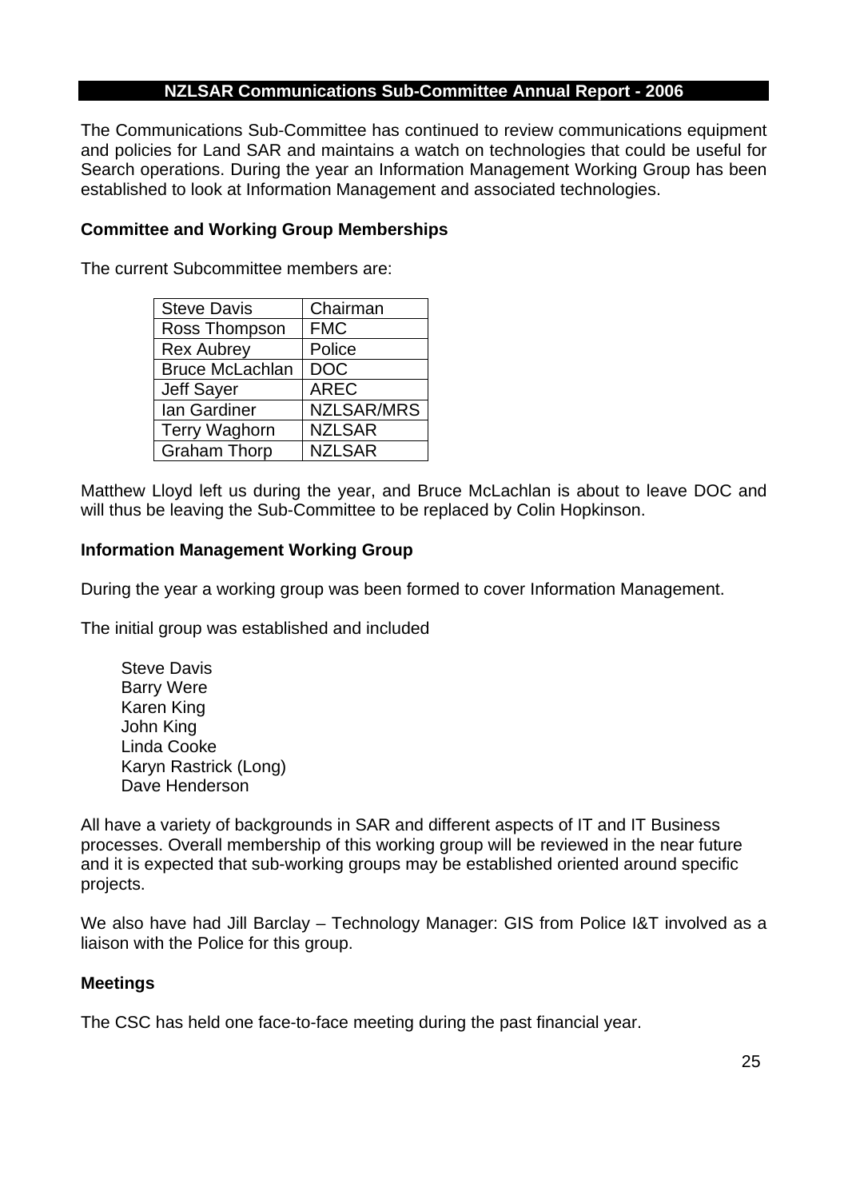## NZLSAR Communications Sub-Committee Annual Report - 2006

The Communications Sub-Committee has continued to review communications equipment and policies for Land SAR and maintains a watch on technologies that could be useful for Search operations. During the year an Information Management Working Group has been established to look at Information Management and associated technologies.

### Committee and Working Group Memberships

The current Subcommittee members are:

| Steve Davis | Chairman |
|---|---|
| Ross Thompson | FMC |
| Rex Aubrey | Police |
| Bruce McLachlan | DOC |
| Jeff Sayer | AREC |
| Ian Gardiner | NZLSAR/MRS |
| Terry Waghorn | NZLSAR |
| Graham Thorp | NZLSAR |

Matthew Lloyd left us during the year, and Bruce McLachlan is about to leave DOC and will thus be leaving the Sub-Committee to be replaced by Colin Hopkinson.

### Information Management Working Group

During the year a working group was been formed to cover Information Management.

The initial group was established and included

Steve Davis
Barry Were
Karen King
John King
Linda Cooke
Karyn Rastrick (Long)
Dave Henderson

All have a variety of backgrounds in SAR and different aspects of IT and IT Business processes. Overall membership of this working group will be reviewed in the near future and it is expected that sub-working groups may be established oriented around specific projects.

We also have had Jill Barclay – Technology Manager: GIS from Police I&T involved as a liaison with the Police for this group.

### Meetings

The CSC has held one face-to-face meeting during the past financial year.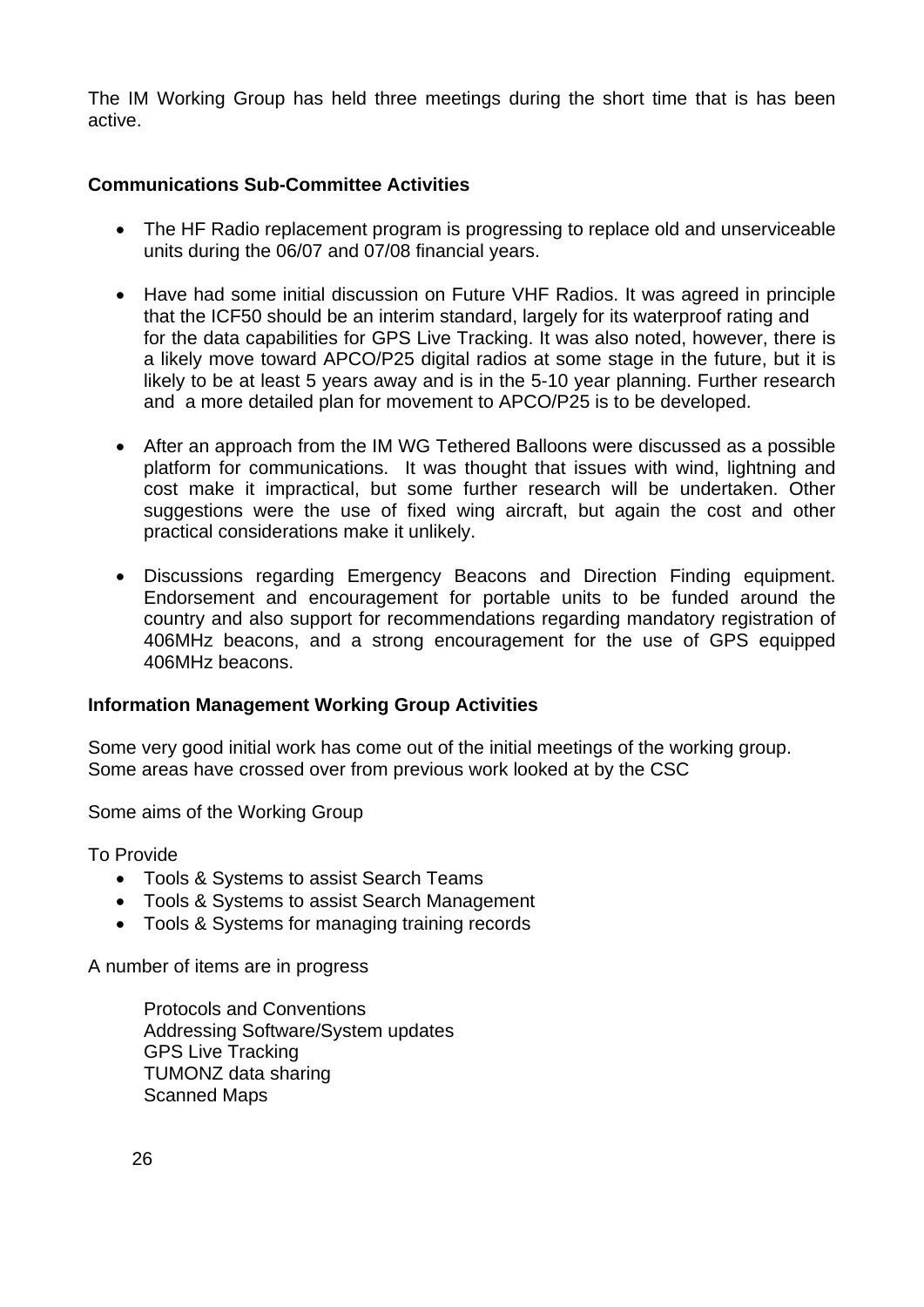The IM Working Group has held three meetings during the short time that is has been active.

**Communications Sub-Committee Activities**

- The HF Radio replacement program is progressing to replace old and unserviceable units during the 06/07 and 07/08 financial years.

- Have had some initial discussion on Future VHF Radios. It was agreed in principle that the ICF50 should be an interim standard, largely for its waterproof rating and for the data capabilities for GPS Live Tracking. It was also noted, however, there is a likely move toward APCO/P25 digital radios at some stage in the future, but it is likely to be at least 5 years away and is in the 5-10 year planning. Further research and a more detailed plan for movement to APCO/P25 is to be developed.

- After an approach from the IM WG Tethered Balloons were discussed as a possible platform for communications. It was thought that issues with wind, lightning and cost make it impractical, but some further research will be undertaken. Other suggestions were the use of fixed wing aircraft, but again the cost and other practical considerations make it unlikely.

- Discussions regarding Emergency Beacons and Direction Finding equipment. Endorsement and encouragement for portable units to be funded around the country and also support for recommendations regarding mandatory registration of 406MHz beacons, and a strong encouragement for the use of GPS equipped 406MHz beacons.

**Information Management Working Group Activities**

Some very good initial work has come out of the initial meetings of the working group.
Some areas have crossed over from previous work looked at by the CSC

Some aims of the Working Group

To Provide

- Tools & Systems to assist Search Teams
- Tools & Systems to assist Search Management
- Tools & Systems for managing training records

A number of items are in progress

Protocols and Conventions
Addressing Software/System updates
GPS Live Tracking
TUMONZ data sharing
Scanned Maps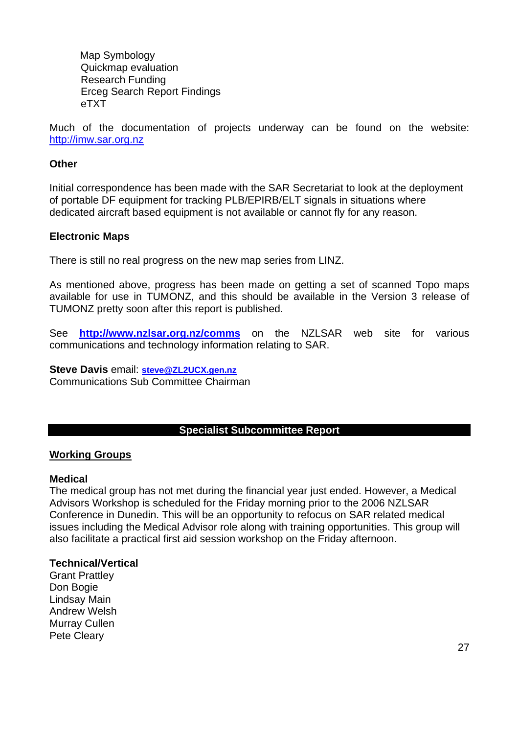Map Symbology
Quickmap evaluation
Research Funding
Erceg Search Report Findings
eTXT

Much of the documentation of projects underway can be found on the website: http://imw.sar.org.nz

**Other**

Initial correspondence has been made with the SAR Secretariat to look at the deployment of portable DF equipment for tracking PLB/EPIRB/ELT signals in situations where dedicated aircraft based equipment is not available or cannot fly for any reason.

**Electronic Maps**

There is still no real progress on the new map series from LINZ.

As mentioned above, progress has been made on getting a set of scanned Topo maps available for use in TUMONZ, and this should be available in the Version 3 release of TUMONZ pretty soon after this report is published.

See **http://www.nzlsar.org.nz/comms** on the NZLSAR web site for various communications and technology information relating to SAR.

**Steve Davis** email: **steve@ZL2UCX.gen.nz**
Communications Sub Committee Chairman

## Specialist Subcommittee Report

### Working Groups

**Medical**
The medical group has not met during the financial year just ended. However, a Medical Advisors Workshop is scheduled for the Friday morning prior to the 2006 NZLSAR Conference in Dunedin. This will be an opportunity to refocus on SAR related medical issues including the Medical Advisor role along with training opportunities. This group will also facilitate a practical first aid session workshop on the Friday afternoon.

**Technical/Vertical**
Grant Prattley
Don Bogie
Lindsay Main
Andrew Welsh
Murray Cullen
Pete Cleary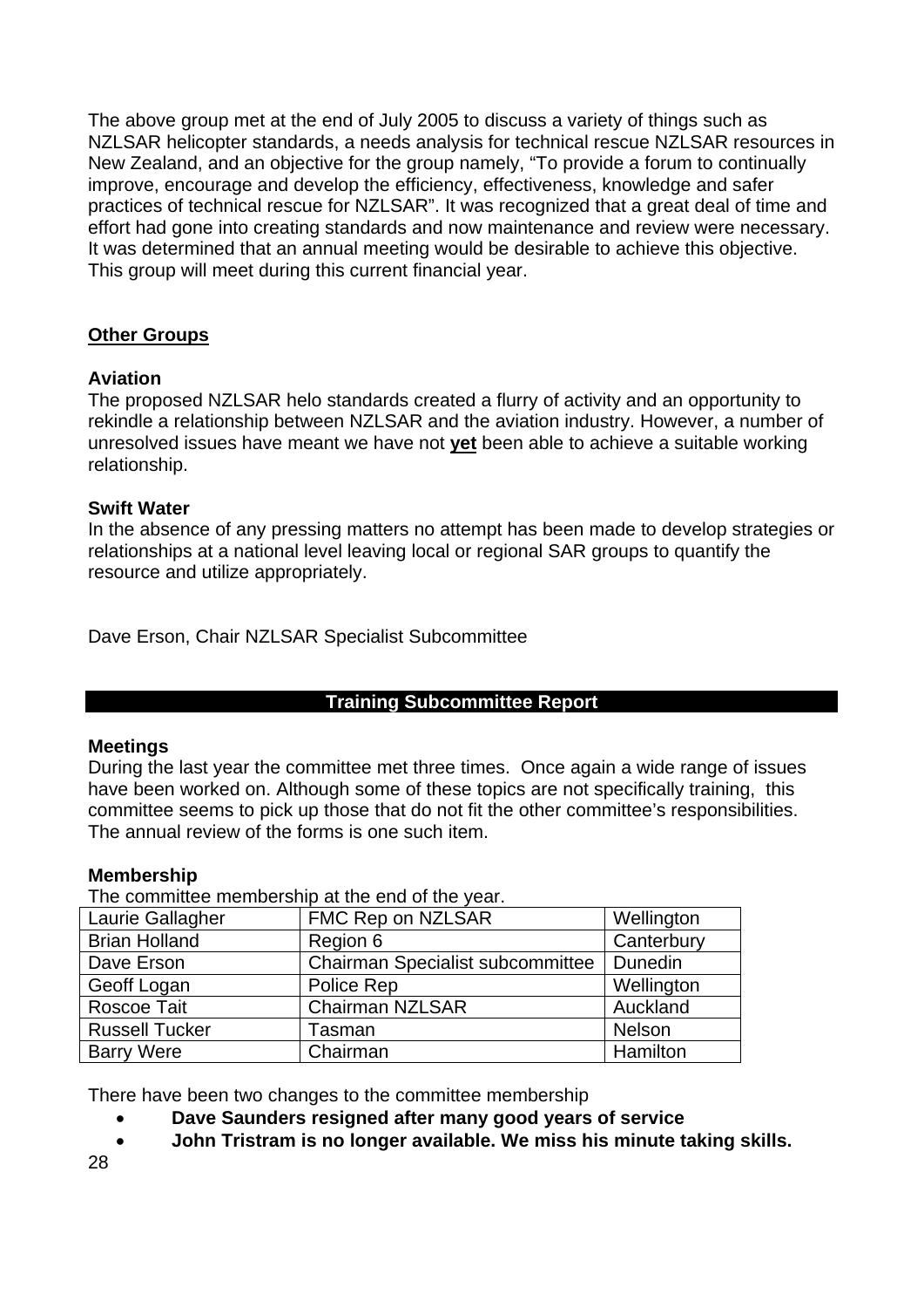The above group met at the end of July 2005 to discuss a variety of things such as NZLSAR helicopter standards, a needs analysis for technical rescue NZLSAR resources in New Zealand, and an objective for the group namely, "To provide a forum to continually improve, encourage and develop the efficiency, effectiveness, knowledge and safer practices of technical rescue for NZLSAR". It was recognized that a great deal of time and effort had gone into creating standards and now maintenance and review were necessary. It was determined that an annual meeting would be desirable to achieve this objective. This group will meet during this current financial year.

## Other Groups

**Aviation**
The proposed NZLSAR helo standards created a flurry of activity and an opportunity to rekindle a relationship between NZLSAR and the aviation industry. However, a number of unresolved issues have meant we have not **yet** been able to achieve a suitable working relationship.

**Swift Water**
In the absence of any pressing matters no attempt has been made to develop strategies or relationships at a national level leaving local or regional SAR groups to quantify the resource and utilize appropriately.

Dave Erson, Chair NZLSAR Specialist Subcommittee

## Training Subcommittee Report

**Meetings**
During the last year the committee met three times. Once again a wide range of issues have been worked on. Although some of these topics are not specifically training, this committee seems to pick up those that do not fit the other committee's responsibilities. The annual review of the forms is one such item.

**Membership**
The committee membership at the end of the year.

| Laurie Gallagher | FMC Rep on NZLSAR | Wellington |
|---|---|---|
| Brian Holland | Region 6 | Canterbury |
| Dave Erson | Chairman Specialist subcommittee | Dunedin |
| Geoff Logan | Police Rep | Wellington |
| Roscoe Tait | Chairman NZLSAR | Auckland |
| Russell Tucker | Tasman | Nelson |
| Barry Were | Chairman | Hamilton |

There have been two changes to the committee membership

- **Dave Saunders resigned after many good years of service**
- **John Tristram is no longer available. We miss his minute taking skills.**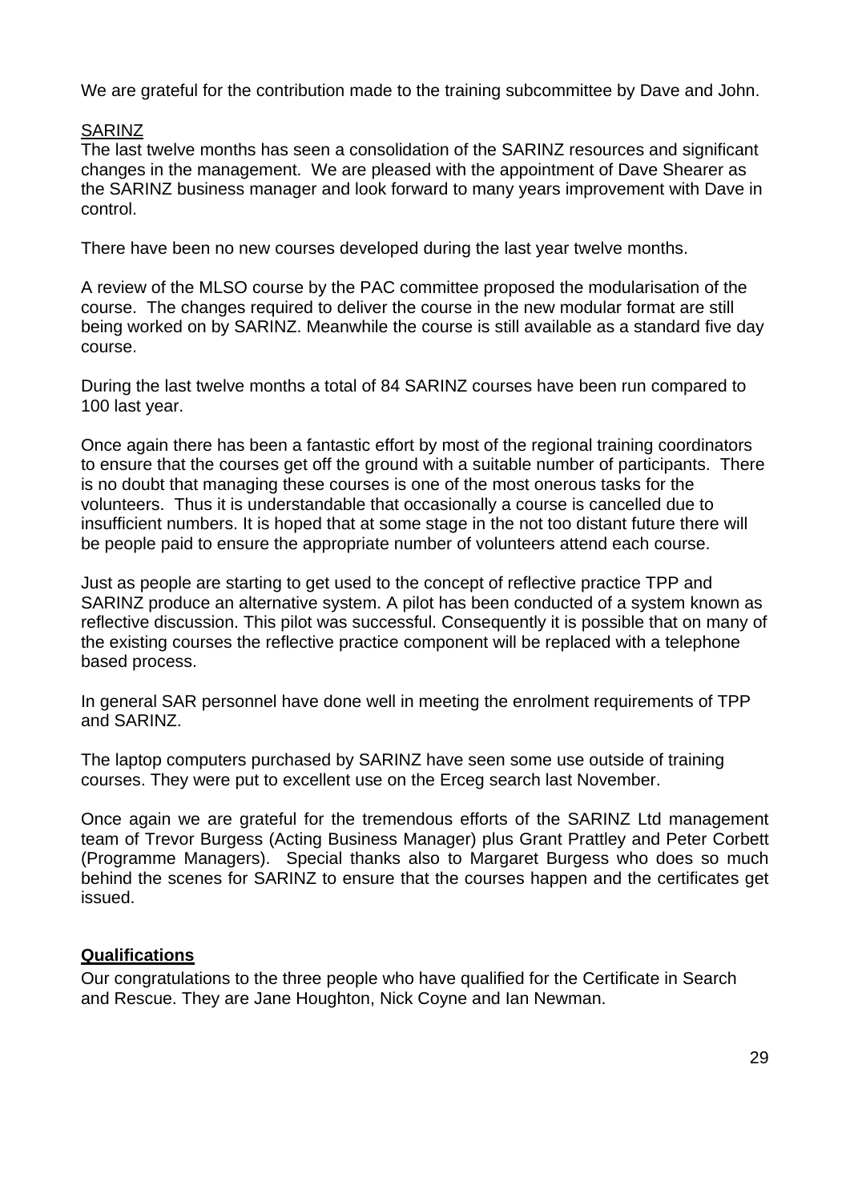We are grateful for the contribution made to the training subcommittee by Dave and John.

SARINZ

The last twelve months has seen a consolidation of the SARINZ resources and significant changes in the management. We are pleased with the appointment of Dave Shearer as the SARINZ business manager and look forward to many years improvement with Dave in control.

There have been no new courses developed during the last year twelve months.

A review of the MLSO course by the PAC committee proposed the modularisation of the course. The changes required to deliver the course in the new modular format are still being worked on by SARINZ. Meanwhile the course is still available as a standard five day course.

During the last twelve months a total of 84 SARINZ courses have been run compared to 100 last year.

Once again there has been a fantastic effort by most of the regional training coordinators to ensure that the courses get off the ground with a suitable number of participants. There is no doubt that managing these courses is one of the most onerous tasks for the volunteers. Thus it is understandable that occasionally a course is cancelled due to insufficient numbers. It is hoped that at some stage in the not too distant future there will be people paid to ensure the appropriate number of volunteers attend each course.

Just as people are starting to get used to the concept of reflective practice TPP and SARINZ produce an alternative system. A pilot has been conducted of a system known as reflective discussion. This pilot was successful. Consequently it is possible that on many of the existing courses the reflective practice component will be replaced with a telephone based process.

In general SAR personnel have done well in meeting the enrolment requirements of TPP and SARINZ.

The laptop computers purchased by SARINZ have seen some use outside of training courses. They were put to excellent use on the Erceg search last November.

Once again we are grateful for the tremendous efforts of the SARINZ Ltd management team of Trevor Burgess (Acting Business Manager) plus Grant Prattley and Peter Corbett (Programme Managers). Special thanks also to Margaret Burgess who does so much behind the scenes for SARINZ to ensure that the courses happen and the certificates get issued.

**Qualifications**

Our congratulations to the three people who have qualified for the Certificate in Search and Rescue. They are Jane Houghton, Nick Coyne and Ian Newman.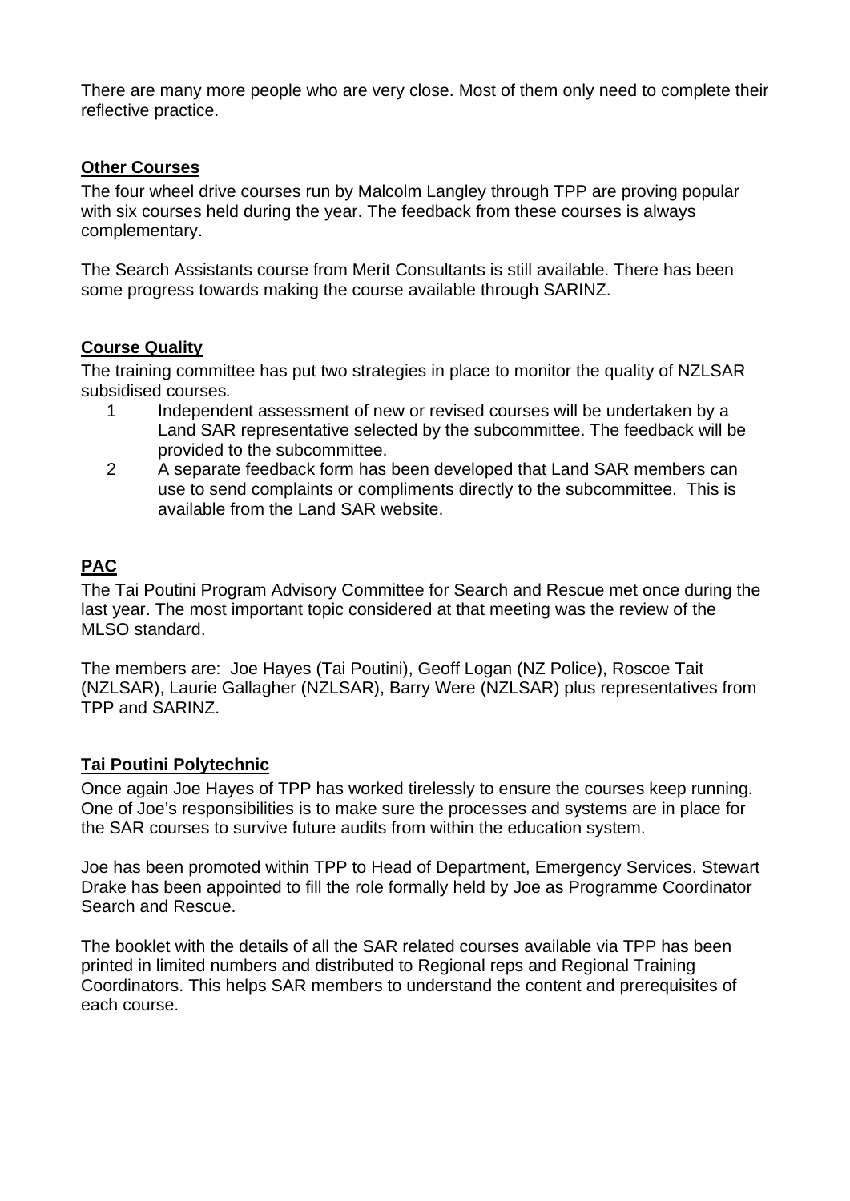There are many more people who are very close. Most of them only need to complete their reflective practice.

## Other Courses

The four wheel drive courses run by Malcolm Langley through TPP are proving popular with six courses held during the year. The feedback from these courses is always complementary.

The Search Assistants course from Merit Consultants is still available. There has been some progress towards making the course available through SARINZ.

## Course Quality

The training committee has put two strategies in place to monitor the quality of NZLSAR subsidised courses.

1. Independent assessment of new or revised courses will be undertaken by a Land SAR representative selected by the subcommittee. The feedback will be provided to the subcommittee.
2. A separate feedback form has been developed that Land SAR members can use to send complaints or compliments directly to the subcommittee. This is available from the Land SAR website.

## PAC

The Tai Poutini Program Advisory Committee for Search and Rescue met once during the last year. The most important topic considered at that meeting was the review of the MLSO standard.

The members are: Joe Hayes (Tai Poutini), Geoff Logan (NZ Police), Roscoe Tait (NZLSAR), Laurie Gallagher (NZLSAR), Barry Were (NZLSAR) plus representatives from TPP and SARINZ.

## Tai Poutini Polytechnic

Once again Joe Hayes of TPP has worked tirelessly to ensure the courses keep running. One of Joe's responsibilities is to make sure the processes and systems are in place for the SAR courses to survive future audits from within the education system.

Joe has been promoted within TPP to Head of Department, Emergency Services. Stewart Drake has been appointed to fill the role formally held by Joe as Programme Coordinator Search and Rescue.

The booklet with the details of all the SAR related courses available via TPP has been printed in limited numbers and distributed to Regional reps and Regional Training Coordinators. This helps SAR members to understand the content and prerequisites of each course.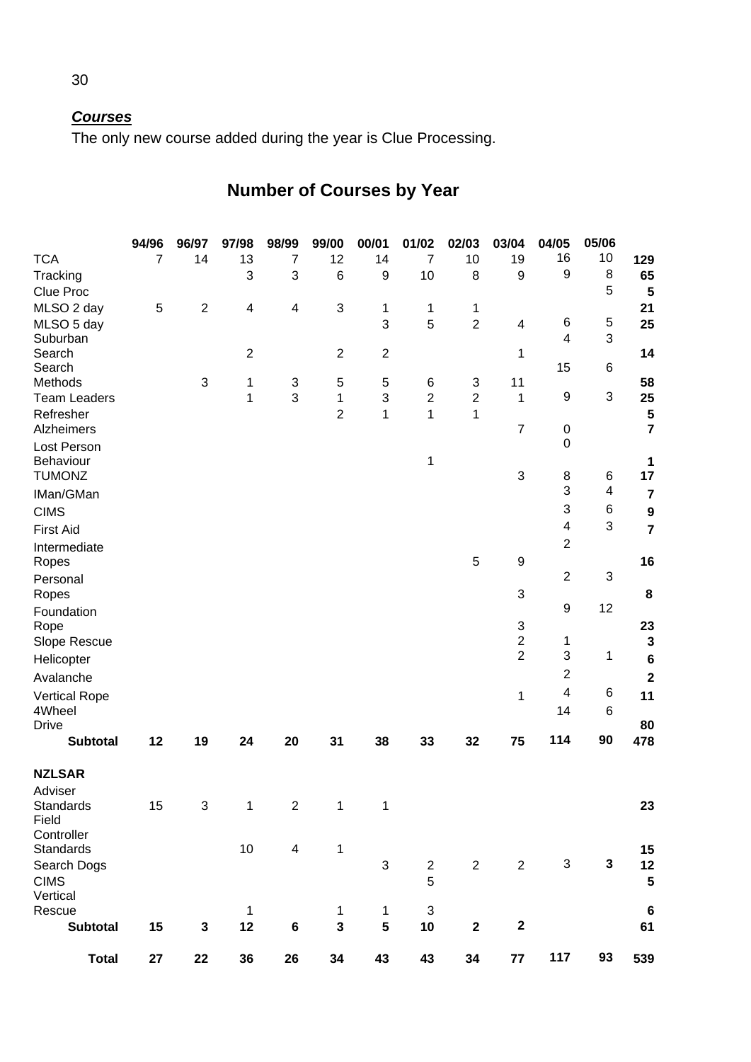***Courses***

The only new course added during the year is Clue Processing.

## Number of Courses by Year

| | 94/96 | 96/97 | 97/98 | 98/99 | 99/00 | 00/01 | 01/02 | 02/03 | 03/04 | 04/05 | 05/06 | |
|---|---|---|---|---|---|---|---|---|---|---|---|---|
| TCA | 7 | 14 | 13 | 7 | 12 | 14 | 7 | 10 | 19 | 16 | 10 | **129** |
| Tracking | | | 3 | 3 | 6 | 9 | 10 | 8 | 9 | 9 | 8 | **65** |
| Clue Proc | | | | | | | | | | | 5 | **5** |
| MLSO 2 day | 5 | 2 | 4 | 4 | 3 | 1 | 1 | 1 | | | | **21** |
| MLSO 5 day | | | | | | 3 | 5 | 2 | 4 | 6 | 5 | **25** |
| Suburban Search | | | 2 | | 2 | 2 | | | 1 | 4 | 3 | **14** |
| Search Methods | | 3 | 1 | 3 | 5 | 5 | 6 | 3 | 11 | 15 | 6 | **58** |
| Team Leaders | | | 1 | 3 | 1 | 3 | 2 | 2 | 1 | 9 | 3 | **25** |
| Refresher | | | | | 2 | 1 | 1 | 1 | | | | **5** |
| Alzheimers | | | | | | | | | 7 | 0 | | **7** |
| Lost Person Behaviour | | | | | | | 1 | | | 0 | | **1** |
| TUMONZ | | | | | | | | | 3 | 8 | 6 | **17** |
| IMan/GMan | | | | | | | | | | 3 | 4 | **7** |
| CIMS | | | | | | | | | | 3 | 6 | **9** |
| First Aid | | | | | | | | | | 4 | 3 | **7** |
| Intermediate Ropes | | | | | | | | 5 | 9 | 2 | | **16** |
| Personal Ropes | | | | | | | | | 3 | 2 | 3 | **8** |
| Foundation Rope | | | | | | | | | 3 | 9 | 12 | **23** |
| Slope Rescue | | | | | | | | | 2 | 1 | | **3** |
| Helicopter | | | | | | | | | 2 | 3 | 1 | **6** |
| Avalanche | | | | | | | | | | 2 | | **2** |
| Vertical Rope | | | | | | | | | 1 | 4 | 6 | **11** |
| 4Wheel Drive | | | | | | | | | | 14 | 6 | **80** |
| **Subtotal** | **12** | **19** | **24** | **20** | **31** | **38** | **33** | **32** | **75** | **114** | **90** | **478** |
| **NZLSAR** | | | | | | | | | | | | |
| Adviser Standards | 15 | 3 | 1 | 2 | 1 | 1 | | | | | | **23** |
| Field Controller Standards | | | 10 | 4 | 1 | | | | | | | **15** |
| Search Dogs | | | | | | 3 | 2 | 2 | 2 | 3 | **3** | **12** |
| CIMS | | | | | | | 5 | | | | | **5** |
| Vertical Rescue | | | 1 | | 1 | 1 | 3 | | | | | **6** |
| **Subtotal** | **15** | **3** | **12** | **6** | **3** | **5** | **10** | **2** | **2** | | | **61** |
| **Total** | **27** | **22** | **36** | **26** | **34** | **43** | **43** | **34** | **77** | **117** | **93** | **539** |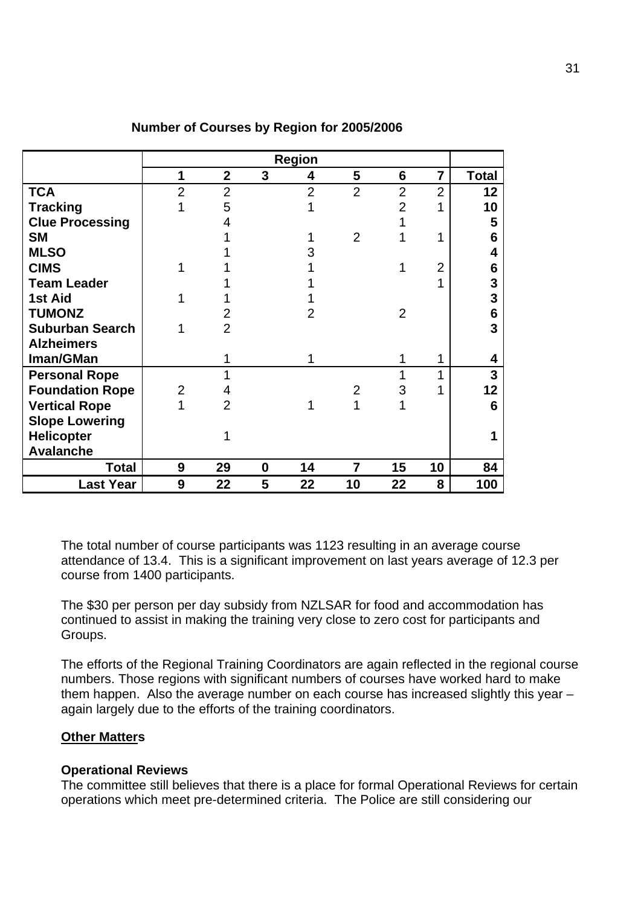**Number of Courses by Region for 2005/2006**

| | Region | | | | | | | |
|---|---|---|---|---|---|---|---|---|
| | **1** | **2** | **3** | **4** | **5** | **6** | **7** | **Total** |
| **TCA** | 2 | 2 | | 2 | 2 | 2 | 2 | **12** |
| **Tracking** | 1 | 5 | | 1 | | 2 | 1 | **10** |
| **Clue Processing** | | 4 | | | | 1 | | **5** |
| **SM** | | 1 | | 1 | 2 | 1 | 1 | **6** |
| **MLSO** | | 1 | | 3 | | | | **4** |
| **CIMS** | 1 | 1 | | 1 | | 1 | 2 | **6** |
| **Team Leader** | | 1 | | 1 | | | 1 | **3** |
| **1st Aid** | 1 | 1 | | 1 | | | | **3** |
| **TUMONZ** | | 2 | | 2 | | 2 | | **6** |
| **Suburban Search** | 1 | 2 | | | | | | **3** |
| **Alzheimers Iman/GMan** | | 1 | | 1 | | 1 | 1 | **4** |
| **Personal Rope** | | 1 | | | | 1 | 1 | **3** |
| **Foundation Rope** | 2 | 4 | | | 2 | 3 | 1 | **12** |
| **Vertical Rope** | 1 | 2 | | 1 | 1 | 1 | | **6** |
| **Slope Lowering** | | | | | | | | |
| **Helicopter** | | 1 | | | | | | **1** |
| **Avalanche** | | | | | | | | |
| **Total** | **9** | **29** | **0** | **14** | **7** | **15** | **10** | **84** |
| **Last Year** | **9** | **22** | **5** | **22** | **10** | **22** | **8** | **100** |

The total number of course participants was 1123 resulting in an average course attendance of 13.4. This is a significant improvement on last years average of 12.3 per course from 1400 participants.

The $30 per person per day subsidy from NZLSAR for food and accommodation has continued to assist in making the training very close to zero cost for participants and Groups.

The efforts of the Regional Training Coordinators are again reflected in the regional course numbers. Those regions with significant numbers of courses have worked hard to make them happen. Also the average number on each course has increased slightly this year – again largely due to the efforts of the training coordinators.

**Other Matters**

**Operational Reviews**

The committee still believes that there is a place for formal Operational Reviews for certain operations which meet pre-determined criteria. The Police are still considering our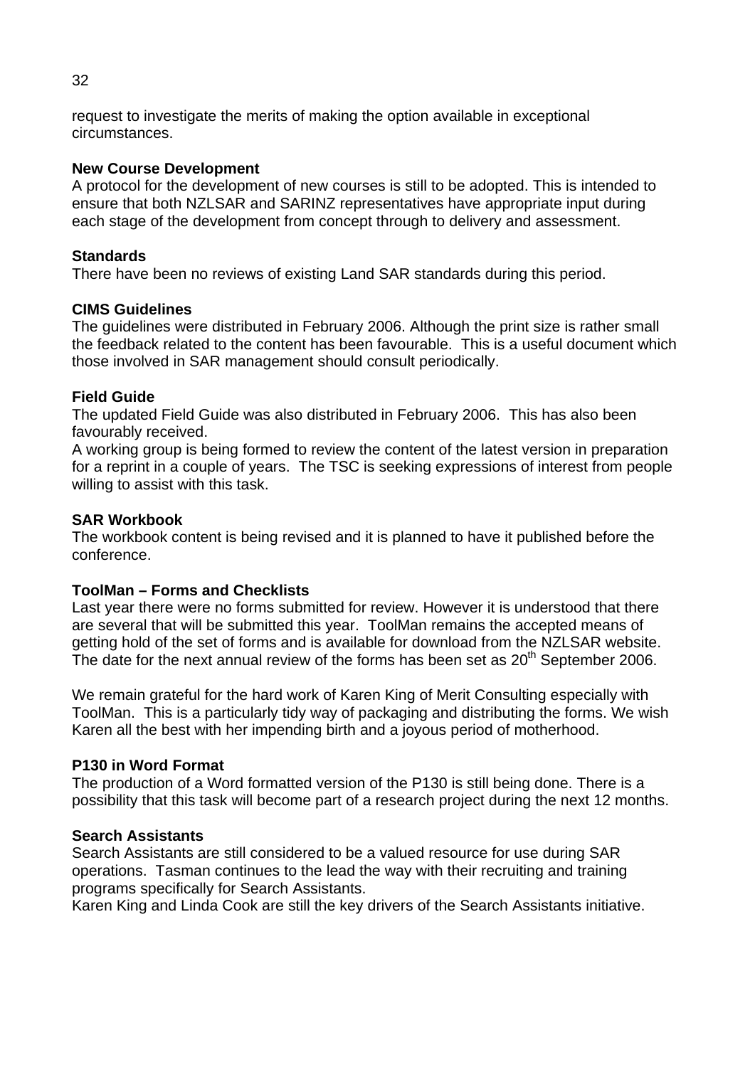request to investigate the merits of making the option available in exceptional circumstances.

**New Course Development**

A protocol for the development of new courses is still to be adopted. This is intended to ensure that both NZLSAR and SARINZ representatives have appropriate input during each stage of the development from concept through to delivery and assessment.

**Standards**

There have been no reviews of existing Land SAR standards during this period.

**CIMS Guidelines**

The guidelines were distributed in February 2006. Although the print size is rather small the feedback related to the content has been favourable. This is a useful document which those involved in SAR management should consult periodically.

**Field Guide**

The updated Field Guide was also distributed in February 2006. This has also been favourably received.

A working group is being formed to review the content of the latest version in preparation for a reprint in a couple of years. The TSC is seeking expressions of interest from people willing to assist with this task.

**SAR Workbook**

The workbook content is being revised and it is planned to have it published before the conference.

**ToolMan – Forms and Checklists**

Last year there were no forms submitted for review. However it is understood that there are several that will be submitted this year. ToolMan remains the accepted means of getting hold of the set of forms and is available for download from the NZLSAR website. The date for the next annual review of the forms has been set as 20th September 2006.

We remain grateful for the hard work of Karen King of Merit Consulting especially with ToolMan. This is a particularly tidy way of packaging and distributing the forms. We wish Karen all the best with her impending birth and a joyous period of motherhood.

**P130 in Word Format**

The production of a Word formatted version of the P130 is still being done. There is a possibility that this task will become part of a research project during the next 12 months.

**Search Assistants**

Search Assistants are still considered to be a valued resource for use during SAR operations. Tasman continues to the lead the way with their recruiting and training programs specifically for Search Assistants.

Karen King and Linda Cook are still the key drivers of the Search Assistants initiative.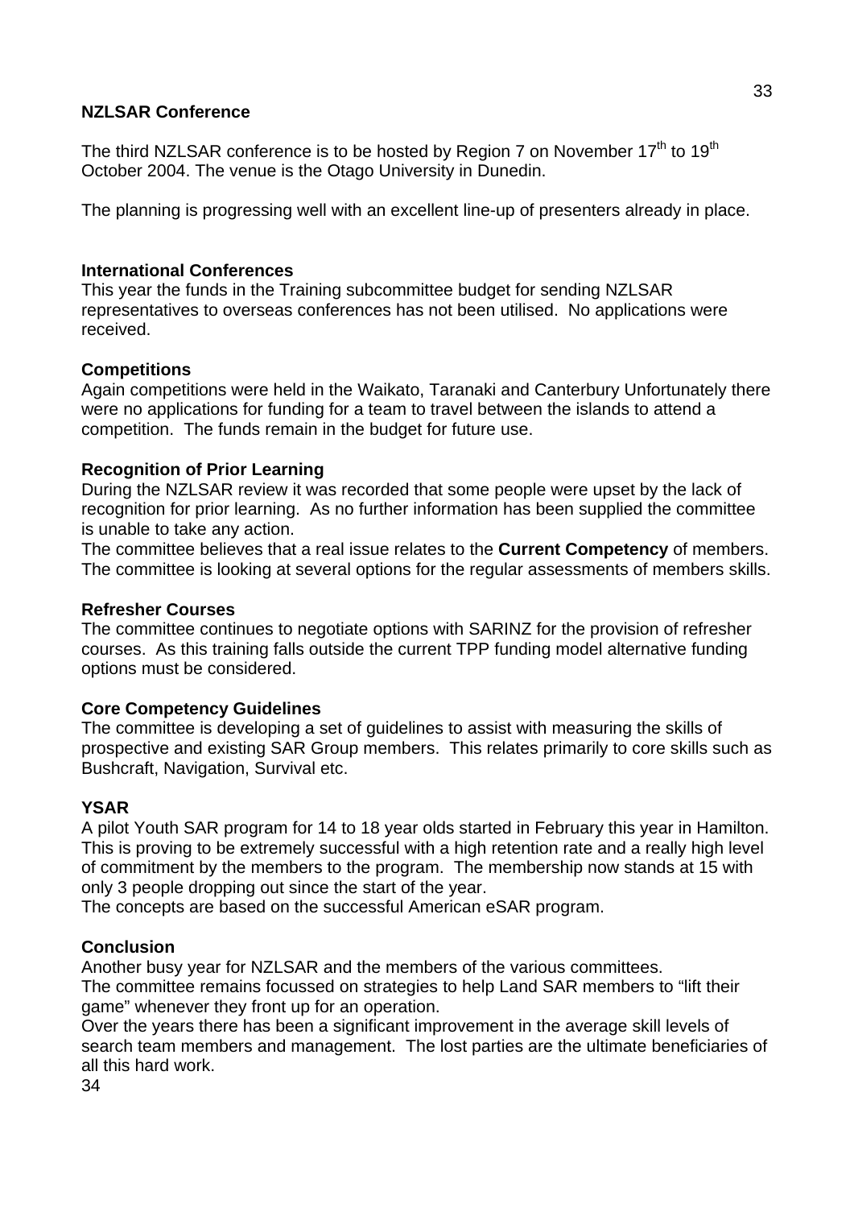## NZLSAR Conference

The third NZLSAR conference is to be hosted by Region 7 on November 17th to 19th October 2004. The venue is the Otago University in Dunedin.

The planning is progressing well with an excellent line-up of presenters already in place.

## International Conferences

This year the funds in the Training subcommittee budget for sending NZLSAR representatives to overseas conferences has not been utilised. No applications were received.

## Competitions

Again competitions were held in the Waikato, Taranaki and Canterbury Unfortunately there were no applications for funding for a team to travel between the islands to attend a competition. The funds remain in the budget for future use.

## Recognition of Prior Learning

During the NZLSAR review it was recorded that some people were upset by the lack of recognition for prior learning. As no further information has been supplied the committee is unable to take any action.

The committee believes that a real issue relates to the **Current Competency** of members. The committee is looking at several options for the regular assessments of members skills.

## Refresher Courses

The committee continues to negotiate options with SARINZ for the provision of refresher courses. As this training falls outside the current TPP funding model alternative funding options must be considered.

## Core Competency Guidelines

The committee is developing a set of guidelines to assist with measuring the skills of prospective and existing SAR Group members. This relates primarily to core skills such as Bushcraft, Navigation, Survival etc.

## YSAR

A pilot Youth SAR program for 14 to 18 year olds started in February this year in Hamilton. This is proving to be extremely successful with a high retention rate and a really high level of commitment by the members to the program. The membership now stands at 15 with only 3 people dropping out since the start of the year.

The concepts are based on the successful American eSAR program.

## Conclusion

Another busy year for NZLSAR and the members of the various committees.

The committee remains focussed on strategies to help Land SAR members to "lift their game" whenever they front up for an operation.

Over the years there has been a significant improvement in the average skill levels of search team members and management. The lost parties are the ultimate beneficiaries of all this hard work.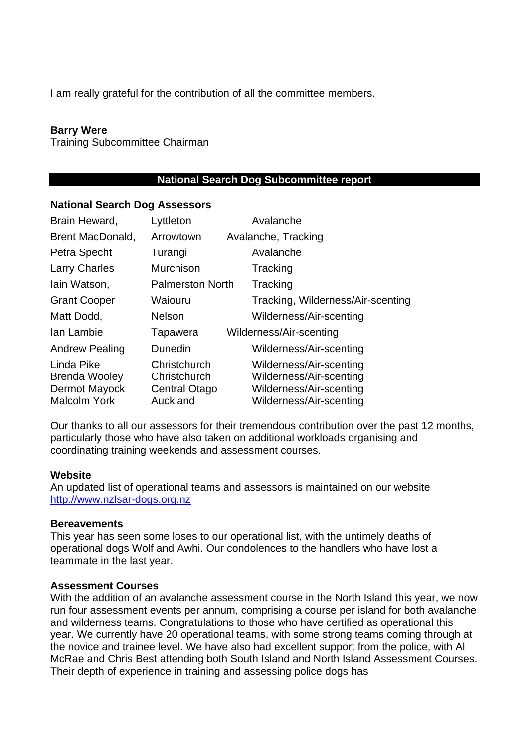I am really grateful for the contribution of all the committee members.

**Barry Were**
Training Subcommittee Chairman

## National Search Dog Subcommittee report

**National Search Dog Assessors**

| | | |
|---|---|---|
| Brain Heward, | Lyttleton | Avalanche |
| Brent MacDonald, | Arrowtown | Avalanche, Tracking |
| Petra Specht | Turangi | Avalanche |
| Larry Charles | Murchison | Tracking |
| Iain Watson, | Palmerston North | Tracking |
| Grant Cooper | Waiouru | Tracking, Wilderness/Air-scenting |
| Matt Dodd, | Nelson | Wilderness/Air-scenting |
| Ian Lambie | Tapawera | Wilderness/Air-scenting |
| Andrew Pealing | Dunedin | Wilderness/Air-scenting |
| Linda Pike | Christchurch | Wilderness/Air-scenting |
| Brenda Wooley | Christchurch | Wilderness/Air-scenting |
| Dermot Mayock | Central Otago | Wilderness/Air-scenting |
| Malcolm York | Auckland | Wilderness/Air-scenting |

Our thanks to all our assessors for their tremendous contribution over the past 12 months, particularly those who have also taken on additional workloads organising and coordinating training weekends and assessment courses.

**Website**
An updated list of operational teams and assessors is maintained on our website http://www.nzlsar-dogs.org.nz

**Bereavements**
This year has seen some loses to our operational list, with the untimely deaths of operational dogs Wolf and Awhi. Our condolences to the handlers who have lost a teammate in the last year.

**Assessment Courses**
With the addition of an avalanche assessment course in the North Island this year, we now run four assessment events per annum, comprising a course per island for both avalanche and wilderness teams. Congratulations to those who have certified as operational this year. We currently have 20 operational teams, with some strong teams coming through at the novice and trainee level. We have also had excellent support from the police, with Al McRae and Chris Best attending both South Island and North Island Assessment Courses. Their depth of experience in training and assessing police dogs has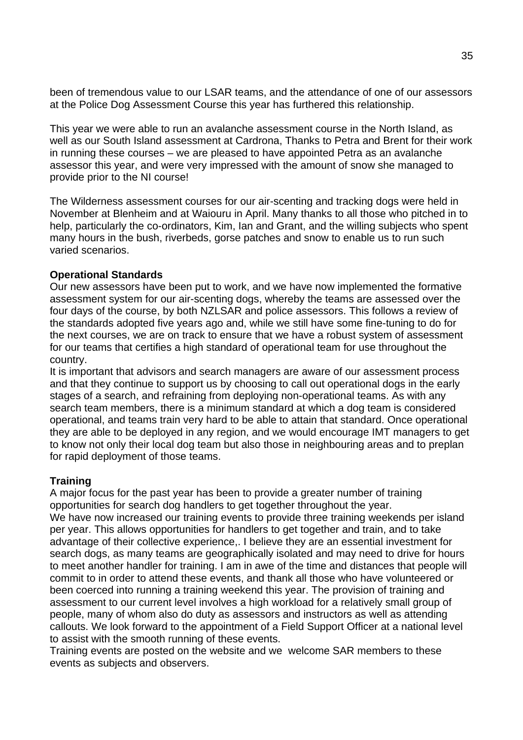been of tremendous value to our LSAR teams, and the attendance of one of our assessors at the Police Dog Assessment Course this year has furthered this relationship.

This year we were able to run an avalanche assessment course in the North Island, as well as our South Island assessment at Cardrona, Thanks to Petra and Brent for their work in running these courses – we are pleased to have appointed Petra as an avalanche assessor this year, and were very impressed with the amount of snow she managed to provide prior to the NI course!

The Wilderness assessment courses for our air-scenting and tracking dogs were held in November at Blenheim and at Waiouru in April. Many thanks to all those who pitched in to help, particularly the co-ordinators, Kim, Ian and Grant, and the willing subjects who spent many hours in the bush, riverbeds, gorse patches and snow to enable us to run such varied scenarios.

**Operational Standards**

Our new assessors have been put to work, and we have now implemented the formative assessment system for our air-scenting dogs, whereby the teams are assessed over the four days of the course, by both NZLSAR and police assessors. This follows a review of the standards adopted five years ago and, while we still have some fine-tuning to do for the next courses, we are on track to ensure that we have a robust system of assessment for our teams that certifies a high standard of operational team for use throughout the country.

It is important that advisors and search managers are aware of our assessment process and that they continue to support us by choosing to call out operational dogs in the early stages of a search, and refraining from deploying non-operational teams. As with any search team members, there is a minimum standard at which a dog team is considered operational, and teams train very hard to be able to attain that standard. Once operational they are able to be deployed in any region, and we would encourage IMT managers to get to know not only their local dog team but also those in neighbouring areas and to preplan for rapid deployment of those teams.

**Training**

A major focus for the past year has been to provide a greater number of training opportunities for search dog handlers to get together throughout the year.

We have now increased our training events to provide three training weekends per island per year. This allows opportunities for handlers to get together and train, and to take advantage of their collective experience,. I believe they are an essential investment for search dogs, as many teams are geographically isolated and may need to drive for hours to meet another handler for training. I am in awe of the time and distances that people will commit to in order to attend these events, and thank all those who have volunteered or been coerced into running a training weekend this year. The provision of training and assessment to our current level involves a high workload for a relatively small group of people, many of whom also do duty as assessors and instructors as well as attending callouts. We look forward to the appointment of a Field Support Officer at a national level to assist with the smooth running of these events.

Training events are posted on the website and we welcome SAR members to these events as subjects and observers.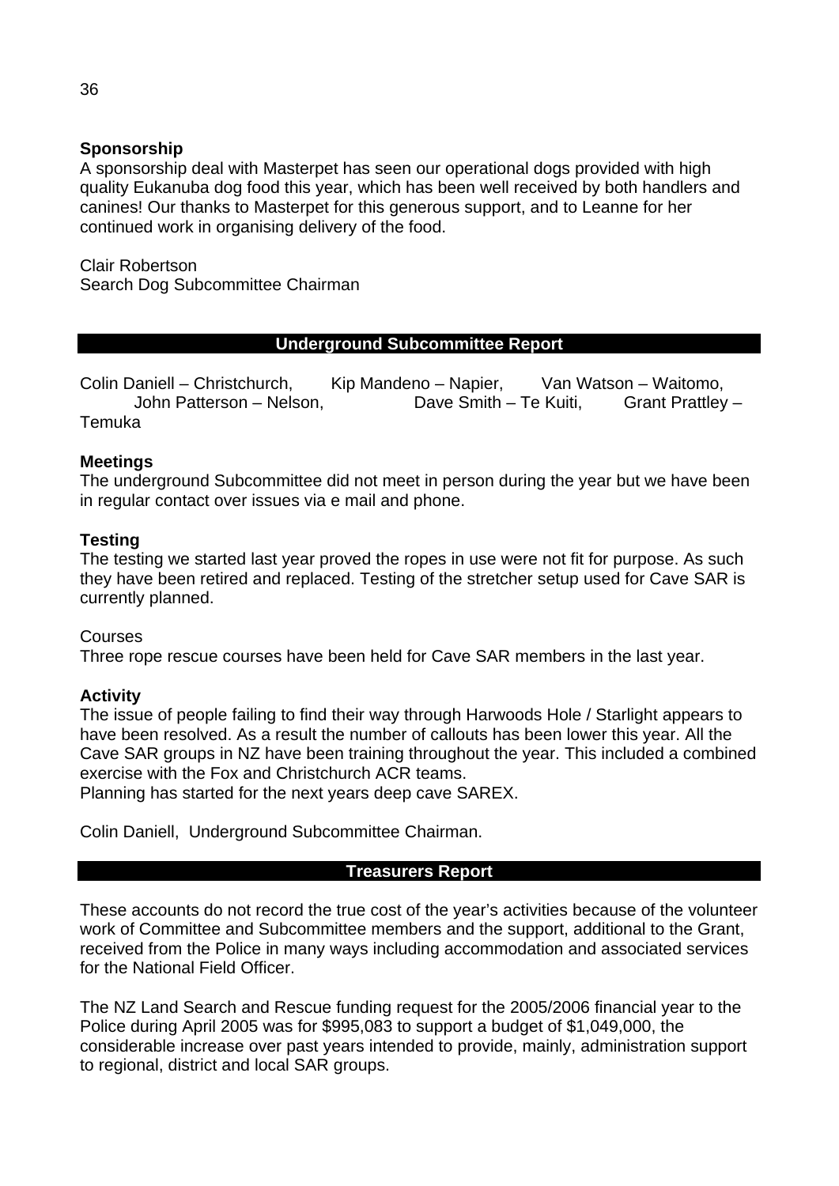**Sponsorship**

A sponsorship deal with Masterpet has seen our operational dogs provided with high quality Eukanuba dog food this year, which has been well received by both handlers and canines! Our thanks to Masterpet for this generous support, and to Leanne for her continued work in organising delivery of the food.

Clair Robertson
Search Dog Subcommittee Chairman

## Underground Subcommittee Report

Colin Daniell – Christchurch, Kip Mandeno – Napier, Van Watson – Waitomo, John Patterson – Nelson, Dave Smith – Te Kuiti, Grant Prattley – Temuka

**Meetings**

The underground Subcommittee did not meet in person during the year but we have been in regular contact over issues via e mail and phone.

**Testing**

The testing we started last year proved the ropes in use were not fit for purpose. As such they have been retired and replaced. Testing of the stretcher setup used for Cave SAR is currently planned.

Courses

Three rope rescue courses have been held for Cave SAR members in the last year.

**Activity**

The issue of people failing to find their way through Harwoods Hole / Starlight appears to have been resolved. As a result the number of callouts has been lower this year. All the Cave SAR groups in NZ have been training throughout the year. This included a combined exercise with the Fox and Christchurch ACR teams.
Planning has started for the next years deep cave SAREX.

Colin Daniell, Underground Subcommittee Chairman.

## Treasurers Report

These accounts do not record the true cost of the year's activities because of the volunteer work of Committee and Subcommittee members and the support, additional to the Grant, received from the Police in many ways including accommodation and associated services for the National Field Officer.

The NZ Land Search and Rescue funding request for the 2005/2006 financial year to the Police during April 2005 was for $995,083 to support a budget of $1,049,000, the considerable increase over past years intended to provide, mainly, administration support to regional, district and local SAR groups.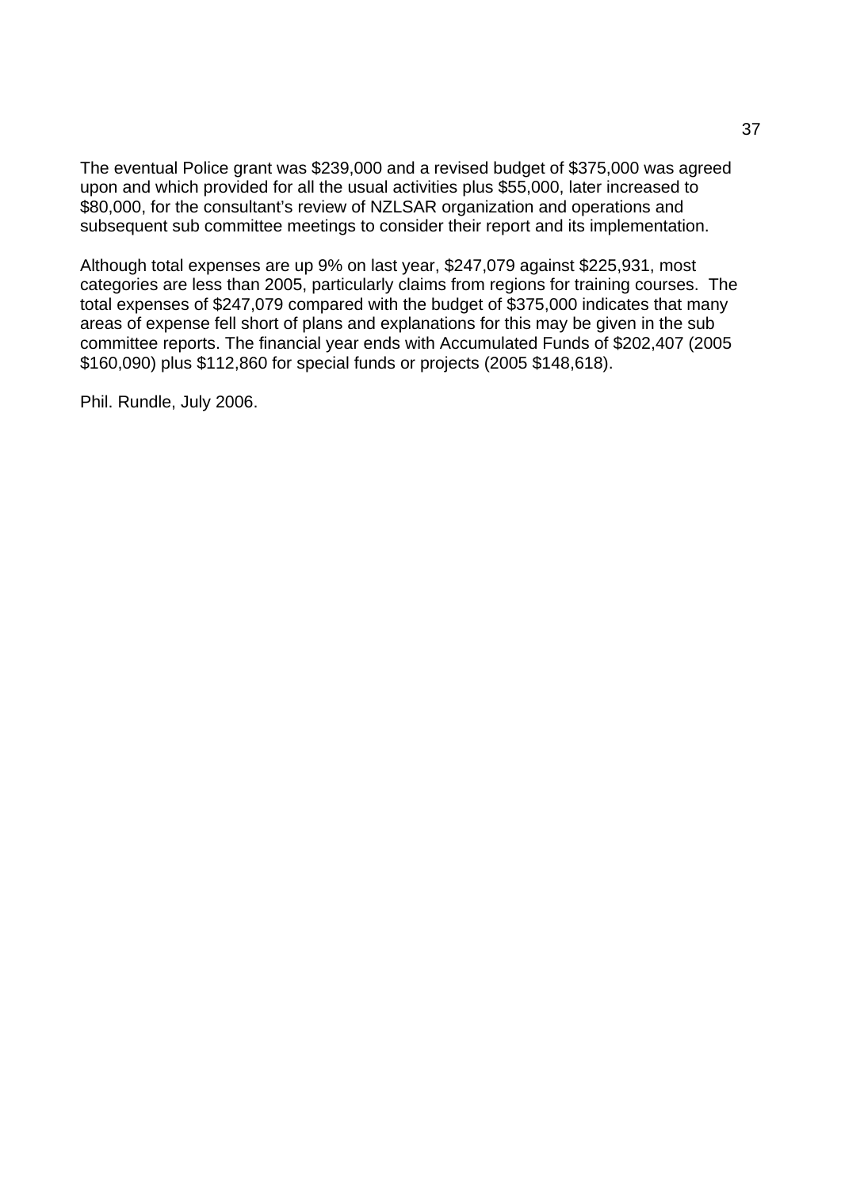The eventual Police grant was $239,000 and a revised budget of $375,000 was agreed upon and which provided for all the usual activities plus $55,000, later increased to $80,000, for the consultant's review of NZLSAR organization and operations and subsequent sub committee meetings to consider their report and its implementation.

Although total expenses are up 9% on last year, $247,079 against $225,931, most categories are less than 2005, particularly claims from regions for training courses. The total expenses of $247,079 compared with the budget of $375,000 indicates that many areas of expense fell short of plans and explanations for this may be given in the sub committee reports. The financial year ends with Accumulated Funds of $202,407 (2005 $160,090) plus $112,860 for special funds or projects (2005 $148,618).

Phil. Rundle, July 2006.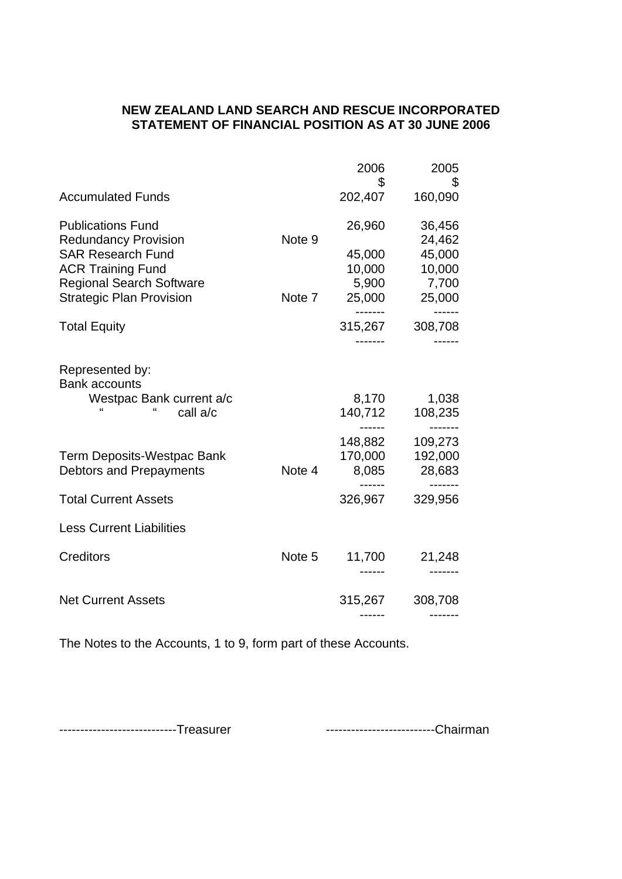**NEW ZEALAND LAND SEARCH AND RESCUE INCORPORATED**
**STATEMENT OF FINANCIAL POSITION AS AT 30 JUNE 2006**

| | | 2006 | 2005 |
|---|---|---|---|
| | | $ | $ |
| Accumulated Funds | | 202,407 | 160,090 |
| | | | |
| Publications Fund | | 26,960 | 36,456 |
| Redundancy Provision | Note 9 | | 24,462 |
| SAR Research Fund | | 45,000 | 45,000 |
| ACR Training Fund | | 10,000 | 10,000 |
| Regional Search Software | | 5,900 | 7,700 |
| Strategic Plan Provision | Note 7 | 25,000 | 25,000 |
| | | ------- | ------ |
| Total Equity | | 315,267 | 308,708 |
| | | ------- | ------ |
| | | | |
| Represented by: | | | |
| Bank accounts | | | |
| Westpac Bank current a/c | | 8,170 | 1,038 |
| " " call a/c | | 140,712 | 108,235 |
| | | ------ | ------- |
| | | 148,882 | 109,273 |
| Term Deposits-Westpac Bank | | 170,000 | 192,000 |
| Debtors and Prepayments | Note 4 | 8,085 | 28,683 |
| | | ------ | ------- |
| Total Current Assets | | 326,967 | 329,956 |
| | | | |
| Less Current Liabilities | | | |
| | | | |
| Creditors | Note 5 | 11,700 | 21,248 |
| | | ------ | ------- |
| | | | |
| Net Current Assets | | 315,267 | 308,708 |
| | | ------ | ------- |

The Notes to the Accounts, 1 to 9, form part of these Accounts.

----------------------------Treasurer                    -------------------------Chairman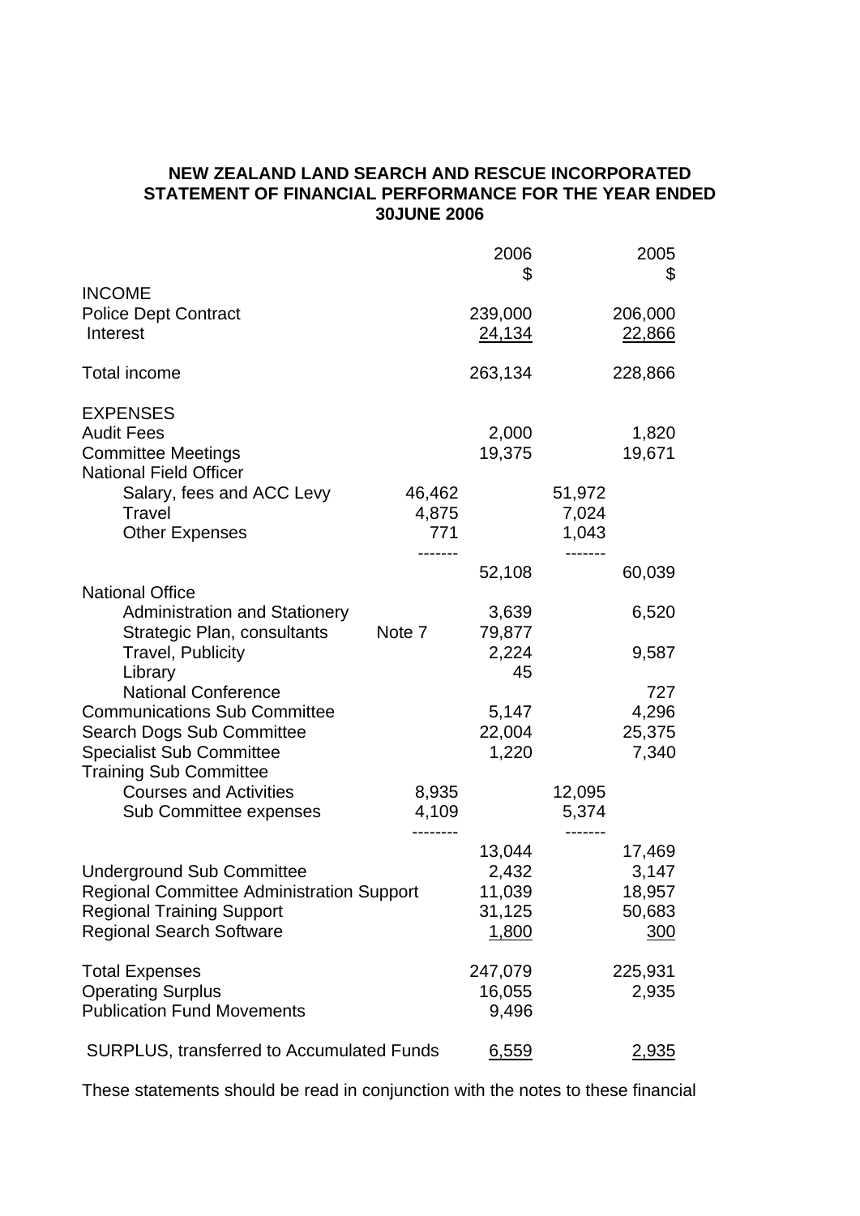**NEW ZEALAND LAND SEARCH AND RESCUE INCORPORATED**
**STATEMENT OF FINANCIAL PERFORMANCE FOR THE YEAR ENDED 30JUNE 2006**

| | | 2006 $ | | 2005 $ |
|---|---|---|---|---|
| INCOME | | | | |
| Police Dept Contract | | 239,000 | | 206,000 |
| Interest | | 24,134 | | 22,866 |
| Total income | | 263,134 | | 228,866 |
| EXPENSES | | | | |
| Audit Fees | | 2,000 | | 1,820 |
| Committee Meetings | | 19,375 | | 19,671 |
| National Field Officer | | | | |
| Salary, fees and ACC Levy | 46,462 | | 51,972 | |
| Travel | 4,875 | | 7,024 | |
| Other Expenses | 771 | | 1,043 | |
| | | 52,108 | | 60,039 |
| National Office | | | | |
| Administration and Stationery | | 3,639 | | 6,520 |
| Strategic Plan, consultants | Note 7 | 79,877 | | |
| Travel, Publicity | | 2,224 | | 9,587 |
| Library | | 45 | | |
| National Conference | | | | 727 |
| Communications Sub Committee | | 5,147 | | 4,296 |
| Search Dogs Sub Committee | | 22,004 | | 25,375 |
| Specialist Sub Committee | | 1,220 | | 7,340 |
| Training Sub Committee | | | | |
| Courses and Activities | 8,935 | | 12,095 | |
| Sub Committee expenses | 4,109 | | 5,374 | |
| | | 13,044 | | 17,469 |
| Underground Sub Committee | | 2,432 | | 3,147 |
| Regional Committee Administration Support | | 11,039 | | 18,957 |
| Regional Training Support | | 31,125 | | 50,683 |
| Regional Search Software | | 1,800 | | 300 |
| Total Expenses | | 247,079 | | 225,931 |
| Operating Surplus | | 16,055 | | 2,935 |
| Publication Fund Movements | | 9,496 | | |
| SURPLUS, transferred to Accumulated Funds | | 6,559 | | 2,935 |

These statements should be read in conjunction with the notes to these financial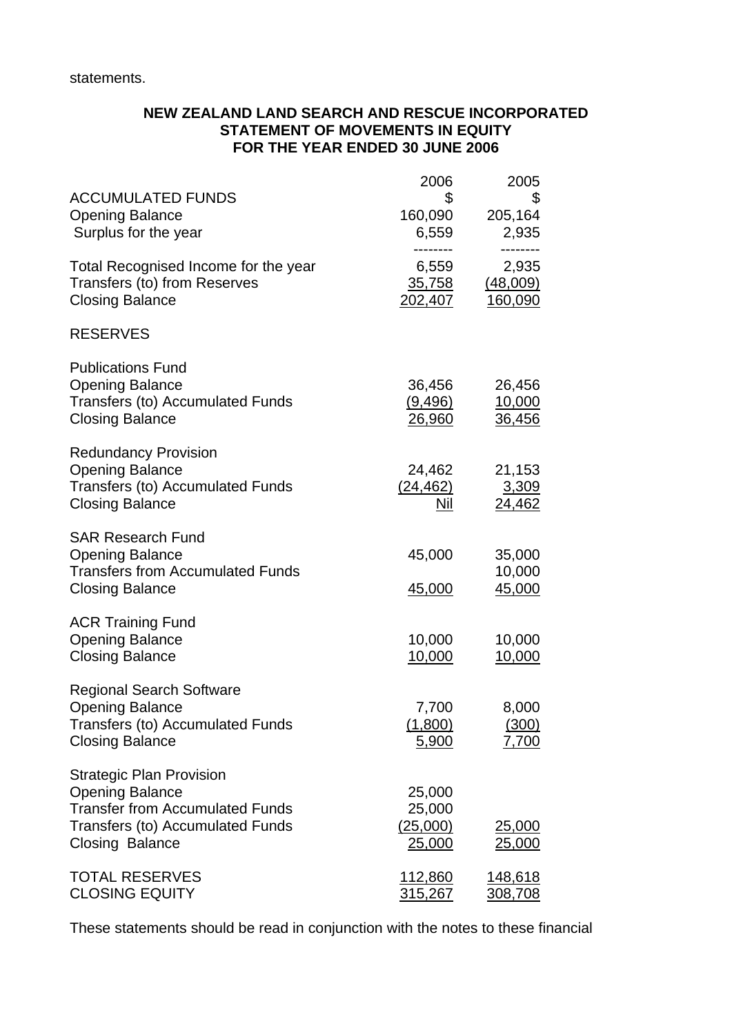statements.

**NEW ZEALAND LAND SEARCH AND RESCUE INCORPORATED**
**STATEMENT OF MOVEMENTS IN EQUITY**
**FOR THE YEAR ENDED 30 JUNE 2006**

| | 2006 | 2005 |
|---|---|---|
| ACCUMULATED FUNDS | $ | $ |
| Opening Balance | 160,090 | 205,164 |
| Surplus for the year | 6,559 | 2,935 |
| | -------- | -------- |
| Total Recognised Income for the year | 6,559 | 2,935 |
| Transfers (to) from Reserves | 35,758 | (48,009) |
| Closing Balance | 202,407 | 160,090 |
| | | |
| RESERVES | | |
| | | |
| Publications Fund | | |
| Opening Balance | 36,456 | 26,456 |
| Transfers (to) Accumulated Funds | (9,496) | 10,000 |
| Closing Balance | 26,960 | 36,456 |
| | | |
| Redundancy Provision | | |
| Opening Balance | 24,462 | 21,153 |
| Transfers (to) Accumulated Funds | (24,462) | 3,309 |
| Closing Balance | Nil | 24,462 |
| | | |
| SAR Research Fund | | |
| Opening Balance | 45,000 | 35,000 |
| Transfers from Accumulated Funds | | 10,000 |
| Closing Balance | 45,000 | 45,000 |
| | | |
| ACR Training Fund | | |
| Opening Balance | 10,000 | 10,000 |
| Closing Balance | 10,000 | 10,000 |
| | | |
| Regional Search Software | | |
| Opening Balance | 7,700 | 8,000 |
| Transfers (to) Accumulated Funds | (1,800) | (300) |
| Closing Balance | 5,900 | 7,700 |
| | | |
| Strategic Plan Provision | | |
| Opening Balance | 25,000 | |
| Transfer from Accumulated Funds | 25,000 | |
| Transfers (to) Accumulated Funds | (25,000) | 25,000 |
| Closing Balance | 25,000 | 25,000 |
| | | |
| TOTAL RESERVES | 112,860 | 148,618 |
| CLOSING EQUITY | 315,267 | 308,708 |

These statements should be read in conjunction with the notes to these financial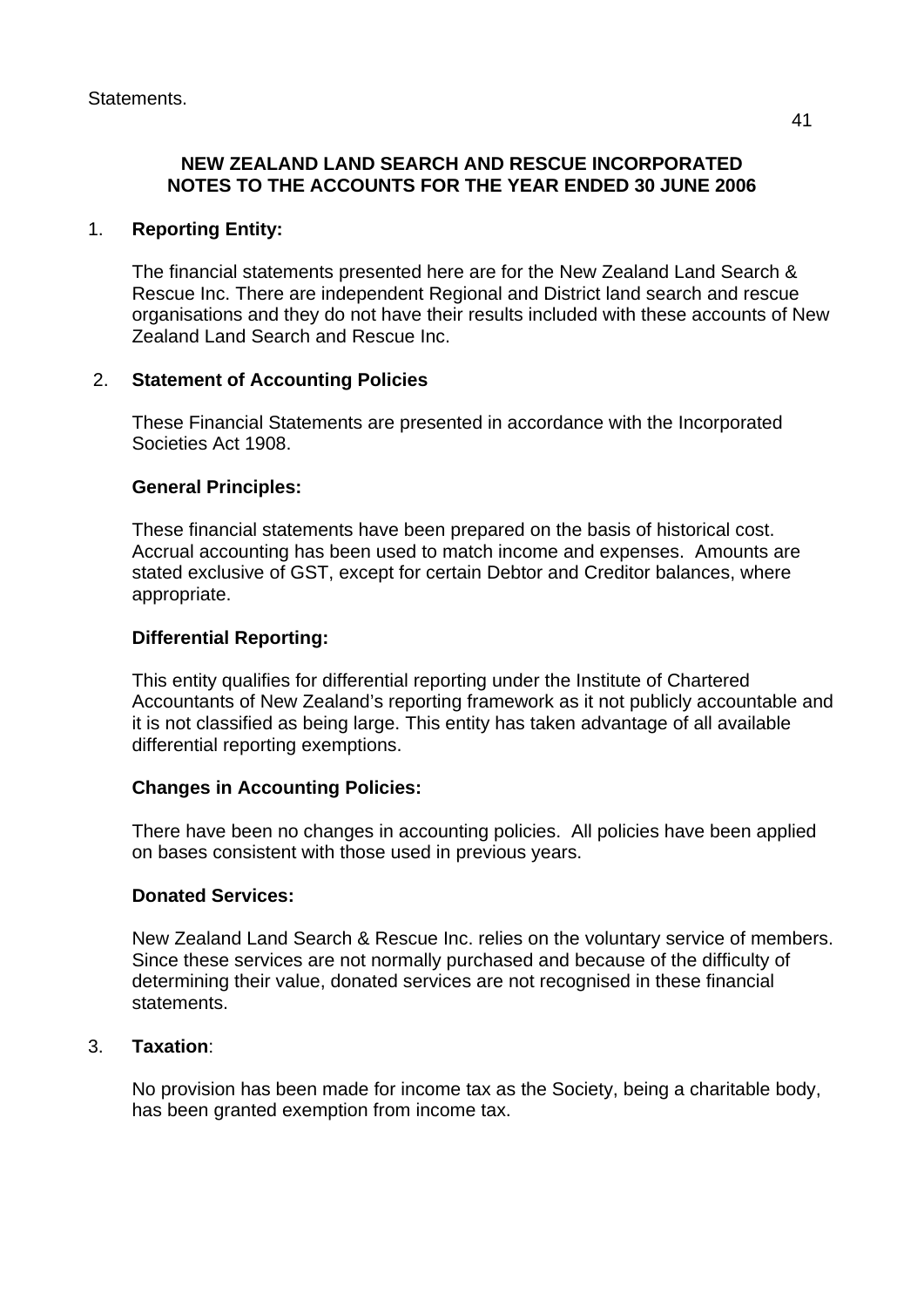Statements.

**NEW ZEALAND LAND SEARCH AND RESCUE INCORPORATED**
**NOTES TO THE ACCOUNTS FOR THE YEAR ENDED 30 JUNE 2006**

1. **Reporting Entity:**

   The financial statements presented here are for the New Zealand Land Search & Rescue Inc. There are independent Regional and District land search and rescue organisations and they do not have their results included with these accounts of New Zealand Land Search and Rescue Inc.

2. **Statement of Accounting Policies**

   These Financial Statements are presented in accordance with the Incorporated Societies Act 1908.

   **General Principles:**

   These financial statements have been prepared on the basis of historical cost. Accrual accounting has been used to match income and expenses. Amounts are stated exclusive of GST, except for certain Debtor and Creditor balances, where appropriate.

   **Differential Reporting:**

   This entity qualifies for differential reporting under the Institute of Chartered Accountants of New Zealand's reporting framework as it not publicly accountable and it is not classified as being large. This entity has taken advantage of all available differential reporting exemptions.

   **Changes in Accounting Policies:**

   There have been no changes in accounting policies. All policies have been applied on bases consistent with those used in previous years.

   **Donated Services:**

   New Zealand Land Search & Rescue Inc. relies on the voluntary service of members. Since these services are not normally purchased and because of the difficulty of determining their value, donated services are not recognised in these financial statements.

3. **Taxation**:

   No provision has been made for income tax as the Society, being a charitable body, has been granted exemption from income tax.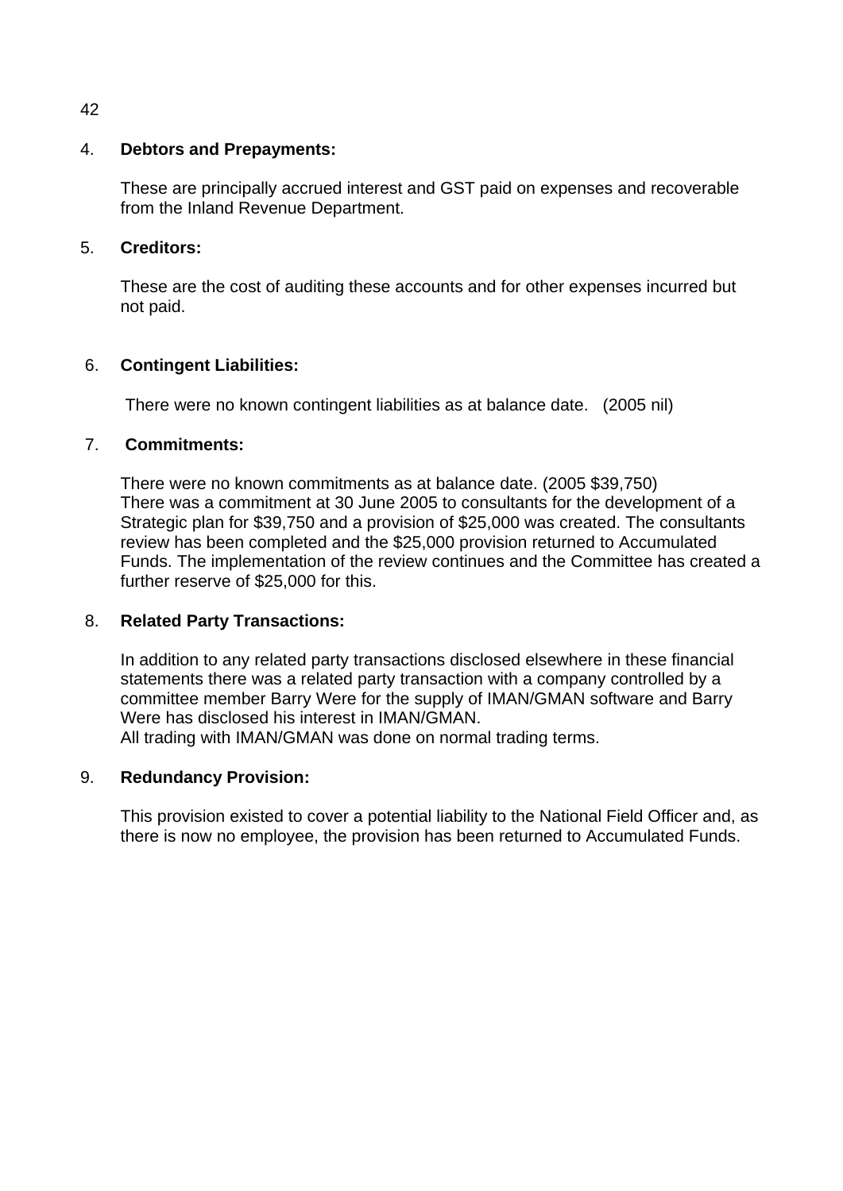4. **Debtors and Prepayments:**

   These are principally accrued interest and GST paid on expenses and recoverable from the Inland Revenue Department.

5. **Creditors:**

   These are the cost of auditing these accounts and for other expenses incurred but not paid.

6. **Contingent Liabilities:**

   There were no known contingent liabilities as at balance date. (2005 nil)

7. **Commitments:**

   There were no known commitments as at balance date. (2005 $39,750)
   There was a commitment at 30 June 2005 to consultants for the development of a Strategic plan for $39,750 and a provision of $25,000 was created. The consultants review has been completed and the $25,000 provision returned to Accumulated Funds. The implementation of the review continues and the Committee has created a further reserve of $25,000 for this.

8. **Related Party Transactions:**

   In addition to any related party transactions disclosed elsewhere in these financial statements there was a related party transaction with a company controlled by a committee member Barry Were for the supply of IMAN/GMAN software and Barry Were has disclosed his interest in IMAN/GMAN.
   All trading with IMAN/GMAN was done on normal trading terms.

9. **Redundancy Provision:**

   This provision existed to cover a potential liability to the National Field Officer and, as there is now no employee, the provision has been returned to Accumulated Funds.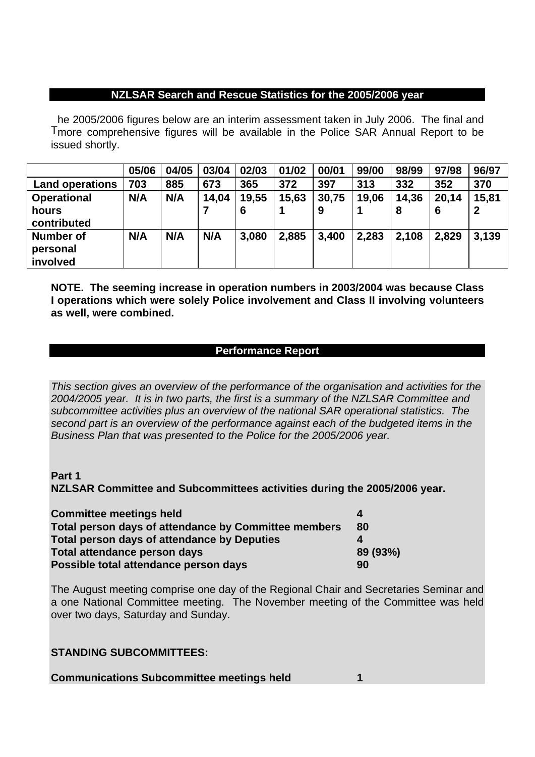## NZLSAR Search and Rescue Statistics for the 2005/2006 year

The 2005/2006 figures below are an interim assessment taken in July 2006. The final and more comprehensive figures will be available in the Police SAR Annual Report to be issued shortly.

| | 05/06 | 04/05 | 03/04 | 02/03 | 01/02 | 00/01 | 99/00 | 98/99 | 97/98 | 96/97 |
|---|---|---|---|---|---|---|---|---|---|---|
| **Land operations** | 703 | 885 | 673 | 365 | 372 | 397 | 313 | 332 | 352 | 370 |
| **Operational hours contributed** | N/A | N/A | 14,047 | 19,556 | 15,631 | 30,759 | 19,061 | 14,368 | 20,146 | 15,812 |
| **Number of personal involved** | N/A | N/A | N/A | 3,080 | 2,885 | 3,400 | 2,283 | 2,108 | 2,829 | 3,139 |

**NOTE. The seeming increase in operation numbers in 2003/2004 was because Class I operations which were solely Police involvement and Class II involving volunteers as well, were combined.**

## Performance Report

*This section gives an overview of the performance of the organisation and activities for the 2004/2005 year. It is in two parts, the first is a summary of the NZLSAR Committee and subcommittee activities plus an overview of the national SAR operational statistics. The second part is an overview of the performance against each of the budgeted items in the Business Plan that was presented to the Police for the 2005/2006 year.*

**Part 1**
**NZLSAR Committee and Subcommittees activities during the 2005/2006 year.**

| | |
|---|---|
| **Committee meetings held** | **4** |
| **Total person days of attendance by Committee members** | **80** |
| **Total person days of attendance by Deputies** | **4** |
| **Total attendance person days** | **89 (93%)** |
| **Possible total attendance person days** | **90** |

The August meeting comprise one day of the Regional Chair and Secretaries Seminar and a one National Committee meeting. The November meeting of the Committee was held over two days, Saturday and Sunday.

**STANDING SUBCOMMITTEES:**

**Communications Subcommittee meetings held** **1**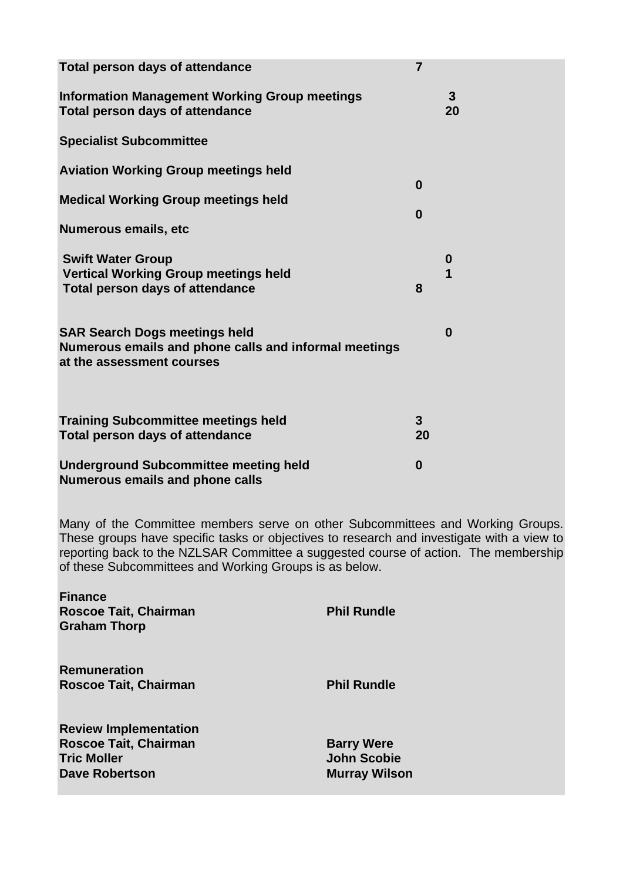**Total person days of attendance** **7**

**Information Management Working Group meetings** **3**
**Total person days of attendance** **20**

**Specialist Subcommittee**

**Aviation Working Group meetings held** **0**

**Medical Working Group meetings held** **0**

**Numerous emails, etc**

**Swift Water Group** **0**
**Vertical Working Group meetings held** **1**
**Total person days of attendance** **8**

**SAR Search Dogs meetings held** **0**
**Numerous emails and phone calls and informal meetings at the assessment courses**

**Training Subcommittee meetings held** **3**
**Total person days of attendance** **20**

**Underground Subcommittee meeting held** **0**
**Numerous emails and phone calls**

Many of the Committee members serve on other Subcommittees and Working Groups. These groups have specific tasks or objectives to research and investigate with a view to reporting back to the NZLSAR Committee a suggested course of action. The membership of these Subcommittees and Working Groups is as below.

**Finance**
**Roscoe Tait, Chairman**
**Phil Rundle**
**Graham Thorp**

**Remuneration**
**Roscoe Tait, Chairman**
**Phil Rundle**

**Review Implementation**
**Roscoe Tait, Chairman**
**Barry Were**
**Tric Moller**
**John Scobie**
**Dave Robertson**
**Murray Wilson**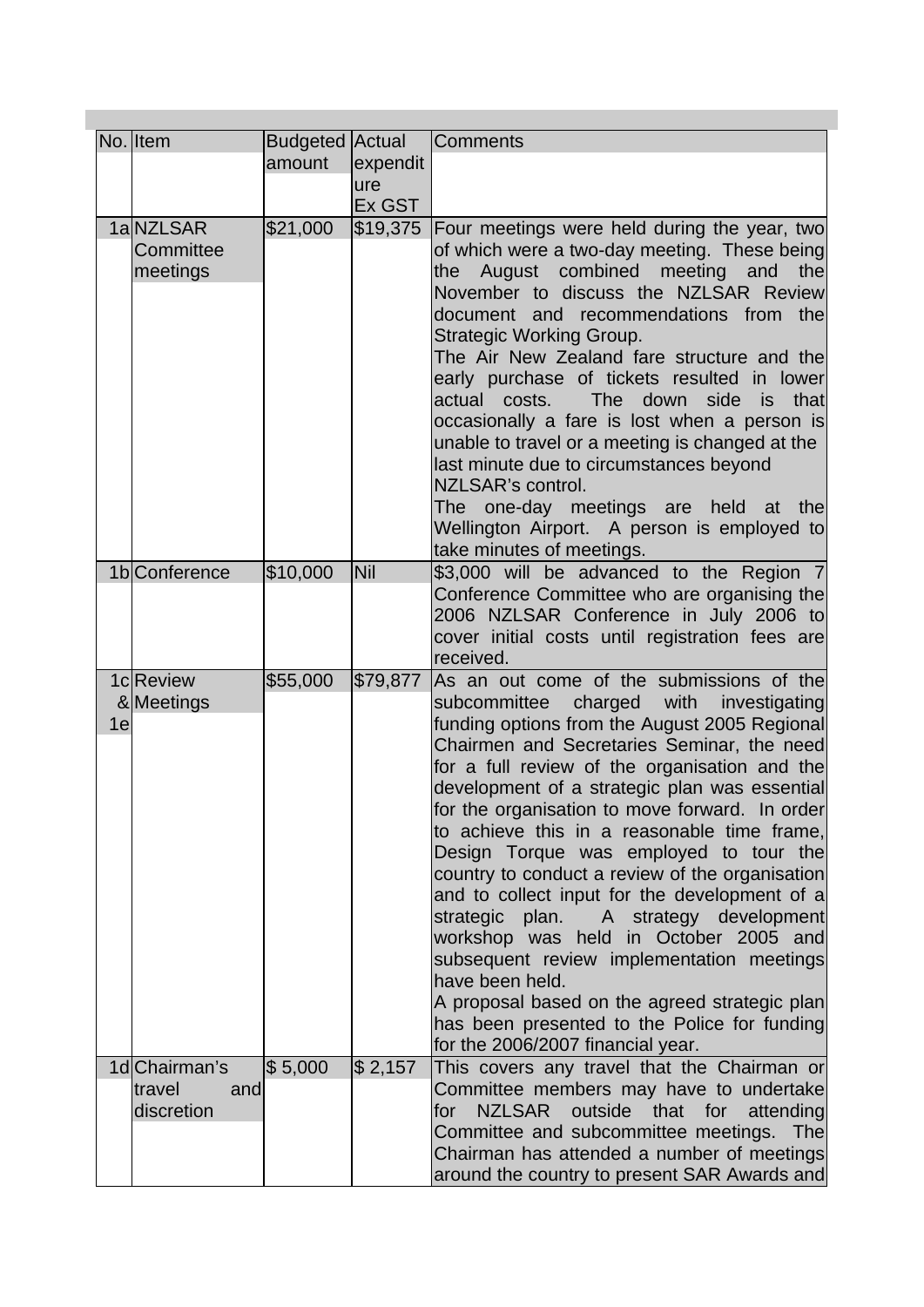| No. | Item | Budgeted amount | Actual expenditure Ex GST | Comments |
|---|---|---|---|---|
| 1a | NZLSAR Committee meetings | $21,000 | $19,375 | Four meetings were held during the year, two of which were a two-day meeting. These being the August combined meeting and the November to discuss the NZLSAR Review document and recommendations from the Strategic Working Group.<br>The Air New Zealand fare structure and the early purchase of tickets resulted in lower actual costs. The down side is that occasionally a fare is lost when a person is unable to travel or a meeting is changed at the last minute due to circumstances beyond NZLSAR's control.<br>The one-day meetings are held at the Wellington Airport. A person is employed to take minutes of meetings. |
| 1b | Conference | $10,000 | Nil | $3,000 will be advanced to the Region 7 Conference Committee who are organising the 2006 NZLSAR Conference in July 2006 to cover initial costs until registration fees are received. |
| 1c & 1e | Review Meetings | $55,000 | $79,877 | As an out come of the submissions of the subcommittee charged with investigating funding options from the August 2005 Regional Chairmen and Secretaries Seminar, the need for a full review of the organisation and the development of a strategic plan was essential for the organisation to move forward. In order to achieve this in a reasonable time frame, Design Torque was employed to tour the country to conduct a review of the organisation and to collect input for the development of a strategic plan. A strategy development workshop was held in October 2005 and subsequent review implementation meetings have been held.<br>A proposal based on the agreed strategic plan has been presented to the Police for funding for the 2006/2007 financial year. |
| 1d | Chairman's travel and discretion | $ 5,000 | $ 2,157 | This covers any travel that the Chairman or Committee members may have to undertake for NZLSAR outside that for attending Committee and subcommittee meetings. The Chairman has attended a number of meetings around the country to present SAR Awards and |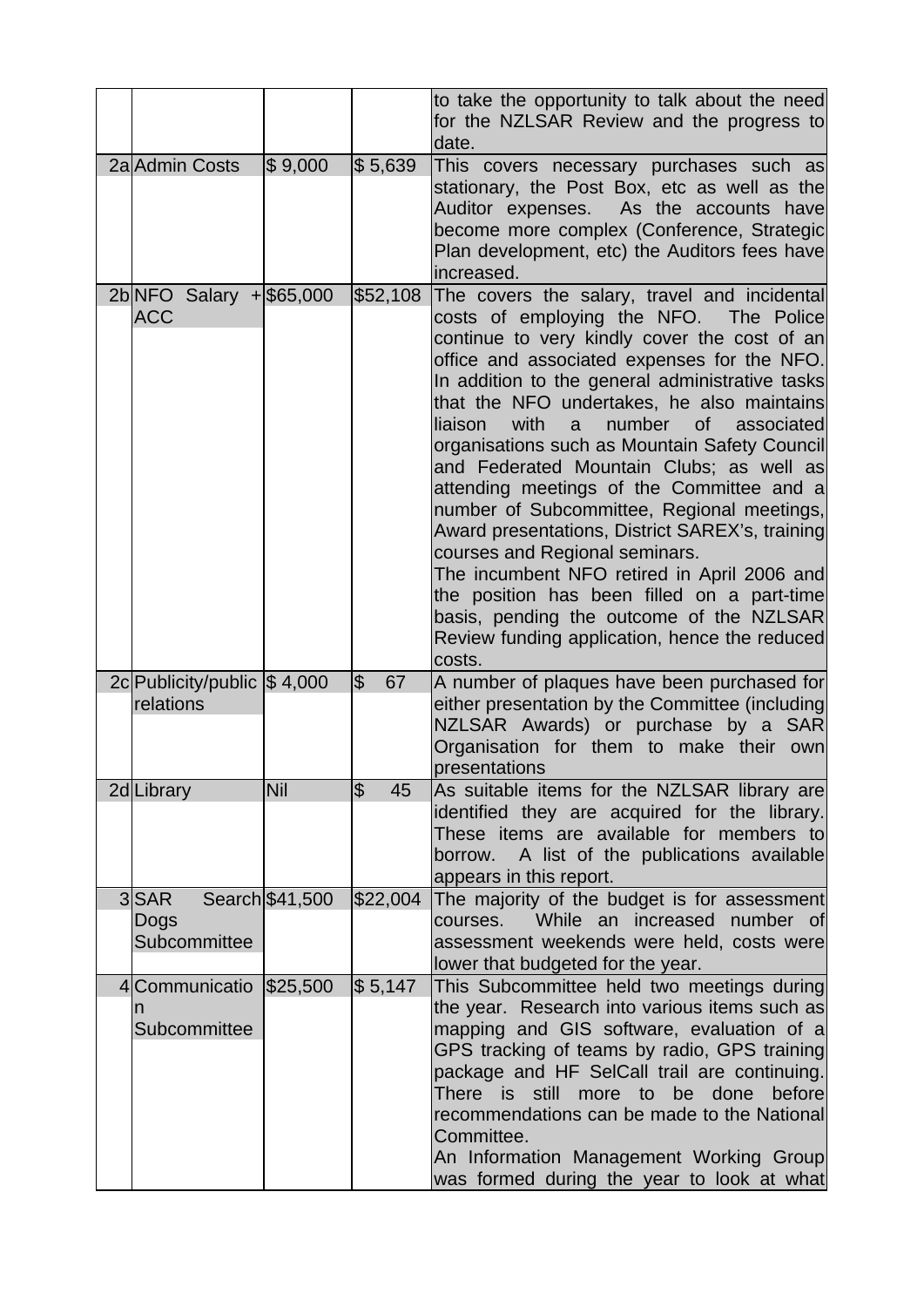|  |  |  |  |  |
|---|---|---|---|---|
|  |  |  |  | to take the opportunity to talk about the need for the NZLSAR Review and the progress to date. |
| 2a | Admin Costs | $ 9,000 | $ 5,639 | This covers necessary purchases such as stationary, the Post Box, etc as well as the Auditor expenses. As the accounts have become more complex (Conference, Strategic Plan development, etc) the Auditors fees have increased. |
| 2b | NFO Salary + ACC | $65,000 | $52,108 | The covers the salary, travel and incidental costs of employing the NFO. The Police continue to very kindly cover the cost of an office and associated expenses for the NFO. In addition to the general administrative tasks that the NFO undertakes, he also maintains liaison with a number of associated organisations such as Mountain Safety Council and Federated Mountain Clubs; as well as attending meetings of the Committee and a number of Subcommittee, Regional meetings, Award presentations, District SAREX's, training courses and Regional seminars.<br>The incumbent NFO retired in April 2006 and the position has been filled on a part-time basis, pending the outcome of the NZLSAR Review funding application, hence the reduced costs. |
| 2c | Publicity/public relations | $ 4,000 | $ 67 | A number of plaques have been purchased for either presentation by the Committee (including NZLSAR Awards) or purchase by a SAR Organisation for them to make their own presentations |
| 2d | Library | Nil | $ 45 | As suitable items for the NZLSAR library are identified they are acquired for the library. These items are available for members to borrow. A list of the publications available appears in this report. |
| 3 | SAR Search Dogs Subcommittee | $41,500 | $22,004 | The majority of the budget is for assessment courses. While an increased number of assessment weekends were held, costs were lower that budgeted for the year. |
| 4 | Communication Subcommittee | $25,500 | $ 5,147 | This Subcommittee held two meetings during the year. Research into various items such as mapping and GIS software, evaluation of a GPS tracking of teams by radio, GPS training package and HF SelCall trail are continuing. There is still more to be done before recommendations can be made to the National Committee.<br>An Information Management Working Group was formed during the year to look at what |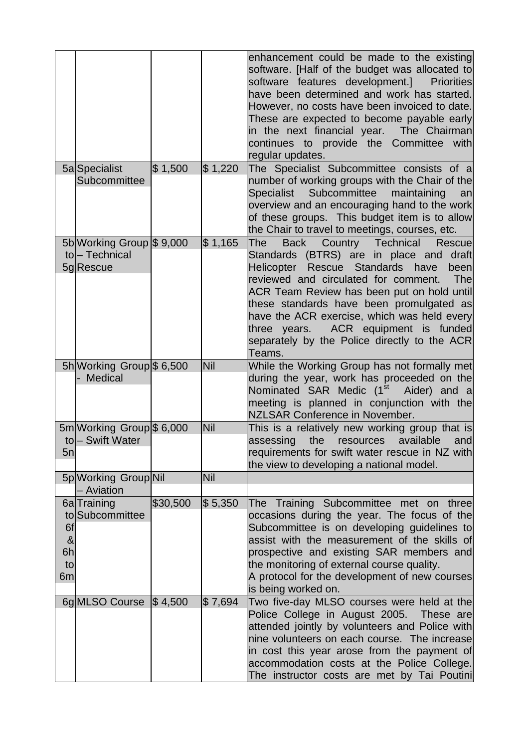| | | | | |
|---|---|---|---|---|
| | | | | enhancement could be made to the existing software. [Half of the budget was allocated to software features development.] Priorities have been determined and work has started. However, no costs have been invoiced to date. These are expected to become payable early in the next financial year. The Chairman continues to provide the Committee with regular updates. |
| 5a | Specialist Subcommittee | $ 1,500 | $ 1,220 | The Specialist Subcommittee consists of a number of working groups with the Chair of the Specialist Subcommittee maintaining an overview and an encouraging hand to the work of these groups. This budget item is to allow the Chair to travel to meetings, courses, etc. |
| 5b to 5g | Working Group – Technical Rescue | $ 9,000 | $ 1,165 | The Back Country Technical Rescue Standards (BTRS) are in place and draft Helicopter Rescue Standards have been reviewed and circulated for comment. The ACR Team Review has been put on hold until these standards have been promulgated as have the ACR exercise, which was held every three years. ACR equipment is funded separately by the Police directly to the ACR Teams. |
| 5h | Working Group - Medical | $ 6,500 | Nil | While the Working Group has not formally met during the year, work has proceeded on the Nominated SAR Medic (1st Aider) and a meeting is planned in conjunction with the NZLSAR Conference in November. |
| 5m to 5n | Working Group – Swift Water | $ 6,000 | Nil | This is a relatively new working group that is assessing the resources available and requirements for swift water rescue in NZ with the view to developing a national model. |
| 5p | Working Group – Aviation | Nil | Nil | |
| 6a to 6f & 6h to 6m | Training Subcommittee | $30,500 | $ 5,350 | The Training Subcommittee met on three occasions during the year. The focus of the Subcommittee is on developing guidelines to assist with the measurement of the skills of prospective and existing SAR members and the monitoring of external course quality.<br>A protocol for the development of new courses is being worked on. |
| 6g | MLSO Course | $ 4,500 | $ 7,694 | Two five-day MLSO courses were held at the Police College in August 2005. These are attended jointly by volunteers and Police with nine volunteers on each course. The increase in cost this year arose from the payment of accommodation costs at the Police College. The instructor costs are met by Tai Poutini |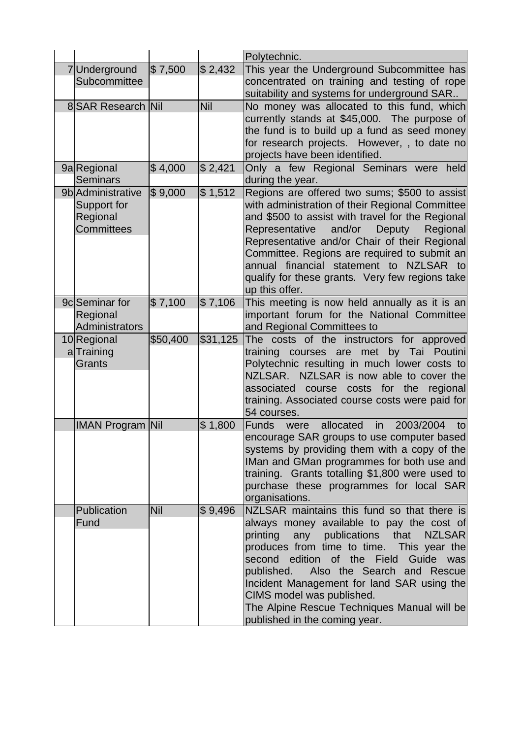| | | | | |
|---|---|---|---|---|
| | | | | Polytechnic. |
| 7 | Underground Subcommittee | $ 7,500 | $ 2,432 | This year the Underground Subcommittee has concentrated on training and testing of rope suitability and systems for underground SAR.. |
| 8 | SAR Research | Nil | Nil | No money was allocated to this fund, which currently stands at $45,000. The purpose of the fund is to build up a fund as seed money for research projects. However, , to date no projects have been identified. |
| 9a | Regional Seminars | $ 4,000 | $ 2,421 | Only a few Regional Seminars were held during the year. |
| 9b | Administrative Support for Regional Committees | $ 9,000 | $ 1,512 | Regions are offered two sums; $500 to assist with administration of their Regional Committee and $500 to assist with travel for the Regional Representative and/or Deputy Regional Representative and/or Chair of their Regional Committee. Regions are required to submit an annual financial statement to NZLSAR to qualify for these grants. Very few regions take up this offer. |
| 9c | Seminar for Regional Administrators | $ 7,100 | $ 7,106 | This meeting is now held annually as it is an important forum for the National Committee and Regional Committees to |
| 10a | Regional Training Grants | $50,400 | $31,125 | The costs of the instructors for approved training courses are met by Tai Poutini Polytechnic resulting in much lower costs to NZLSAR. NZLSAR is now able to cover the associated course costs for the regional training. Associated course costs were paid for 54 courses. |
| | IMAN Program | Nil | $ 1,800 | Funds were allocated in 2003/2004 to encourage SAR groups to use computer based systems by providing them with a copy of the IMan and GMan programmes for both use and training. Grants totalling $1,800 were used to purchase these programmes for local SAR organisations. |
| | Publication Fund | Nil | $ 9,496 | NZLSAR maintains this fund so that there is always money available to pay the cost of printing any publications that NZLSAR produces from time to time. This year the second edition of the Field Guide was published. Also the Search and Rescue Incident Management for land SAR using the CIMS model was published.<br>The Alpine Rescue Techniques Manual will be published in the coming year. |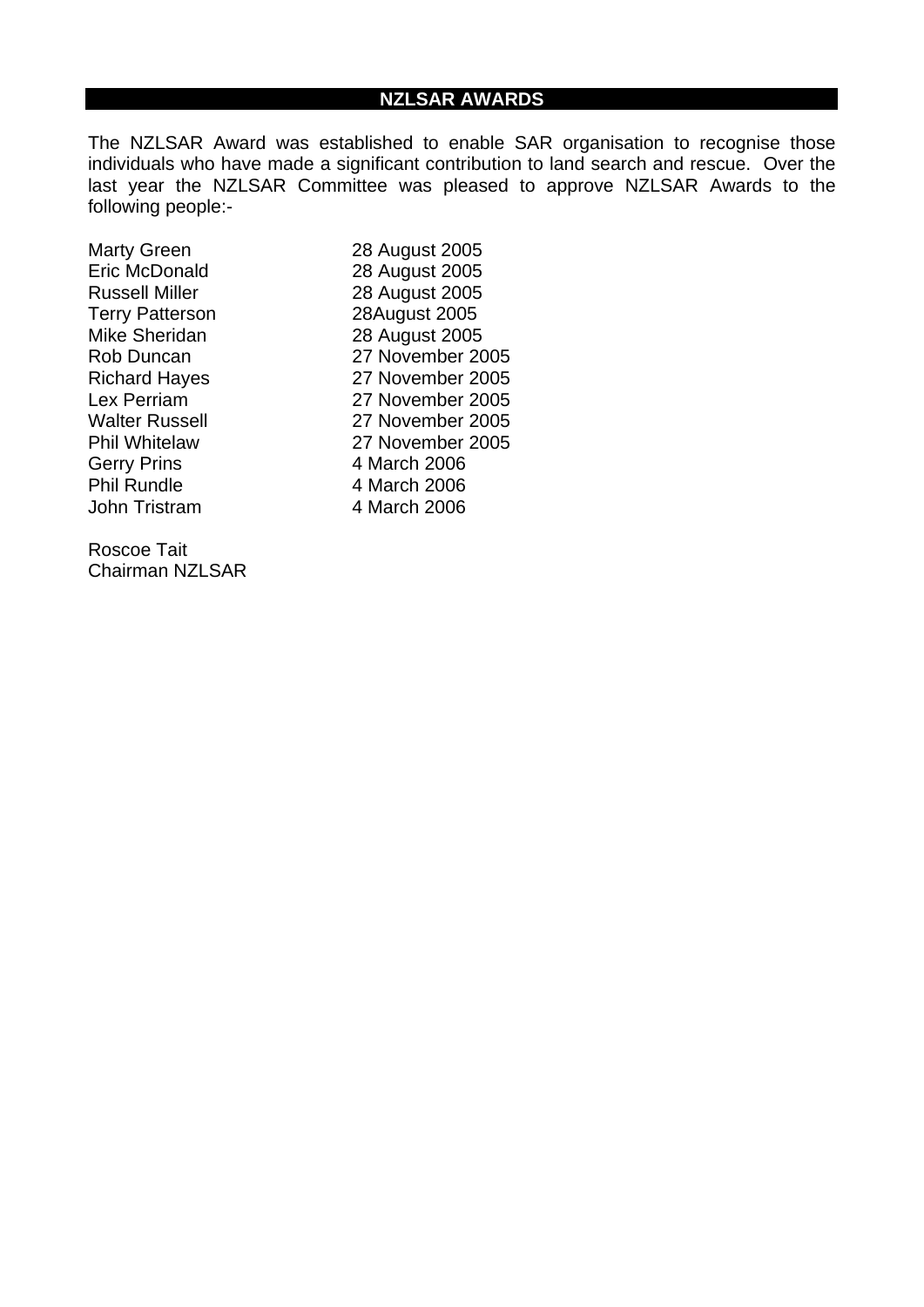## NZLSAR AWARDS

The NZLSAR Award was established to enable SAR organisation to recognise those individuals who have made a significant contribution to land search and rescue. Over the last year the NZLSAR Committee was pleased to approve NZLSAR Awards to the following people:-

| | |
|---|---|
| Marty Green | 28 August 2005 |
| Eric McDonald | 28 August 2005 |
| Russell Miller | 28 August 2005 |
| Terry Patterson | 28August 2005 |
| Mike Sheridan | 28 August 2005 |
| Rob Duncan | 27 November 2005 |
| Richard Hayes | 27 November 2005 |
| Lex Perriam | 27 November 2005 |
| Walter Russell | 27 November 2005 |
| Phil Whitelaw | 27 November 2005 |
| Gerry Prins | 4 March 2006 |
| Phil Rundle | 4 March 2006 |
| John Tristram | 4 March 2006 |

Roscoe Tait
Chairman NZLSAR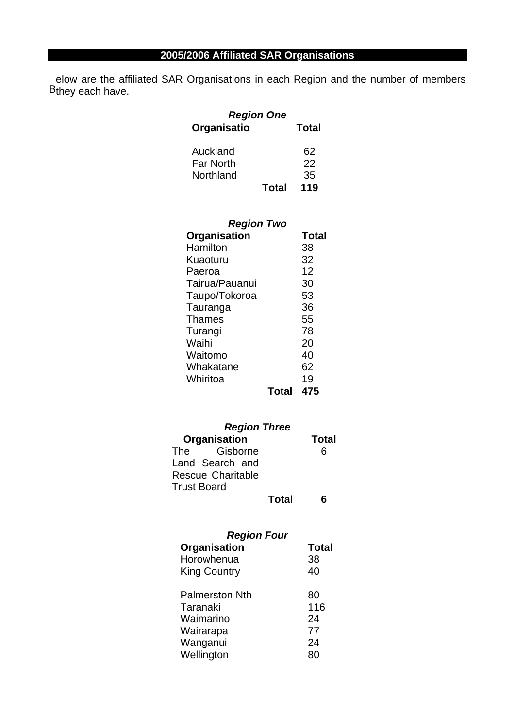## 2005/2006 Affiliated SAR Organisations

Below are the affiliated SAR Organisations in each Region and the number of members they each have.

***Region One***

| Organisatio | Total |
|---|---|
| Auckland | 62 |
| Far North | 22 |
| Northland | 35 |
| **Total** | **119** |

***Region Two***

| Organisation | Total |
|---|---|
| Hamilton | 38 |
| Kuaoturu | 32 |
| Paeroa | 12 |
| Tairua/Pauanui | 30 |
| Taupo/Tokoroa | 53 |
| Tauranga | 36 |
| Thames | 55 |
| Turangi | 78 |
| Waihi | 20 |
| Waitomo | 40 |
| Whakatane | 62 |
| Whiritoa | 19 |
| **Total** | **475** |

***Region Three***

| Organisation | Total |
|---|---|
| The Gisborne Land Search and Rescue Charitable Trust Board | 6 |
| **Total** | **6** |

***Region Four***

| Organisation | Total |
|---|---|
| Horowhenua | 38 |
| King Country | 40 |
| Palmerston Nth | 80 |
| Taranaki | 116 |
| Waimarino | 24 |
| Wairarapa | 77 |
| Wanganui | 24 |
| Wellington | 80 |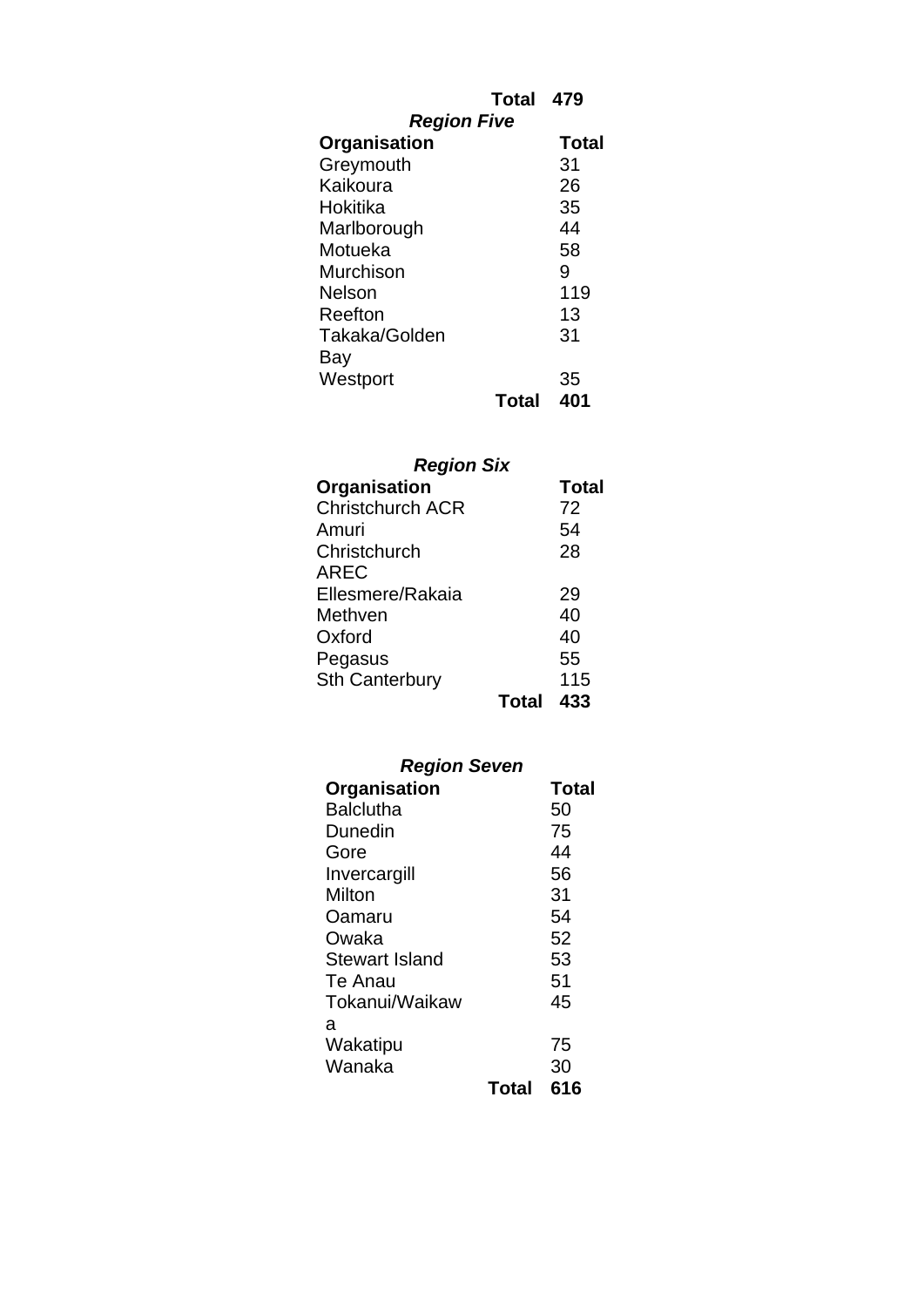**Total 479**

***Region Five***

| Organisation | Total |
|---|---|
| Greymouth | 31 |
| Kaikoura | 26 |
| Hokitika | 35 |
| Marlborough | 44 |
| Motueka | 58 |
| Murchison | 9 |
| Nelson | 119 |
| Reefton | 13 |
| Takaka/Golden Bay | 31 |
| Westport | 35 |
| **Total** | **401** |

***Region Six***

| Organisation | Total |
|---|---|
| Christchurch ACR | 72 |
| Amuri | 54 |
| Christchurch AREC | 28 |
| Ellesmere/Rakaia | 29 |
| Methven | 40 |
| Oxford | 40 |
| Pegasus | 55 |
| Sth Canterbury | 115 |
| **Total** | **433** |

***Region Seven***

| Organisation | Total |
|---|---|
| Balclutha | 50 |
| Dunedin | 75 |
| Gore | 44 |
| Invercargill | 56 |
| Milton | 31 |
| Oamaru | 54 |
| Owaka | 52 |
| Stewart Island | 53 |
| Te Anau | 51 |
| Tokanui/Waikawa | 45 |
| Wakatipu | 75 |
| Wanaka | 30 |
| **Total** | **616** |